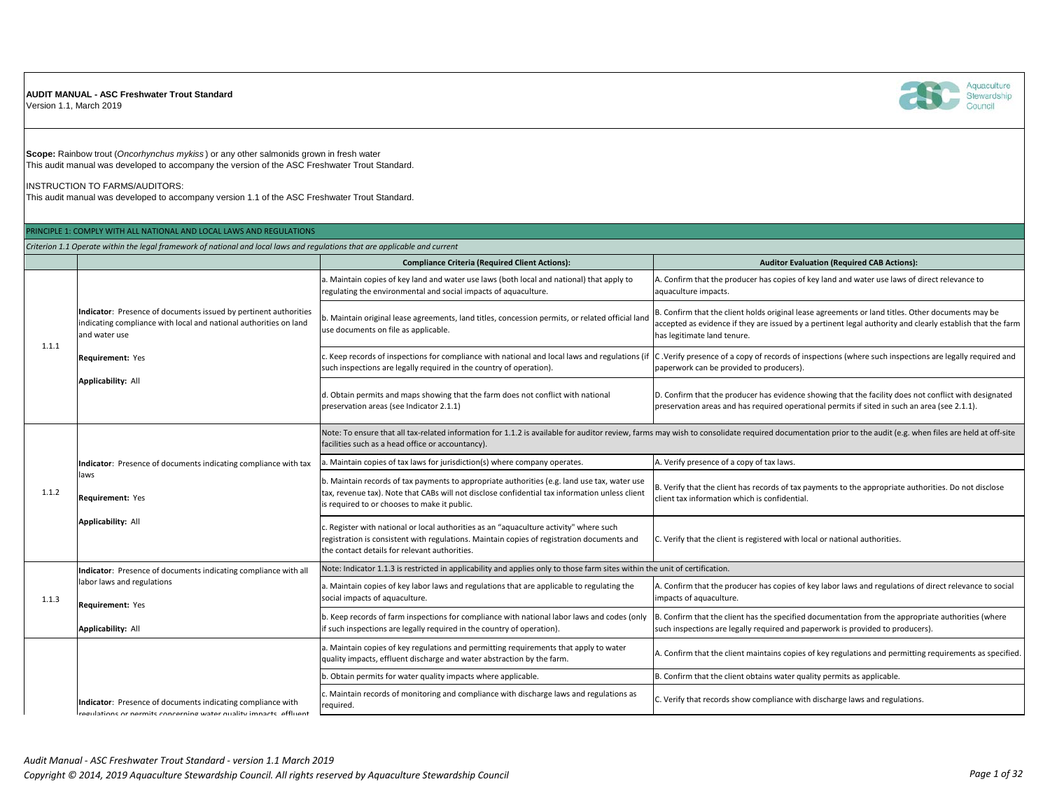**AUDIT MANUAL - ASC Freshwater Trout Standard**
Version 1.1, March 2019

**Scope:** Rainbow trout (*Oncorhynchus mykiss*) or any other salmonids grown in fresh water
This audit manual was developed to accompany the version of the ASC Freshwater Trout Standard.

INSTRUCTION TO FARMS/AUDITORS:
This audit manual was developed to accompany version 1.1 of the ASC Freshwater Trout Standard.

## PRINCIPLE 1: COMPLY WITH ALL NATIONAL AND LOCAL LAWS AND REGULATIONS

*Criterion 1.1 Operate within the legal framework of national and local laws and regulations that are applicable and current*

| | | Compliance Criteria (Required Client Actions): | Auditor Evaluation (Required CAB Actions): |
|---|---|---|---|
| 1.1.1 | **Indicator**: Presence of documents issued by pertinent authorities indicating compliance with local and national authorities on land and water use<br><br>**Requirement:** Yes<br><br>**Applicability:** All | a. Maintain copies of key land and water use laws (both local and national) that apply to regulating the environmental and social impacts of aquaculture. | A. Confirm that the producer has copies of key land and water use laws of direct relevance to aquaculture impacts. |
| | | b. Maintain original lease agreements, land titles, concession permits, or related official land use documents on file as applicable. | B. Confirm that the client holds original lease agreements or land titles. Other documents may be accepted as evidence if they are issued by a pertinent legal authority and clearly establish that the farm has legitimate land tenure. |
| | | c. Keep records of inspections for compliance with national and local laws and regulations (if such inspections are legally required in the country of operation). | C .Verify presence of a copy of records of inspections (where such inspections are legally required and paperwork can be provided to producers). |
| | | d. Obtain permits and maps showing that the farm does not conflict with national preservation areas (see Indicator 2.1.1) | D. Confirm that the producer has evidence showing that the facility does not conflict with designated preservation areas and has required operational permits if sited in such an area (see 2.1.1). |
| 1.1.2 | **Indicator**: Presence of documents indicating compliance with tax laws<br><br>**Requirement:** Yes<br><br>**Applicability:** All | Note: To ensure that all tax-related information for 1.1.2 is available for auditor review, farms may wish to consolidate required documentation prior to the audit (e.g. when files are held at off-site facilities such as a head office or accountancy). | |
| | | a. Maintain copies of tax laws for jurisdiction(s) where company operates. | A. Verify presence of a copy of tax laws. |
| | | b. Maintain records of tax payments to appropriate authorities (e.g. land use tax, water use tax, revenue tax). Note that CABs will not disclose confidential tax information unless client is required to or chooses to make it public. | B. Verify that the client has records of tax payments to the appropriate authorities. Do not disclose client tax information which is confidential. |
| | | c. Register with national or local authorities as an "aquaculture activity" where such registration is consistent with regulations. Maintain copies of registration documents and the contact details for relevant authorities. | C. Verify that the client is registered with local or national authorities. |
| 1.1.3 | **Indicator**: Presence of documents indicating compliance with all labor laws and regulations<br><br>**Requirement:** Yes<br><br>**Applicability:** All | Note: Indicator 1.1.3 is restricted in applicability and applies only to those farm sites within the unit of certification. | |
| | | a. Maintain copies of key labor laws and regulations that are applicable to regulating the social impacts of aquaculture. | A. Confirm that the producer has copies of key labor laws and regulations of direct relevance to social impacts of aquaculture. |
| | | b. Keep records of farm inspections for compliance with national labor laws and codes (only if such inspections are legally required in the country of operation). | B. Confirm that the client has the specified documentation from the appropriate authorities (where such inspections are legally required and paperwork is provided to producers). |
| | **Indicator**: Presence of documents indicating compliance with regulations or permits concerning water quality impacts, effluent | a. Maintain copies of key regulations and permitting requirements that apply to water quality impacts, effluent discharge and water abstraction by the farm. | A. Confirm that the client maintains copies of key regulations and permitting requirements as specified. |
| | | b. Obtain permits for water quality impacts where applicable. | B. Confirm that the client obtains water quality permits as applicable. |
| | | c. Maintain records of monitoring and compliance with discharge laws and regulations as required. | C. Verify that records show compliance with discharge laws and regulations. |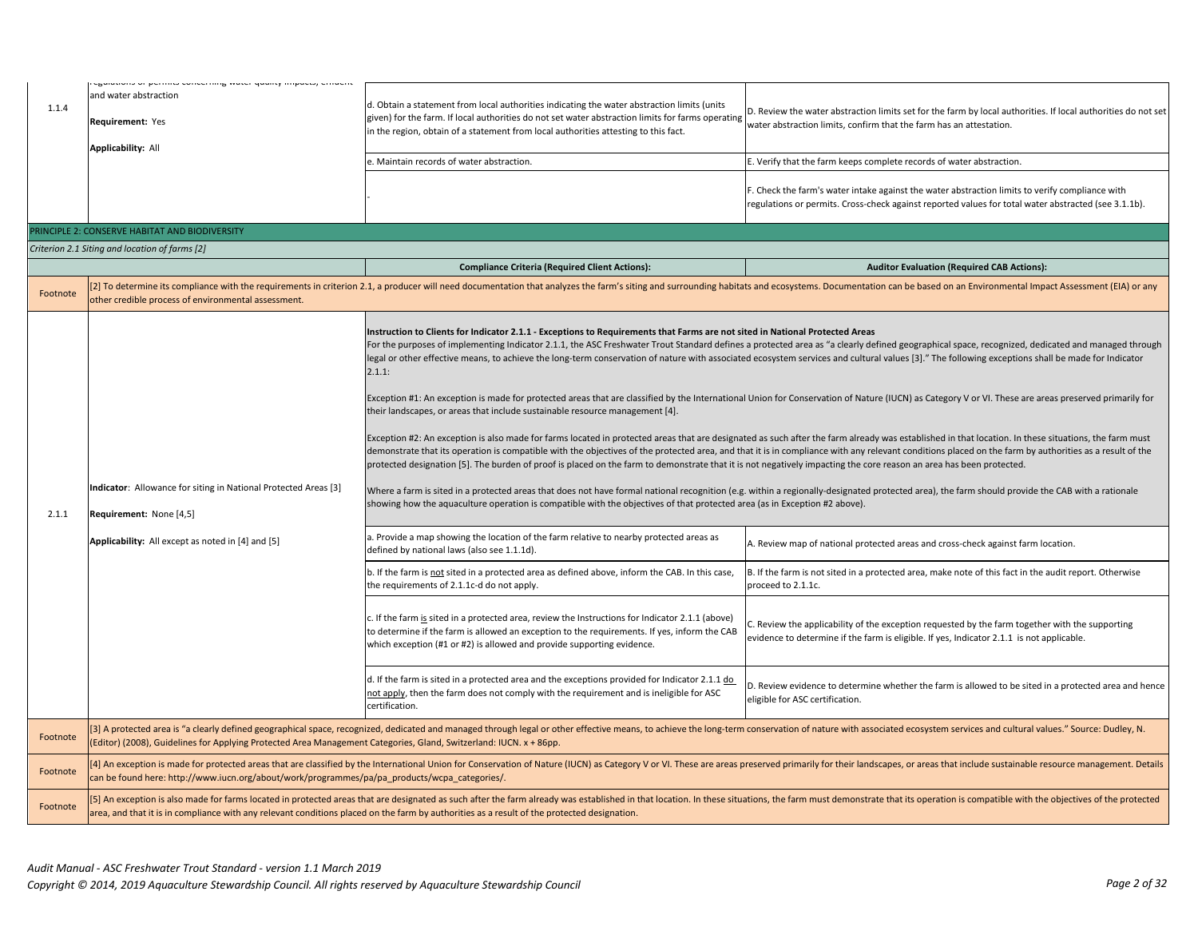| | | | |
|---|---|---|---|
| 1.1.4 | regulations or permits concerning water quality impacts, effluent and water abstraction<br><br>**Requirement:** Yes<br><br>**Applicability:** All | d. Obtain a statement from local authorities indicating the water abstraction limits (units given) for the farm. If local authorities do not set water abstraction limits for farms operating in the region, obtain of a statement from local authorities attesting to this fact. | D. Review the water abstraction limits set for the farm by local authorities. If local authorities do not set water abstraction limits, confirm that the farm has an attestation. |
| | | e. Maintain records of water abstraction. | E. Verify that the farm keeps complete records of water abstraction. |
| | | - | F. Check the farm's water intake against the water abstraction limits to verify compliance with regulations or permits. Cross-check against reported values for total water abstracted (see 3.1.1b). |

## PRINCIPLE 2: CONSERVE HABITAT AND BIODIVERSITY

*Criterion 2.1 Siting and location of farms [2]*

| | | **Compliance Criteria (Required Client Actions):** | **Auditor Evaluation (Required CAB Actions):** |
|---|---|---|---|
| Footnote | [2] To determine its compliance with the requirements in criterion 2.1, a producer will need documentation that analyzes the farm's siting and surrounding habitats and ecosystems. Documentation can be based on an Environmental Impact Assessment (EIA) or any other credible process of environmental assessment. | | |
| 2.1.1 | **Indicator**: Allowance for siting in National Protected Areas [3]<br><br>**Requirement:** None [4,5]<br><br>**Applicability:** All except as noted in [4] and [5] | **Instruction to Clients for Indicator 2.1.1 - Exceptions to Requirements that Farms are not sited in National Protected Areas**<br>For the purposes of implementing Indicator 2.1.1, the ASC Freshwater Trout Standard defines a protected area as "a clearly defined geographical space, recognized, dedicated and managed through legal or other effective means, to achieve the long-term conservation of nature with associated ecosystem services and cultural values [3]." The following exceptions shall be made for Indicator 2.1.1:<br><br>Exception #1: An exception is made for protected areas that are classified by the International Union for Conservation of Nature (IUCN) as Category V or VI. These are areas preserved primarily for their landscapes, or areas that include sustainable resource management [4].<br><br>Exception #2: An exception is also made for farms located in protected areas that are designated as such after the farm already was established in that location. In these situations, the farm must demonstrate that its operation is compatible with the objectives of the protected area, and that it is in compliance with any relevant conditions placed on the farm by authorities as a result of the protected designation [5]. The burden of proof is placed on the farm to demonstrate that it is not negatively impacting the core reason an area has been protected.<br><br>Where a farm is sited in a protected areas that does not have formal national recognition (e.g. within a regionally-designated protected area), the farm should provide the CAB with a rationale showing how the aquaculture operation is compatible with the objectives of that protected area (as in Exception #2 above). | |
| | | a. Provide a map showing the location of the farm relative to nearby protected areas as defined by national laws (also see 1.1.1d). | A. Review map of national protected areas and cross-check against farm location. |
| | | b. If the farm is <u>not</u> sited in a protected area as defined above, inform the CAB. In this case, the requirements of 2.1.1c-d do not apply. | B. If the farm is not sited in a protected area, make note of this fact in the audit report. Otherwise proceed to 2.1.1c. |
| | | c. If the farm <u>is</u> sited in a protected area, review the Instructions for Indicator 2.1.1 (above) to determine if the farm is allowed an exception to the requirements. If yes, inform the CAB which exception (#1 or #2) is allowed and provide supporting evidence. | C. Review the applicability of the exception requested by the farm together with the supporting evidence to determine if the farm is eligible. If yes, Indicator 2.1.1 is not applicable. |
| | | d. If the farm is sited in a protected area and the exceptions provided for Indicator 2.1.1 <u>do not apply</u>, then the farm does not comply with the requirement and is ineligible for ASC certification. | D. Review evidence to determine whether the farm is allowed to be sited in a protected area and hence eligible for ASC certification. |
| Footnote | [3] A protected area is "a clearly defined geographical space, recognized, dedicated and managed through legal or other effective means, to achieve the long-term conservation of nature with associated ecosystem services and cultural values." Source: Dudley, N. (Editor) (2008), Guidelines for Applying Protected Area Management Categories, Gland, Switzerland: IUCN. x + 86pp. | | |
| Footnote | [4] An exception is made for protected areas that are classified by the International Union for Conservation of Nature (IUCN) as Category V or VI. These are areas preserved primarily for their landscapes, or areas that include sustainable resource management. Details can be found here: http://www.iucn.org/about/work/programmes/pa/pa_products/wcpa_categories/. | | |
| Footnote | [5] An exception is also made for farms located in protected areas that are designated as such after the farm already was established in that location. In these situations, the farm must demonstrate that its operation is compatible with the objectives of the protected area, and that it is in compliance with any relevant conditions placed on the farm by authorities as a result of the protected designation. | | |

*Audit Manual - ASC Freshwater Trout Standard - version 1.1 March 2019*
*Copyright © 2014, 2019 Aquaculture Stewardship Council. All rights reserved by Aquaculture Stewardship Council*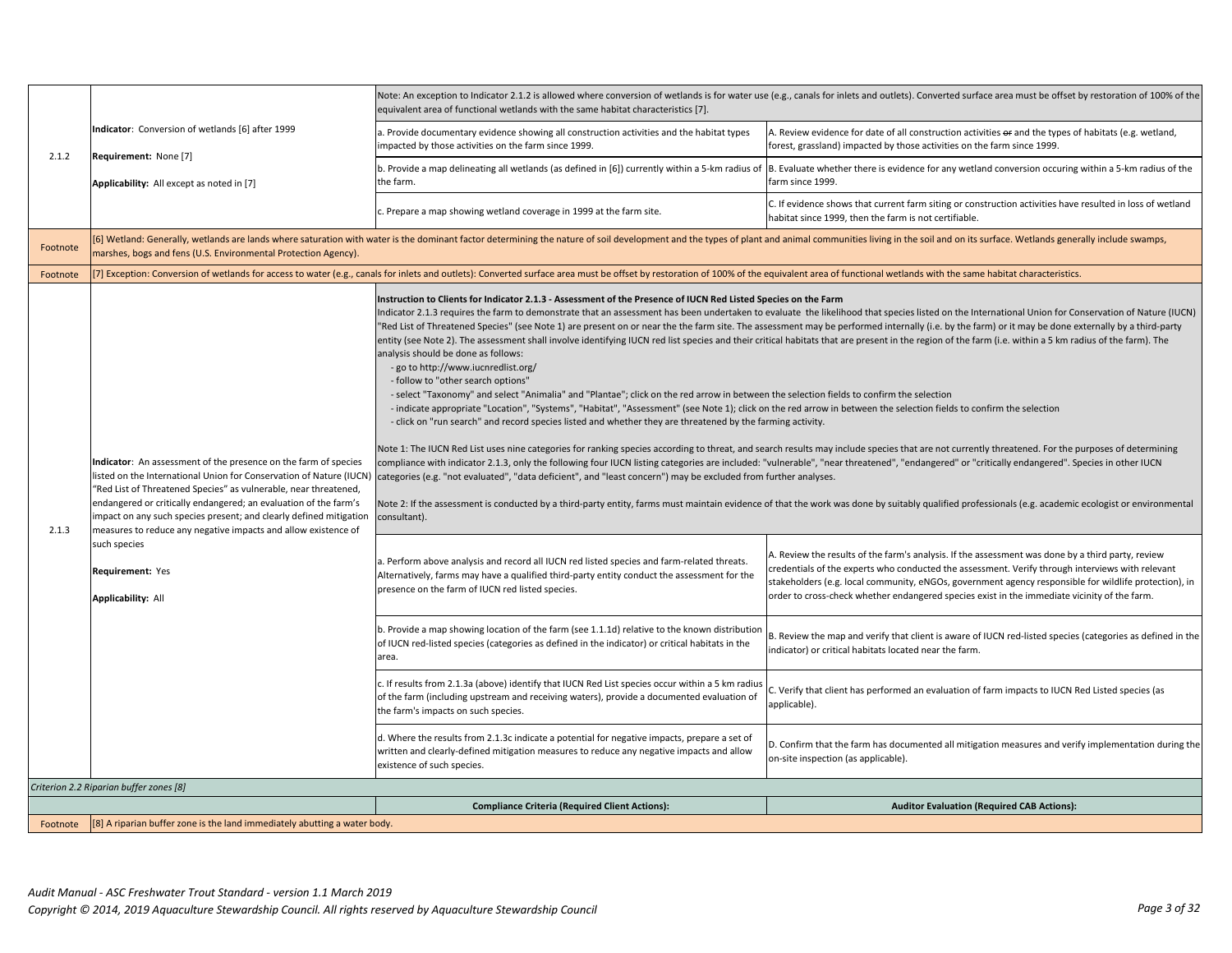| | | | |
|---|---|---|---|
| 2.1.2 | **Indicator**: Conversion of wetlands [6] after 1999<br><br>**Requirement:** None [7]<br><br>**Applicability:** All except as noted in [7] | Note: An exception to Indicator 2.1.2 is allowed where conversion of wetlands is for water use (e.g., canals for inlets and outlets). Converted surface area must be offset by restoration of 100% of the equivalent area of functional wetlands with the same habitat characteristics [7]. | |
| | | a. Provide documentary evidence showing all construction activities and the habitat types impacted by those activities on the farm since 1999. | A. Review evidence for date of all construction activities ~~or~~ and the types of habitats (e.g. wetland, forest, grassland) impacted by those activities on the farm since 1999. |
| | | b. Provide a map delineating all wetlands (as defined in [6]) currently within a 5-km radius of the farm. | B. Evaluate whether there is evidence for any wetland conversion occuring within a 5-km radius of the farm since 1999. |
| | | c. Prepare a map showing wetland coverage in 1999 at the farm site. | C. If evidence shows that current farm siting or construction activities have resulted in loss of wetland habitat since 1999, then the farm is not certifiable. |
| Footnote | [6] Wetland: Generally, wetlands are lands where saturation with water is the dominant factor determining the nature of soil development and the types of plant and animal communities living in the soil and on its surface. Wetlands generally include swamps, marshes, bogs and fens (U.S. Environmental Protection Agency). | | |
| Footnote | [7] Exception: Conversion of wetlands for access to water (e.g., canals for inlets and outlets): Converted surface area must be offset by restoration of 100% of the equivalent area of functional wetlands with the same habitat characteristics. | | |
| 2.1.3 | **Indicator**: An assessment of the presence on the farm of species listed on the International Union for Conservation of Nature (IUCN) "Red List of Threatened Species" as vulnerable, near threatened, endangered or critically endangered; an evaluation of the farm's impact on any such species present; and clearly defined mitigation measures to reduce any negative impacts and allow existence of such species<br><br>**Requirement:** Yes<br><br>**Applicability:** All | **Instruction to Clients for Indicator 2.1.3 - Assessment of the Presence of IUCN Red Listed Species on the Farm**<br>Indicator 2.1.3 requires the farm to demonstrate that an assessment has been undertaken to evaluate the likelihood that species listed on the International Union for Conservation of Nature (IUCN) "Red List of Threatened Species" (see Note 1) are present on or near the the farm site. The assessment may be performed internally (i.e. by the farm) or it may be done externally by a third-party entity (see Note 2). The assessment shall involve identifying IUCN red list species and their critical habitats that are present in the region of the farm (i.e. within a 5 km radius of the farm). The analysis should be done as follows:<br>- go to http://www.iucnredlist.org/<br>- follow to "other search options"<br>- select "Taxonomy" and select "Animalia" and "Plantae"; click on the red arrow in between the selection fields to confirm the selection<br>- indicate appropriate "Location", "Systems", "Habitat", "Assessment" (see Note 1); click on the red arrow in between the selection fields to confirm the selection<br>- click on "run search" and record species listed and whether they are threatened by the farming activity.<br><br>Note 1: The IUCN Red List uses nine categories for ranking species according to threat, and search results may include species that are not currently threatened. For the purposes of determining compliance with indicator 2.1.3, only the following four IUCN listing categories are included: "vulnerable", "near threatened", "endangered" or "critically endangered". Species in other IUCN categories (e.g. "not evaluated", "data deficient", and "least concern") may be excluded from further analyses.<br><br>Note 2: If the assessment is conducted by a third-party entity, farms must maintain evidence of that the work was done by suitably qualified professionals (e.g. academic ecologist or environmental consultant). | |
| | | a. Perform above analysis and record all IUCN red listed species and farm-related threats. Alternatively, farms may have a qualified third-party entity conduct the assessment for the presence on the farm of IUCN red listed species. | A. Review the results of the farm's analysis. If the assessment was done by a third party, review credentials of the experts who conducted the assessment. Verify through interviews with relevant stakeholders (e.g. local community, eNGOs, government agency responsible for wildlife protection), in order to cross-check whether endangered species exist in the immediate vicinity of the farm. |
| | | b. Provide a map showing location of the farm (see 1.1.1d) relative to the known distribution of IUCN red-listed species (categories as defined in the indicator) or critical habitats in the area. | B. Review the map and verify that client is aware of IUCN red-listed species (categories as defined in the indicator) or critical habitats located near the farm. |
| | | c. If results from 2.1.3a (above) identify that IUCN Red List species occur within a 5 km radius of the farm (including upstream and receiving waters), provide a documented evaluation of the farm's impacts on such species. | C. Verify that client has performed an evaluation of farm impacts to IUCN Red Listed species (as applicable). |
| | | d. Where the results from 2.1.3c indicate a potential for negative impacts, prepare a set of written and clearly-defined mitigation measures to reduce any negative impacts and allow existence of such species. | D. Confirm that the farm has documented all mitigation measures and verify implementation during the on-site inspection (as applicable). |
| *Criterion 2.2 Riparian buffer zones [8]* | | | |
| | | **Compliance Criteria (Required Client Actions):** | **Auditor Evaluation (Required CAB Actions):** |
| Footnote | [8] A riparian buffer zone is the land immediately abutting a water body. | | |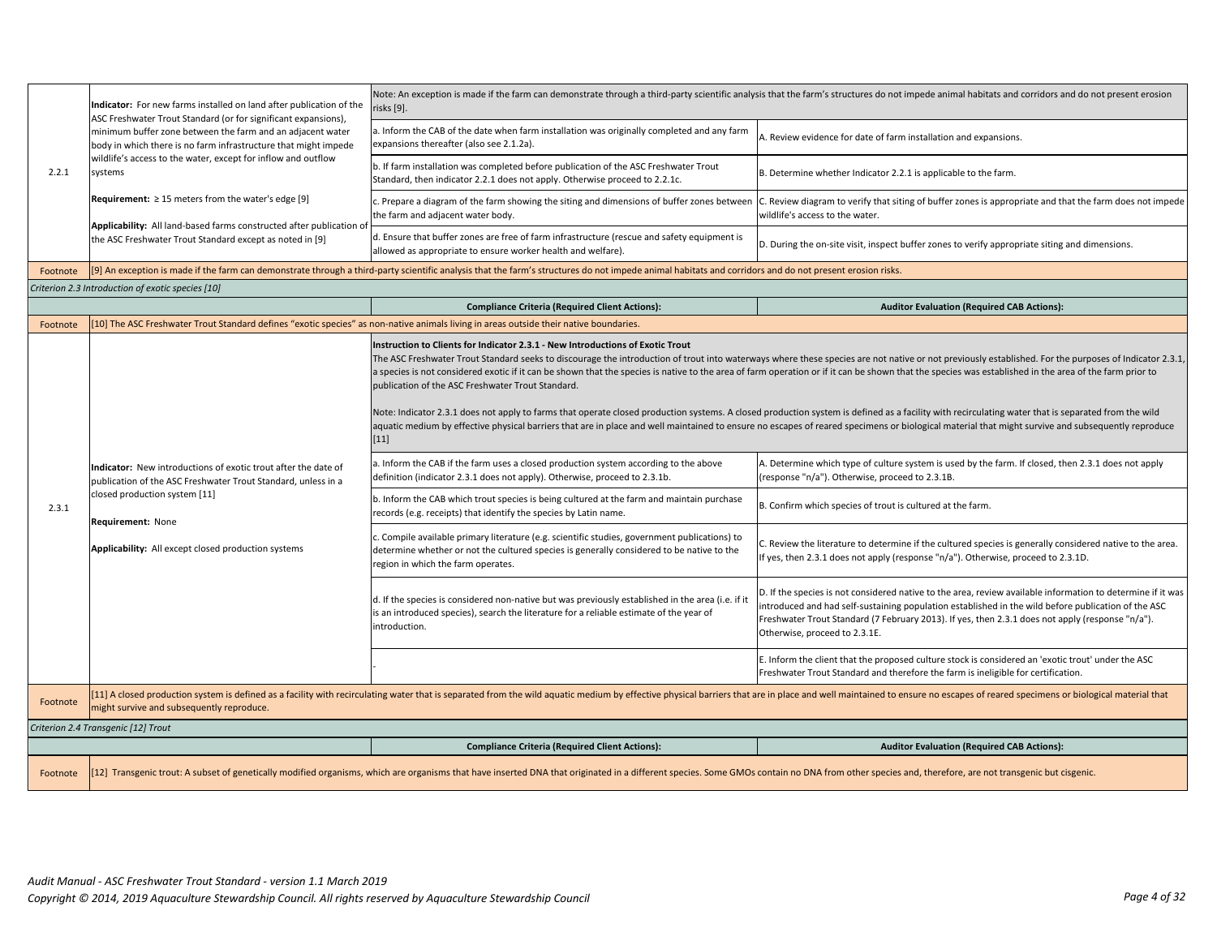| | | | |
|---|---|---|---|
| 2.2.1 | **Indicator:** For new farms installed on land after publication of the ASC Freshwater Trout Standard (or for significant expansions), minimum buffer zone between the farm and an adjacent water body in which there is no farm infrastructure that might impede wildlife's access to the water, except for inflow and outflow systems<br><br>**Requirement:** ≥ 15 meters from the water's edge [9]<br><br>**Applicability:** All land-based farms constructed after publication of the ASC Freshwater Trout Standard except as noted in [9] | Note: An exception is made if the farm can demonstrate through a third-party scientific analysis that the farm's structures do not impede animal habitats and corridors and do not present erosion risks [9]. | |
| | | a. Inform the CAB of the date when farm installation was originally completed and any farm expansions thereafter (also see 2.1.2a). | A. Review evidence for date of farm installation and expansions. |
| | | b. If farm installation was completed before publication of the ASC Freshwater Trout Standard, then indicator 2.2.1 does not apply. Otherwise proceed to 2.2.1c. | B. Determine whether Indicator 2.2.1 is applicable to the farm. |
| | | c. Prepare a diagram of the farm showing the siting and dimensions of buffer zones between the farm and adjacent water body. | C. Review diagram to verify that siting of buffer zones is appropriate and that the farm does not impede wildlife's access to the water. |
| | | d. Ensure that buffer zones are free of farm infrastructure (rescue and safety equipment is allowed as appropriate to ensure worker health and welfare). | D. During the on-site visit, inspect buffer zones to verify appropriate siting and dimensions. |
| Footnote | [9] An exception is made if the farm can demonstrate through a third-party scientific analysis that the farm's structures do not impede animal habitats and corridors and do not present erosion risks. | | |
| *Criterion 2.3 Introduction of exotic species [10]* | | | |
| | | **Compliance Criteria (Required Client Actions):** | **Auditor Evaluation (Required CAB Actions):** |
| Footnote | [10] The ASC Freshwater Trout Standard defines "exotic species" as non-native animals living in areas outside their native boundaries. | | |
| 2.3.1 | **Indicator:** New introductions of exotic trout after the date of publication of the ASC Freshwater Trout Standard, unless in a closed production system [11]<br><br>**Requirement:** None<br><br>**Applicability:** All except closed production systems | **Instruction to Clients for Indicator 2.3.1 - New Introductions of Exotic Trout**<br>The ASC Freshwater Trout Standard seeks to discourage the introduction of trout into waterways where these species are not native or not previously established. For the purposes of Indicator 2.3.1, a species is not considered exotic if it can be shown that the species is native to the area of farm operation or if it can be shown that the species was established in the area of the farm prior to publication of the ASC Freshwater Trout Standard.<br><br>Note: Indicator 2.3.1 does not apply to farms that operate closed production systems. A closed production system is defined as a facility with recirculating water that is separated from the wild aquatic medium by effective physical barriers that are in place and well maintained to ensure no escapes of reared specimens or biological material that might survive and subsequently reproduce [11] | |
| | | a. Inform the CAB if the farm uses a closed production system according to the above definition (indicator 2.3.1 does not apply). Otherwise, proceed to 2.3.1b. | A. Determine which type of culture system is used by the farm. If closed, then 2.3.1 does not apply (response "n/a"). Otherwise, proceed to 2.3.1B. |
| | | b. Inform the CAB which trout species is being cultured at the farm and maintain purchase records (e.g. receipts) that identify the species by Latin name. | B. Confirm which species of trout is cultured at the farm. |
| | | c. Compile available primary literature (e.g. scientific studies, government publications) to determine whether or not the cultured species is generally considered to be native to the region in which the farm operates. | C. Review the literature to determine if the cultured species is generally considered native to the area. If yes, then 2.3.1 does not apply (response "n/a"). Otherwise, proceed to 2.3.1D. |
| | | d. If the species is considered non-native but was previously established in the area (i.e. if it is an introduced species), search the literature for a reliable estimate of the year of introduction. | D. If the species is not considered native to the area, review available information to determine if it was introduced and had self-sustaining population established in the wild before publication of the ASC Freshwater Trout Standard (7 February 2013). If yes, then 2.3.1 does not apply (response "n/a"). Otherwise, proceed to 2.3.1E. |
| | | - | E. Inform the client that the proposed culture stock is considered an 'exotic trout' under the ASC Freshwater Trout Standard and therefore the farm is ineligible for certification. |
| Footnote | [11] A closed production system is defined as a facility with recirculating water that is separated from the wild aquatic medium by effective physical barriers that are in place and well maintained to ensure no escapes of reared specimens or biological material that might survive and subsequently reproduce. | | |
| *Criterion 2.4 Transgenic [12] Trout* | | | |
| | | **Compliance Criteria (Required Client Actions):** | **Auditor Evaluation (Required CAB Actions):** |
| Footnote | [12] Transgenic trout: A subset of genetically modified organisms, which are organisms that have inserted DNA that originated in a different species. Some GMOs contain no DNA from other species and, therefore, are not transgenic but cisgenic. | | |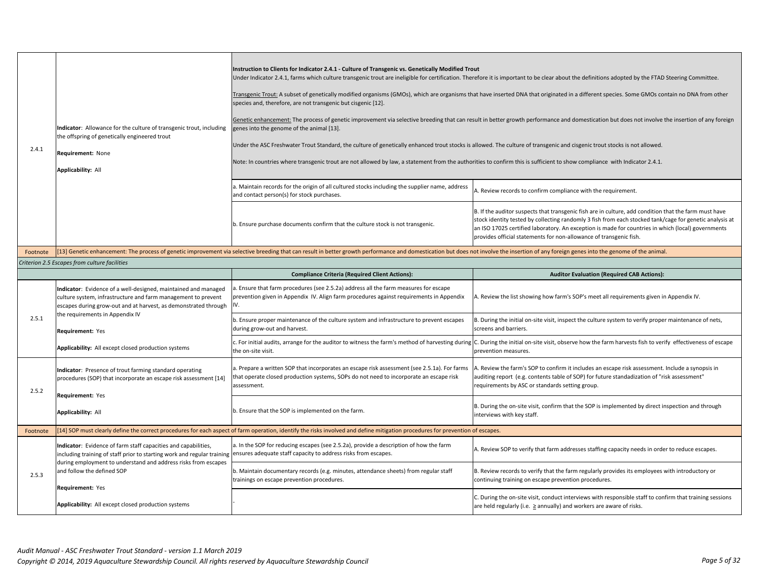| | | | |
|---|---|---|---|
| 2.4.1 | **Indicator**: Allowance for the culture of transgenic trout, including the offspring of genetically engineered trout<br><br>**Requirement:** None<br><br>**Applicability:** All | **Instruction to Clients for Indicator 2.4.1 - Culture of Transgenic vs. Genetically Modified Trout**<br>Under Indicator 2.4.1, farms which culture transgenic trout are ineligible for certification. Therefore it is important to be clear about the definitions adopted by the FTAD Steering Committee.<br><br>Transgenic Trout: A subset of genetically modified organisms (GMOs), which are organisms that have inserted DNA that originated in a different species. Some GMOs contain no DNA from other species and, therefore, are not transgenic but cisgenic [12].<br><br>Genetic enhancement: The process of genetic improvement via selective breeding that can result in better growth performance and domestication but does not involve the insertion of any foreign genes into the genome of the animal [13].<br><br>Under the ASC Freshwater Trout Standard, the culture of genetically enhanced trout stocks is allowed. The culture of transgenic and cisgenic trout stocks is not allowed.<br><br>Note: In countries where transgenic trout are not allowed by law, a statement from the authorities to confirm this is sufficient to show compliance with Indicator 2.4.1. | |
| | | a. Maintain records for the origin of all cultured stocks including the supplier name, address and contact person(s) for stock purchases. | A. Review records to confirm compliance with the requirement. |
| | | b. Ensure purchase documents confirm that the culture stock is not transgenic. | B. If the auditor suspects that transgenic fish are in culture, add condition that the farm must have stock identity tested by collecting randomly 3 fish from each stocked tank/cage for genetic analysis at an ISO 17025 certified laboratory. An exception is made for countries in which (local) governments provides official statements for non-allowance of transgenic fish. |
| Footnote | [13] Genetic enhancement: The process of genetic improvement via selective breeding that can result in better growth performance and domestication but does not involve the insertion of any foreign genes into the genome of the animal. | | |
| *Criterion 2.5 Escapes from culture facilities* | | | |
| | | **Compliance Criteria (Required Client Actions):** | **Auditor Evaluation (Required CAB Actions):** |
| 2.5.1 | **Indicator**: Evidence of a well-designed, maintained and managed culture system, infrastructure and farm management to prevent escapes during grow-out and at harvest, as demonstrated through the requirements in Appendix IV<br><br>**Requirement:** Yes<br><br>**Applicability:** All except closed production systems | a. Ensure that farm procedures (see 2.5.2a) address all the farm measures for escape prevention given in Appendix IV. Align farm procedures against requirements in Appendix IV. | A. Review the list showing how farm's SOP's meet all requirements given in Appendix IV. |
| | | b. Ensure proper maintenance of the culture system and infrastructure to prevent escapes during grow-out and harvest. | B. During the initial on-site visit, inspect the culture system to verify proper maintenance of nets, screens and barriers. |
| | | c. For initial audits, arrange for the auditor to witness the farm's method of harvesting during the on-site visit. | C. During the initial on-site visit, observe how the farm harvests fish to verify effectiveness of escape prevention measures. |
| 2.5.2 | **Indicator**: Presence of trout farming standard operating procedures (SOP) that incorporate an escape risk assessment [14]<br><br>**Requirement:** Yes<br><br>**Applicability:** All | a. Prepare a written SOP that incorporates an escape risk assessment (see 2.5.1a). For farms that operate closed production systems, SOPs do not need to incorporate an escape risk assessment. | A. Review the farm's SOP to confirm it includes an escape risk assessment. Include a synopsis in auditing report (e.g. contents table of SOP) for future standadization of "risk assessment" requirements by ASC or standards setting group. |
| | | b. Ensure that the SOP is implemented on the farm. | B. During the on-site visit, confirm that the SOP is implemented by direct inspection and through interviews with key staff. |
| Footnote | [14] SOP must clearly define the correct procedures for each aspect of farm operation, identify the risks involved and define mitigation procedures for prevention of escapes. | | |
| 2.5.3 | **Indicator**: Evidence of farm staff capacities and capabilities, including training of staff prior to starting work and regular training during employment to understand and address risks from escapes and follow the defined SOP<br><br>**Requirement:** Yes<br><br>**Applicability:** All except closed production systems | a. In the SOP for reducing escapes (see 2.5.2a), provide a description of how the farm ensures adequate staff capacity to address risks from escapes. | A. Review SOP to verify that farm addresses staffing capacity needs in order to reduce escapes. |
| | | b. Maintain documentary records (e.g. minutes, attendance sheets) from regular staff trainings on escape prevention procedures. | B. Review records to verify that the farm regularly provides its employees with introductory or continuing training on escape prevention procedures. |
| | | - | C. During the on-site visit, conduct interviews with responsible staff to confirm that training sessions are held regularly (i.e. $\geq$ annually) and workers are aware of risks. |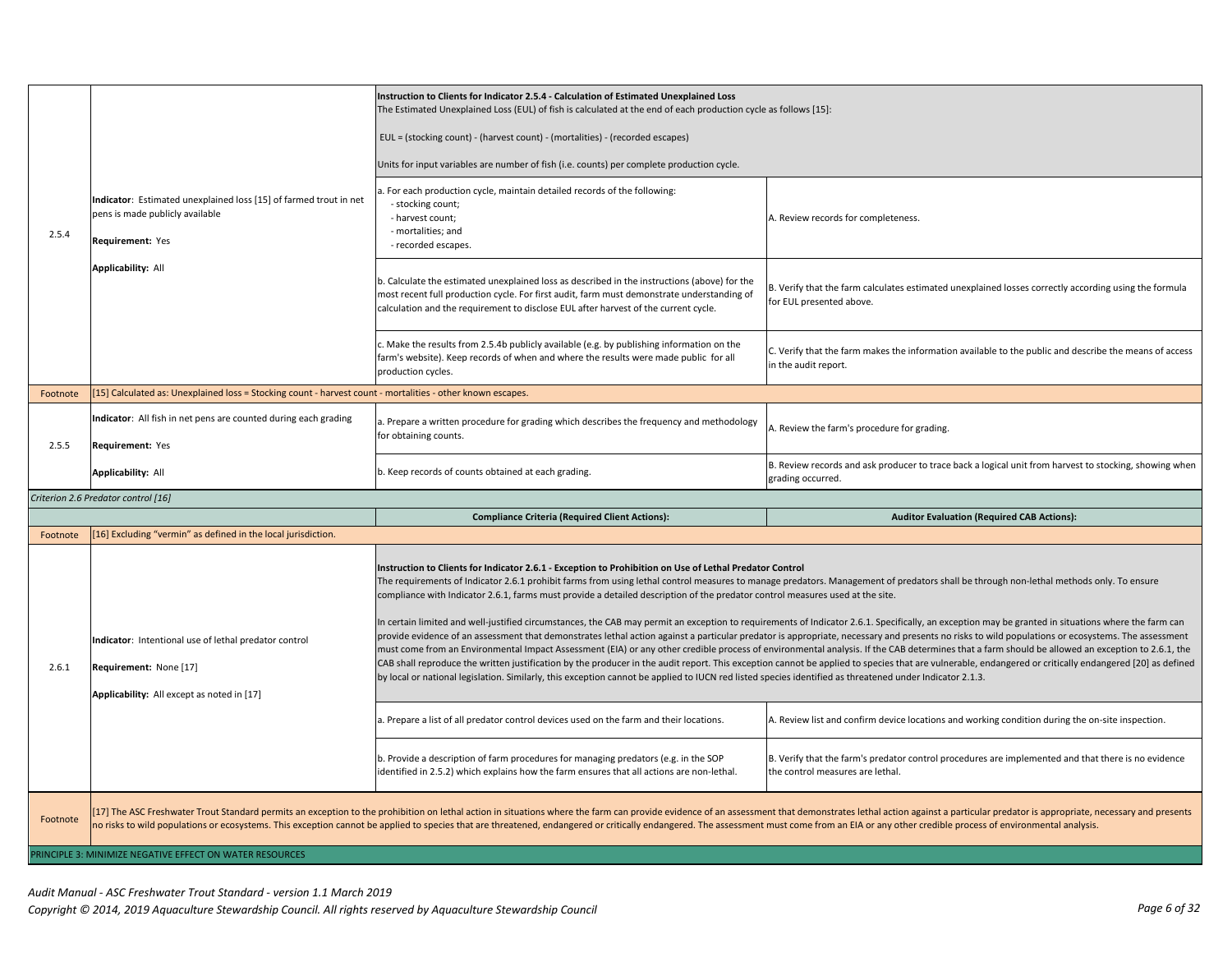| | | | |
|---|---|---|---|
| 2.5.4 | **Indicator**: Estimated unexplained loss [15] of farmed trout in net pens is made publicly available<br><br>**Requirement:** Yes<br><br>**Applicability:** All | **Instruction to Clients for Indicator 2.5.4 - Calculation of Estimated Unexplained Loss**<br>The Estimated Unexplained Loss (EUL) of fish is calculated at the end of each production cycle as follows [15]:<br><br>EUL = (stocking count) - (harvest count) - (mortalities) - (recorded escapes)<br><br>Units for input variables are number of fish (i.e. counts) per complete production cycle. | |
| | | a. For each production cycle, maintain detailed records of the following:<br>- stocking count;<br>- harvest count;<br>- mortalities; and<br>- recorded escapes. | A. Review records for completeness. |
| | | b. Calculate the estimated unexplained loss as described in the instructions (above) for the most recent full production cycle. For first audit, farm must demonstrate understanding of calculation and the requirement to disclose EUL after harvest of the current cycle. | B. Verify that the farm calculates estimated unexplained losses correctly according using the formula for EUL presented above. |
| | | c. Make the results from 2.5.4b publicly available (e.g. by publishing information on the farm's website). Keep records of when and where the results were made public for all production cycles. | C. Verify that the farm makes the information available to the public and describe the means of access in the audit report. |
| Footnote | [15] Calculated as: Unexplained loss = Stocking count - harvest count - mortalities - other known escapes. | | |
| 2.5.5 | **Indicator**: All fish in net pens are counted during each grading<br><br>**Requirement:** Yes<br><br>**Applicability:** All | a. Prepare a written procedure for grading which describes the frequency and methodology for obtaining counts. | A. Review the farm's procedure for grading. |
| | | b. Keep records of counts obtained at each grading. | B. Review records and ask producer to trace back a logical unit from harvest to stocking, showing when grading occurred. |
| *Criterion 2.6 Predator control [16]* | | | |
| | | **Compliance Criteria (Required Client Actions):** | **Auditor Evaluation (Required CAB Actions):** |
| Footnote | [16] Excluding "vermin" as defined in the local jurisdiction. | | |
| 2.6.1 | **Indicator**: Intentional use of lethal predator control<br><br>**Requirement:** None [17]<br><br>**Applicability:** All except as noted in [17] | **Instruction to Clients for Indicator 2.6.1 - Exception to Prohibition on Use of Lethal Predator Control**<br>The requirements of Indicator 2.6.1 prohibit farms from using lethal control measures to manage predators. Management of predators shall be through non-lethal methods only. To ensure compliance with Indicator 2.6.1, farms must provide a detailed description of the predator control measures used at the site.<br><br>In certain limited and well-justified circumstances, the CAB may permit an exception to requirements of Indicator 2.6.1. Specifically, an exception may be granted in situations where the farm can provide evidence of an assessment that demonstrates lethal action against a particular predator is appropriate, necessary and presents no risks to wild populations or ecosystems. The assessment must come from an Environmental Impact Assessment (EIA) or any other credible process of environmental analysis. If the CAB determines that a farm should be allowed an exception to 2.6.1, the CAB shall reproduce the written justification by the producer in the audit report. This exception cannot be applied to species that are vulnerable, endangered or critically endangered [20] as defined by local or national legislation. Similarly, this exception cannot be applied to IUCN red listed species identified as threatened under Indicator 2.1.3. | |
| | | a. Prepare a list of all predator control devices used on the farm and their locations. | A. Review list and confirm device locations and working condition during the on-site inspection. |
| | | b. Provide a description of farm procedures for managing predators (e.g. in the SOP identified in 2.5.2) which explains how the farm ensures that all actions are non-lethal. | B. Verify that the farm's predator control procedures are implemented and that there is no evidence the control measures are lethal. |
| Footnote | [17] The ASC Freshwater Trout Standard permits an exception to the prohibition on lethal action in situations where the farm can provide evidence of an assessment that demonstrates lethal action against a particular predator is appropriate, necessary and presents no risks to wild populations or ecosystems. This exception cannot be applied to species that are threatened, endangered or critically endangered. The assessment must come from an EIA or any other credible process of environmental analysis. | | |
| PRINCIPLE 3: MINIMIZE NEGATIVE EFFECT ON WATER RESOURCES | | | |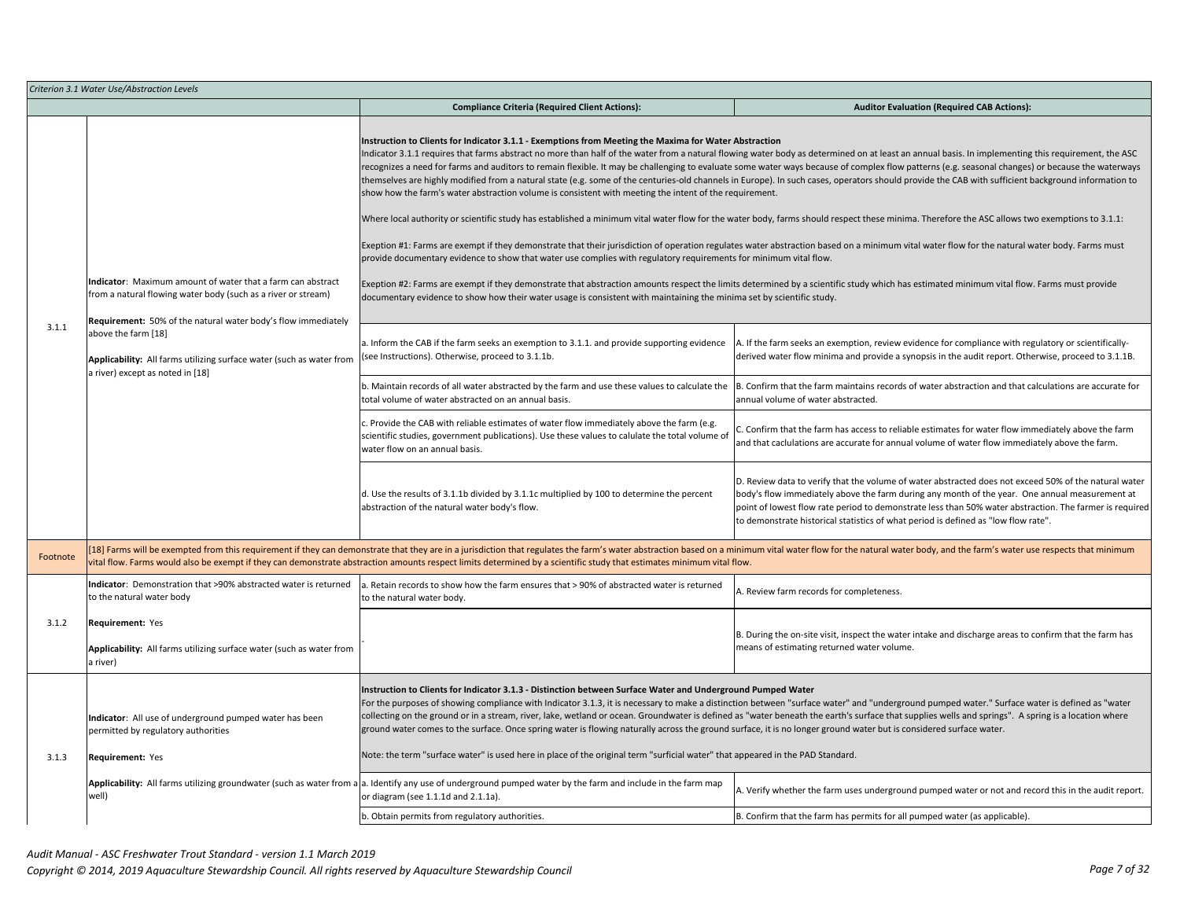*Criterion 3.1 Water Use/Abstraction Levels*

| | | Compliance Criteria (Required Client Actions): | Auditor Evaluation (Required CAB Actions): |
|---|---|---|---|
| 3.1.1 | **Indicator**: Maximum amount of water that a farm can abstract from a natural flowing water body (such as a river or stream)<br><br>**Requirement:** 50% of the natural water body's flow immediately above the farm [18]<br><br>**Applicability:** All farms utilizing surface water (such as water from a river) except as noted in [18] | **Instruction to Clients for Indicator 3.1.1 - Exemptions from Meeting the Maxima for Water Abstraction**<br>Indicator 3.1.1 requires that farms abstract no more than half of the water from a natural flowing water body as determined on at least an annual basis. In implementing this requirement, the ASC recognizes a need for farms and auditors to remain flexible. It may be challenging to evaluate some water ways because of complex flow patterns (e.g. seasonal changes) or because the waterways themselves are highly modified from a natural state (e.g. some of the centuries-old channels in Europe). In such cases, operators should provide the CAB with sufficient background information to show how the farm's water abstraction volume is consistent with meeting the intent of the requirement.<br><br>Where local authority or scientific study has established a minimum vital water flow for the water body, farms should respect these minima. Therefore the ASC allows two exemptions to 3.1.1:<br><br>Exeption #1: Farms are exempt if they demonstrate that their jurisdiction of operation regulates water abstraction based on a minimum vital water flow for the natural water body. Farms must provide documentary evidence to show that water use complies with regulatory requirements for minimum vital flow.<br><br>Exeption #2: Farms are exempt if they demonstrate that abstraction amounts respect the limits determined by a scientific study which has estimated minimum vital flow. Farms must provide documentary evidence to show how their water usage is consistent with maintaining the minima set by scientific study. | |
| | | a. Inform the CAB if the farm seeks an exemption to 3.1.1. and provide supporting evidence (see Instructions). Otherwise, proceed to 3.1.1b. | A. If the farm seeks an exemption, review evidence for compliance with regulatory or scientifically-derived water flow minima and provide a synopsis in the audit report. Otherwise, proceed to 3.1.1B. |
| | | b. Maintain records of all water abstracted by the farm and use these values to calculate the total volume of water abstracted on an annual basis. | B. Confirm that the farm maintains records of water abstraction and that calculations are accurate for annual volume of water abstracted. |
| | | c. Provide the CAB with reliable estimates of water flow immediately above the farm (e.g. scientific studies, government publications). Use these values to calulate the total volume of water flow on an annual basis. | C. Confirm that the farm has access to reliable estimates for water flow immediately above the farm and that caclulations are accurate for annual volume of water flow immediately above the farm. |
| | | d. Use the results of 3.1.1b divided by 3.1.1c multiplied by 100 to determine the percent abstraction of the natural water body's flow. | D. Review data to verify that the volume of water abstracted does not exceed 50% of the natural water body's flow immediately above the farm during any month of the year. One annual measurement at point of lowest flow rate period to demonstrate less than 50% water abstraction. The farmer is required to demonstrate historical statistics of what period is defined as "low flow rate". |
| Footnote | [18] Farms will be exempted from this requirement if they can demonstrate that they are in a jurisdiction that regulates the farm's water abstraction based on a minimum vital water flow for the natural water body, and the farm's water use respects that minimum vital flow. Farms would also be exempt if they can demonstrate abstraction amounts respect limits determined by a scientific study that estimates minimum vital flow. | | |
| 3.1.2 | **Indicator**: Demonstration that >90% abstracted water is returned to the natural water body<br><br>**Requirement:** Yes<br><br>**Applicability:** All farms utilizing surface water (such as water from a river) | a. Retain records to show how the farm ensures that > 90% of abstracted water is returned to the natural water body. | A. Review farm records for completeness. |
| | | - | B. During the on-site visit, inspect the water intake and discharge areas to confirm that the farm has means of estimating returned water volume. |
| 3.1.3 | **Indicator**: All use of underground pumped water has been permitted by regulatory authorities<br><br>**Requirement:** Yes<br><br>**Applicability:** All farms utilizing groundwater (such as water from a well) | **Instruction to Clients for Indicator 3.1.3 - Distinction between Surface Water and Underground Pumped Water**<br>For the purposes of showing compliance with Indicator 3.1.3, it is necessary to make a distinction between "surface water" and "underground pumped water." Surface water is defined as "water collecting on the ground or in a stream, river, lake, wetland or ocean. Groundwater is defined as "water beneath the earth's surface that supplies wells and springs". A spring is a location where ground water comes to the surface. Once spring water is flowing naturally across the ground surface, it is no longer ground water but is considered surface water.<br><br>Note: the term "surface water" is used here in place of the original term "surficial water" that appeared in the PAD Standard. | |
| | | a. Identify any use of underground pumped water by the farm and include in the farm map or diagram (see 1.1.1d and 2.1.1a). | A. Verify whether the farm uses underground pumped water or not and record this in the audit report. |
| | | b. Obtain permits from regulatory authorities. | B. Confirm that the farm has permits for all pumped water (as applicable). |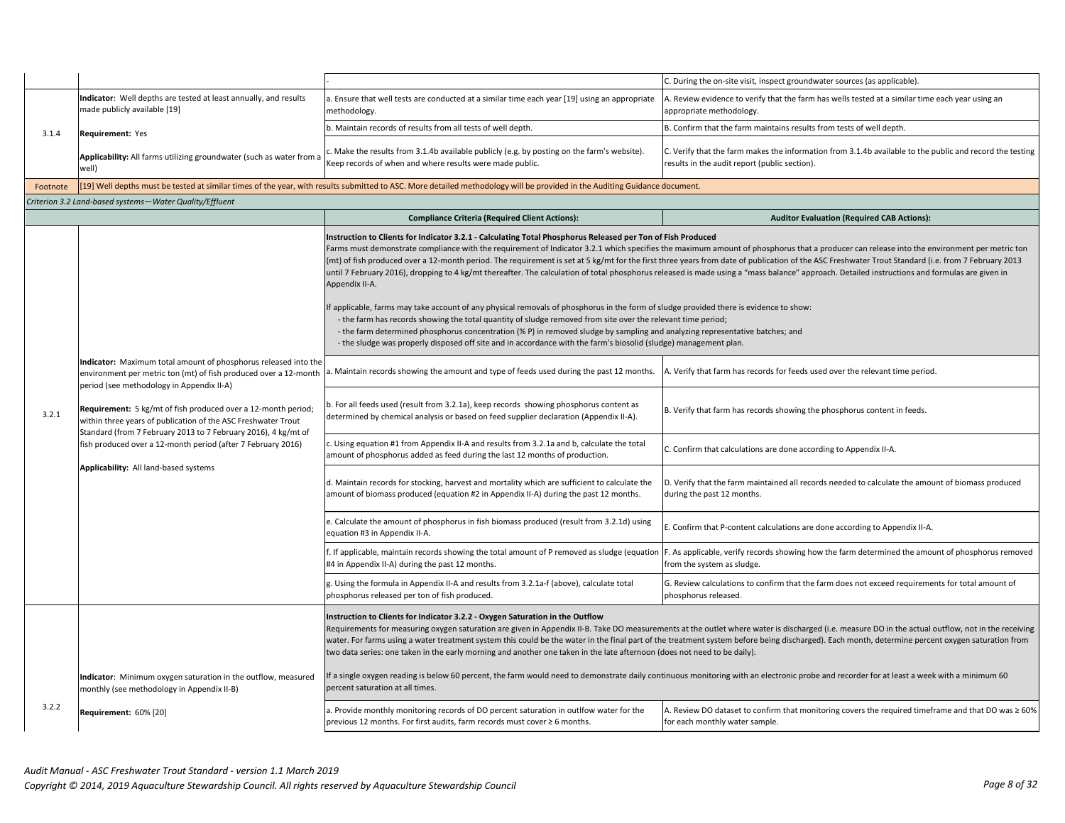| | | | |
|---|---|---|---|
| | | - | C. During the on-site visit, inspect groundwater sources (as applicable). |
| 3.1.4 | **Indicator**: Well depths are tested at least annually, and results made publicly available [19]<br><br>**Requirement:** Yes<br><br>**Applicability:** All farms utilizing groundwater (such as water from a well) | a. Ensure that well tests are conducted at a similar time each year [19] using an appropriate methodology. | A. Review evidence to verify that the farm has wells tested at a similar time each year using an appropriate methodology. |
| | | b. Maintain records of results from all tests of well depth. | B. Confirm that the farm maintains results from tests of well depth. |
| | | c. Make the results from 3.1.4b available publicly (e.g. by posting on the farm's website). Keep records of when and where results were made public. | C. Verify that the farm makes the information from 3.1.4b available to the public and record the testing results in the audit report (public section). |
| Footnote | [19] Well depths must be tested at similar times of the year, with results submitted to ASC. More detailed methodology will be provided in the Auditing Guidance document. | | |

*Criterion 3.2 Land-based systems—Water Quality/Effluent*

| | | **Compliance Criteria (Required Client Actions):** | **Auditor Evaluation (Required CAB Actions):** |
|---|---|---|---|
| 3.2.1 | **Indicator:** Maximum total amount of phosphorus released into the environment per metric ton (mt) of fish produced over a 12-month period (see methodology in Appendix II-A)<br><br>**Requirement:** 5 kg/mt of fish produced over a 12-month period; within three years of publication of the ASC Freshwater Trout Standard (from 7 February 2013 to 7 February 2016), 4 kg/mt of fish produced over a 12-month period (after 7 February 2016)<br><br>**Applicability:** All land-based systems | **Instruction to Clients for Indicator 3.2.1 - Calculating Total Phosphorus Released per Ton of Fish Produced**<br>Farms must demonstrate compliance with the requirement of Indicator 3.2.1 which specifies the maximum amount of phosphorus that a producer can release into the environment per metric ton (mt) of fish produced over a 12-month period. The requirement is set at 5 kg/mt for the first three years from date of publication of the ASC Freshwater Trout Standard (i.e. from 7 February 2013 until 7 February 2016), dropping to 4 kg/mt thereafter. The calculation of total phosphorus released is made using a "mass balance" approach. Detailed instructions and formulas are given in Appendix II-A.<br><br>If applicable, farms may take account of any physical removals of phosphorus in the form of sludge provided there is evidence to show:<br>- the farm has records showing the total quantity of sludge removed from site over the relevant time period;<br>- the farm determined phosphorus concentration (% P) in removed sludge by sampling and analyzing representative batches; and<br>- the sludge was properly disposed off site and in accordance with the farm's biosolid (sludge) management plan. | |
| | | a. Maintain records showing the amount and type of feeds used during the past 12 months. | A. Verify that farm has records for feeds used over the relevant time period. |
| | | b. For all feeds used (result from 3.2.1a), keep records showing phosphorus content as determined by chemical analysis or based on feed supplier declaration (Appendix II-A). | B. Verify that farm has records showing the phosphorus content in feeds. |
| | | c. Using equation #1 from Appendix II-A and results from 3.2.1a and b, calculate the total amount of phosphorus added as feed during the last 12 months of production. | C. Confirm that calculations are done according to Appendix II-A. |
| | | d. Maintain records for stocking, harvest and mortality which are sufficient to calculate the amount of biomass produced (equation #2 in Appendix II-A) during the past 12 months. | D. Verify that the farm maintained all records needed to calculate the amount of biomass produced during the past 12 months. |
| | | e. Calculate the amount of phosphorus in fish biomass produced (result from 3.2.1d) using equation #3 in Appendix II-A. | E. Confirm that P-content calculations are done according to Appendix II-A. |
| | | f. If applicable, maintain records showing the total amount of P removed as sludge (equation #4 in Appendix II-A) during the past 12 months. | F. As applicable, verify records showing how the farm determined the amount of phosphorus removed from the system as sludge. |
| | | g. Using the formula in Appendix II-A and results from 3.2.1a-f (above), calculate total phosphorus released per ton of fish produced. | G. Review calculations to confirm that the farm does not exceed requirements for total amount of phosphorus released. |
| 3.2.2 | **Indicator**: Minimum oxygen saturation in the outflow, measured monthly (see methodology in Appendix II-B)<br><br>**Requirement:** 60% [20] | **Instruction to Clients for Indicator 3.2.2 - Oxygen Saturation in the Outflow**<br>Requirements for measuring oxygen saturation are given in Appendix II-B. Take DO measurements at the outlet where water is discharged (i.e. measure DO in the actual outflow, not in the receiving water. For farms using a water treatment system this could be the water in the final part of the treatment system before being discharged). Each month, determine percent oxygen saturation from two data series: one taken in the early morning and another one taken in the late afternoon (does not need to be daily).<br><br>If a single oxygen reading is below 60 percent, the farm would need to demonstrate daily continuous monitoring with an electronic probe and recorder for at least a week with a minimum 60 percent saturation at all times. | |
| | | a. Provide monthly monitoring records of DO percent saturation in outlfow water for the previous 12 months. For first audits, farm records must cover ≥ 6 months. | A. Review DO dataset to confirm that monitoring covers the required timeframe and that DO was ≥ 60% for each monthly water sample. |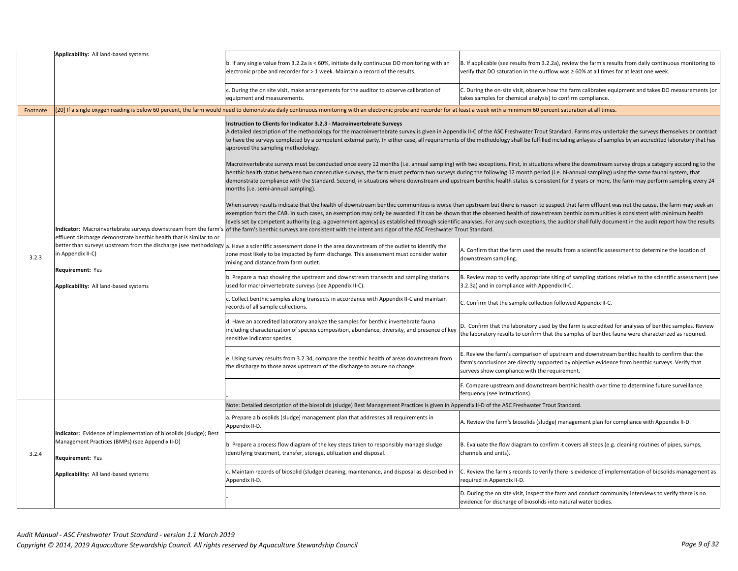| | | | |
|---|---|---|---|
| | **Applicability:** All land-based systems | b. If any single value from 3.2.2a is < 60%, initiate daily continuous DO monitoring with an electronic probe and recorder for > 1 week. Maintain a record of the results. | B. If applicable (see results from 3.2.2a), review the farm's results from daily continuous monitoring to verify that DO saturation in the outflow was ≥ 60% at all times for at least one week. |
| | | c. During the on site visit, make arrangements for the auditor to observe calibration of equipment and measurements. | C. During the on-site visit, observe how the farm calibrates equipment and takes DO measurements (or takes samples for chemical analysis) to confirm compliance. |
| Footnote | [20] If a single oxygen reading is below 60 percent, the farm would need to demonstrate daily continuous monitoring with an electronic probe and recorder for at least a week with a minimum 60 percent saturation at all times. | | |
| 3.2.3 | **Indicator**: Macroinvertebrate surveys downstream from the farm's effluent discharge demonstrate benthic health that is similar to or better than surveys upstream from the discharge (see methodology in Appendix II-C)<br><br>**Requirement:** Yes<br><br>**Applicability:** All land-based systems | **Instruction to Clients for Indicator 3.2.3 - Macroinvertebrate Surveys**<br>A detailed description of the methodology for the macroinvertebrate survey is given in Appendix II-C of the ASC Freshwater Trout Standard. Farms may undertake the surveys themselves or contract to have the surveys completed by a competent external party. In either case, all requirements of the methodology shall be fulfilled including anlaysis of samples by an accredited laboratory that has approved the sampling methodology.<br><br>Macroinvertebrate surveys must be conducted once every 12 months (i.e. annual sampling) with two exceptions. First, in situations where the downstream survey drops a category according to the benthic health status between two consecutive surveys, the farm must perform two surveys during the following 12 month period (i.e. bi-annual sampling) using the same faunal system, that demonstrate compliance with the Standard. Second, in situations where downstream and upstream benthic health status is consistent for 3 years or more, the farm may perform sampling every 24 months (i.e. semi-annual sampling).<br><br>When survey results indicate that the health of downstream benthic communities is worse than upstream but there is reason to suspect that farm effluent was not the cause, the farm may seek an exemption from the CAB. In such cases, an exemption may only be awarded if it can be shown that the observed health of downstream benthic communities is consistent with minimum health levels set by competent authority (e.g. a government agency) as established through scientific analyses. For any such exceptions, the auditor shall fully document in the audit report how the results of the farm's benthic surveys are consistent with the intent and rigor of the ASC Freshwater Trout Standard. | |
| | | a. Have a scientific assessment done in the area downstream of the outlet to identify the zone most likely to be impacted by farm discharge. This assessment must consider water mixing and distance from farm outlet. | A. Confirm that the farm used the results from a scientific assessment to determine the location of downstream sampling. |
| | | b. Prepare a map showing the upstream and downstream transects and sampling stations used for macroinvertebrate surveys (see Appendix II-C). | B. Review map to verify appropriate siting of sampling stations relative to the scientific assessment (see 3.2.3a) and in compliance with Appendix II-C. |
| | | c. Collect benthic samples along transects in accordance with Appendix II-C and maintain records of all sample collections. | C. Confirm that the sample collection followed Appendix II-C. |
| | | d. Have an accredited laboratory analyze the samples for benthic invertebrate fauna including characterization of species composition, abundance, diversity, and presence of key sensitive indicator species. | D. Confirm that the laboratory used by the farm is accredited for analyses of benthic samples. Review the laboratory results to confirm that the samples of benthic fauna were characterized as required. |
| | | e. Using survey results from 3.2.3d, compare the benthic health of areas downstream from the discharge to those areas upstream of the discharge to assure no change. | E. Review the farm's comparison of upstream and downstream benthic health to confirm that the farm's conclusions are directly supported by objective evidence from benthic surveys. Verify that surveys show compliance with the requirement. |
| | | - | F. Compare upstream and downstream benthic health over time to determine future surveillance ferquency (see instructions). |
| 3.2.4 | **Indicator**: Evidence of implementation of biosolids (sludge); Best Management Practices (BMPs) (see Appendix II-D)<br><br>**Requirement:** Yes<br><br>**Applicability:** All land-based systems | Note: Detailed description of the biosolids (sludge) Best Management Practices is given in Appendix II-D of the ASC Freshwater Trout Standard. | |
| | | a. Prepare a biosolids (sludge) management plan that addresses all requirements in Appendix II-D. | A. Review the farm's biosolids (sludge) management plan for compliance with Appendix II-D. |
| | | b. Prepare a process flow diagram of the key steps taken to responsibly manage sludge identifying treatment, transfer, storage, utilization and disposal. | B. Evaluate the flow diagram to confirm it covers all steps (e.g. cleaning routines of pipes, sumps, channels and units). |
| | | c. Maintain records of biosolid (sludge) cleaning, maintenance, and disposal as described in Appendix II-D. | C. Review the farm's records to verify there is evidence of implementation of biosolids management as required in Appendix II-D. |
| | | - | D. During the on site visit, inspect the farm and conduct community interviews to verify there is no evidence for discharge of biosolids into natural water bodies. |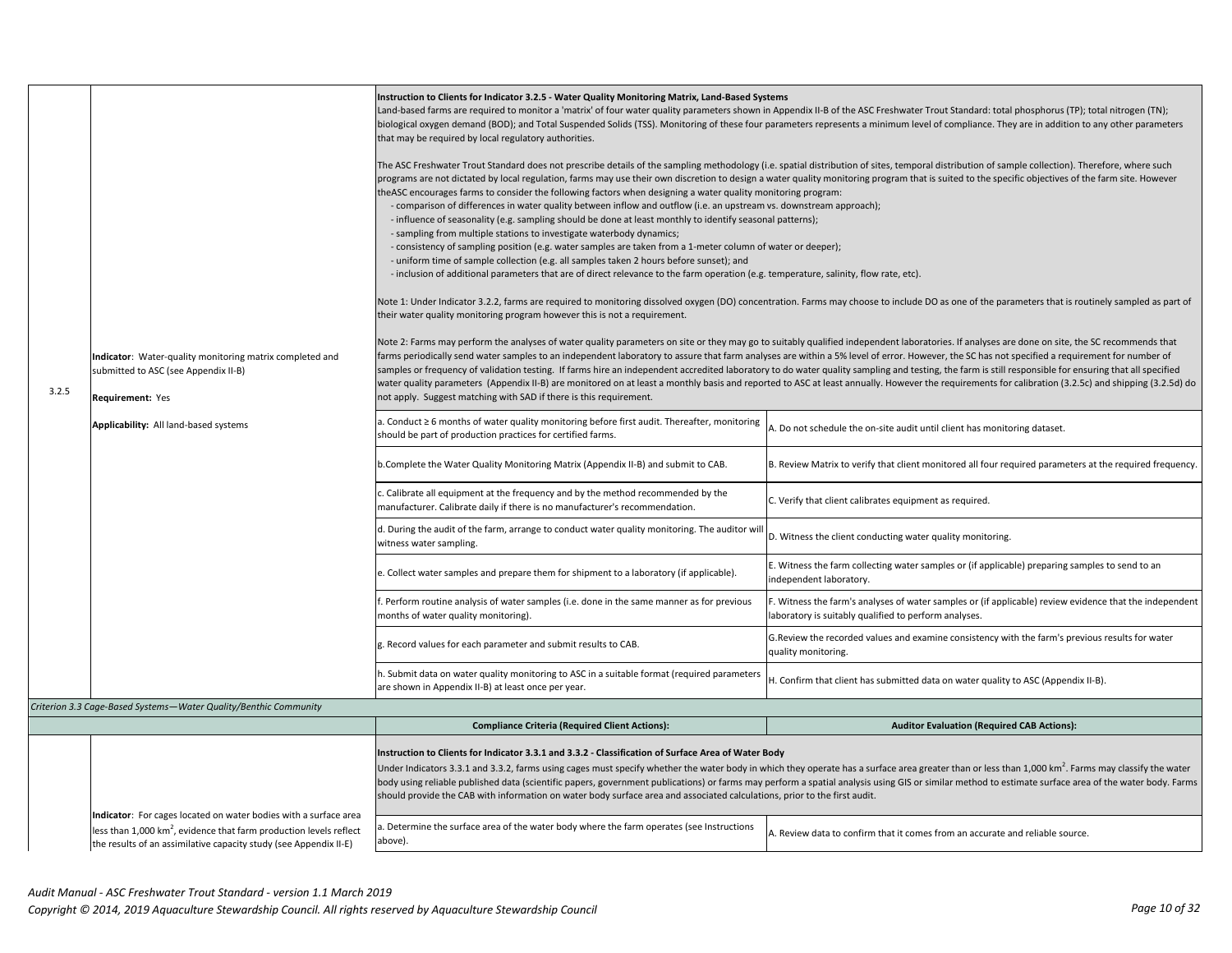| | | Compliance Criteria (Required Client Actions): | Auditor Evaluation (Required CAB Actions): |
|---|---|---|---|
| 3.2.5 | **Indicator**: Water-quality monitoring matrix completed and submitted to ASC (see Appendix II-B)<br><br>**Requirement:** Yes<br><br>**Applicability:** All land-based systems | **Instruction to Clients for Indicator 3.2.5 - Water Quality Monitoring Matrix, Land-Based Systems**<br>Land-based farms are required to monitor a 'matrix' of four water quality parameters shown in Appendix II-B of the ASC Freshwater Trout Standard: total phosphorus (TP); total nitrogen (TN); biological oxygen demand (BOD); and Total Suspended Solids (TSS). Monitoring of these four parameters represents a minimum level of compliance. They are in addition to any other parameters that may be required by local regulatory authorities.<br><br>The ASC Freshwater Trout Standard does not prescribe details of the sampling methodology (i.e. spatial distribution of sites, temporal distribution of sample collection). Therefore, where such programs are not dictated by local regulation, farms may use their own discretion to design a water quality monitoring program that is suited to the specific objectives of the farm site. However theASC encourages farms to consider the following factors when designing a water quality monitoring program:<br>- comparison of differences in water quality between inflow and outflow (i.e. an upstream vs. downstream approach);<br>- influence of seasonality (e.g. sampling should be done at least monthly to identify seasonal patterns);<br>- sampling from multiple stations to investigate waterbody dynamics;<br>- consistency of sampling position (e.g. water samples are taken from a 1-meter column of water or deeper);<br>- uniform time of sample collection (e.g. all samples taken 2 hours before sunset); and<br>- inclusion of additional parameters that are of direct relevance to the farm operation (e.g. temperature, salinity, flow rate, etc).<br><br>Note 1: Under Indicator 3.2.2, farms are required to monitoring dissolved oxygen (DO) concentration. Farms may choose to include DO as one of the parameters that is routinely sampled as part of their water quality monitoring program however this is not a requirement.<br><br>Note 2: Farms may perform the analyses of water quality parameters on site or they may go to suitably qualified independent laboratories. If analyses are done on site, the SC recommends that farms periodically send water samples to an independent laboratory to assure that farm analyses are within a 5% level of error. However, the SC has not specified a requirement for number of samples or frequency of validation testing. If farms hire an independent accredited laboratory to do water quality sampling and testing, the farm is still responsible for ensuring that all specified water quality parameters (Appendix II-B) are monitored on at least a monthly basis and reported to ASC at least annually. However the requirements for calibration (3.2.5c) and shipping (3.2.5d) do not apply. Suggest matching with SAD if there is this requirement. | |
| | | a. Conduct ≥ 6 months of water quality monitoring before first audit. Thereafter, monitoring should be part of production practices for certified farms. | A. Do not schedule the on-site audit until client has monitoring dataset. |
| | | b.Complete the Water Quality Monitoring Matrix (Appendix II-B) and submit to CAB. | B. Review Matrix to verify that client monitored all four required parameters at the required frequency. |
| | | c. Calibrate all equipment at the frequency and by the method recommended by the manufacturer. Calibrate daily if there is no manufacturer's recommendation. | C. Verify that client calibrates equipment as required. |
| | | d. During the audit of the farm, arrange to conduct water quality monitoring. The auditor will witness water sampling. | D. Witness the client conducting water quality monitoring. |
| | | e. Collect water samples and prepare them for shipment to a laboratory (if applicable). | E. Witness the farm collecting water samples or (if applicable) preparing samples to send to an independent laboratory. |
| | | f. Perform routine analysis of water samples (i.e. done in the same manner as for previous months of water quality monitoring). | F. Witness the farm's analyses of water samples or (if applicable) review evidence that the independent laboratory is suitably qualified to perform analyses. |
| | | g. Record values for each parameter and submit results to CAB. | G.Review the recorded values and examine consistency with the farm's previous results for water quality monitoring. |
| | | h. Submit data on water quality monitoring to ASC in a suitable format (required parameters are shown in Appendix II-B) at least once per year. | H. Confirm that client has submitted data on water quality to ASC (Appendix II-B). |
| *Criterion 3.3 Cage-Based Systems—Water Quality/Benthic Community* | | | |
| | | **Compliance Criteria (Required Client Actions):** | **Auditor Evaluation (Required CAB Actions):** |
| | **Indicator**: For cages located on water bodies with a surface area less than 1,000 $km^2$, evidence that farm production levels reflect the results of an assimilative capacity study (see Appendix II-E) | **Instruction to Clients for Indicator 3.3.1 and 3.3.2 - Classification of Surface Area of Water Body**<br>Under Indicators 3.3.1 and 3.3.2, farms using cages must specify whether the water body in which they operate has a surface area greater than or less than 1,000 $km^2$. Farms may classify the water body using reliable published data (scientific papers, government publications) or farms may perform a spatial analysis using GIS or similar method to estimate surface area of the water body. Farms should provide the CAB with information on water body surface area and associated calculations, prior to the first audit. | |
| | | a. Determine the surface area of the water body where the farm operates (see Instructions above). | A. Review data to confirm that it comes from an accurate and reliable source. |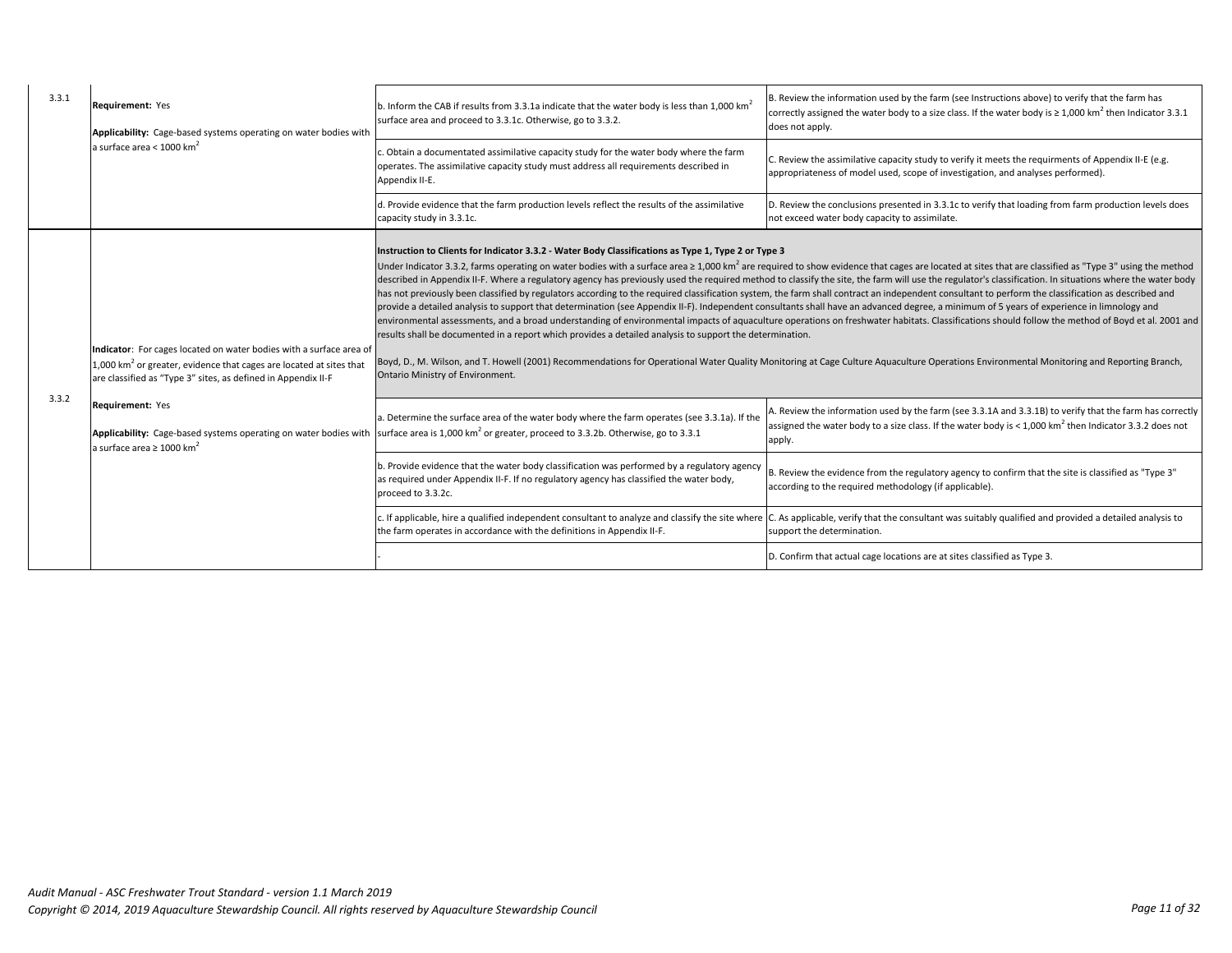| | | | |
|---|---|---|---|
| 3.3.1 | **Requirement:** Yes<br><br>**Applicability:** Cage-based systems operating on water bodies with a surface area < 1000 km$^2$ | b. Inform the CAB if results from 3.3.1a indicate that the water body is less than 1,000 km$^2$ surface area and proceed to 3.3.1c. Otherwise, go to 3.3.2. | B. Review the information used by the farm (see Instructions above) to verify that the farm has correctly assigned the water body to a size class. If the water body is ≥ 1,000 km$^2$ then Indicator 3.3.1 does not apply. |
| | | c. Obtain a documentated assimilative capacity study for the water body where the farm operates. The assimilative capacity study must address all requirements described in Appendix II-E. | C. Review the assimilative capacity study to verify it meets the requirments of Appendix II-E (e.g. appropriateness of model used, scope of investigation, and analyses performed). |
| | | d. Provide evidence that the farm production levels reflect the results of the assimilative capacity study in 3.3.1c. | D. Review the conclusions presented in 3.3.1c to verify that loading from farm production levels does not exceed water body capacity to assimilate. |
| 3.3.2 | **Indicator**: For cages located on water bodies with a surface area of 1,000 km$^2$ or greater, evidence that cages are located at sites that are classified as "Type 3" sites, as defined in Appendix II-F<br><br>**Requirement:** Yes<br><br>**Applicability:** Cage-based systems operating on water bodies with a surface area ≥ 1000 km$^2$ | **Instruction to Clients for Indicator 3.3.2 - Water Body Classifications as Type 1, Type 2 or Type 3**<br>Under Indicator 3.3.2, farms operating on water bodies with a surface area ≥ 1,000 km$^2$ are required to show evidence that cages are located at sites that are classified as "Type 3" using the method described in Appendix II-F. Where a regulatory agency has previously used the required method to classify the site, the farm will use the regulator's classification. In situations where the water body has not previously been classified by regulators according to the required classification system, the farm shall contract an independent consultant to perform the classification as described and provide a detailed analysis to support that determination (see Appendix II-F). Independent consultants shall have an advanced degree, a minimum of 5 years of experience in limnology and environmental assessments, and a broad understanding of environmental impacts of aquaculture operations on freshwater habitats. Classifications should follow the method of Boyd et al. 2001 and results shall be documented in a report which provides a detailed analysis to support the determination.<br><br>Boyd, D., M. Wilson, and T. Howell (2001) Recommendations for Operational Water Quality Monitoring at Cage Culture Aquaculture Operations Environmental Monitoring and Reporting Branch, Ontario Ministry of Environment. | |
| | | a. Determine the surface area of the water body where the farm operates (see 3.3.1a). If the surface area is 1,000 km$^2$ or greater, proceed to 3.3.2b. Otherwise, go to 3.3.1 | A. Review the information used by the farm (see 3.3.1A and 3.3.1B) to verify that the farm has correctly assigned the water body to a size class. If the water body is < 1,000 km$^2$ then Indicator 3.3.2 does not apply. |
| | | b. Provide evidence that the water body classification was performed by a regulatory agency as required under Appendix II-F. If no regulatory agency has classified the water body, proceed to 3.3.2c. | B. Review the evidence from the regulatory agency to confirm that the site is classified as "Type 3" according to the required methodology (if applicable). |
| | | c. If applicable, hire a qualified independent consultant to analyze and classify the site where the farm operates in accordance with the definitions in Appendix II-F. | C. As applicable, verify that the consultant was suitably qualified and provided a detailed analysis to support the determination. |
| | | - | D. Confirm that actual cage locations are at sites classified as Type 3. |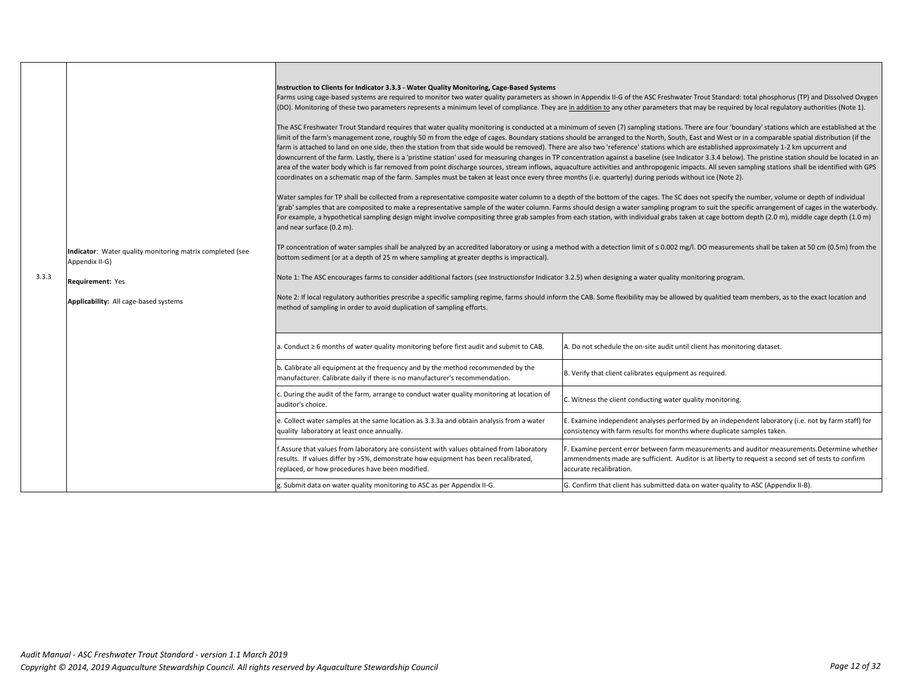| | | | |
|---|---|---|---|
| 3.3.3 | **Indicator**: Water quality monitoring matrix completed (see Appendix II-G)<br><br>**Requirement:** Yes<br><br>**Applicability:** All cage-based systems | **Instruction to Clients for Indicator 3.3.3 - Water Quality Monitoring, Cage-Based Systems**<br>Farms using cage-based systems are required to monitor two water quality parameters as shown in Appendix II-G of the ASC Freshwater Trout Standard: total phosphorus (TP) and Dissolved Oxygen (DO). Monitoring of these two parameters represents a minimum level of compliance. They are in addition to any other parameters that may be required by local regulatory authorities (Note 1).<br><br>The ASC Freshwater Trout Standard requires that water quality monitoring is conducted at a minimum of seven (7) sampling stations. There are four 'boundary' stations which are established at the limit of the farm's management zone, roughly 50 m from the edge of cages. Boundary stations should be arranged to the North, South, East and West or in a comparable spatial distribution (if the farm is attached to land on one side, then the station from that side would be removed). There are also two 'reference' stations which are established approximately 1-2 km upcurrent and downcurrent of the farm. Lastly, there is a 'pristine station' used for measuring changes in TP concentration against a baseline (see Indicator 3.3.4 below). The pristine station should be located in an area of the water body which is far removed from point discharge sources, stream inflows, aquaculture activities and anthropogenic impacts. All seven sampling stations shall be identified with GPS coordinates on a schematic map of the farm. Samples must be taken at least once every three months (i.e. quarterly) during periods without ice (Note 2).<br><br>Water samples for TP shall be collected from a representative composite water column to a depth of the bottom of the cages. The SC does not specify the number, volume or depth of individual 'grab' samples that are composited to make a representative sample of the water column. Farms should design a water sampling program to suit the specific arrangement of cages in the waterbody. For example, a hypothetical sampling design might involve compositing three grab samples from each station, with individual grabs taken at cage bottom depth (2.0 m), middle cage depth (1.0 m) and near surface (0.2 m).<br><br>TP concentration of water samples shall be analyzed by an accredited laboratory or using a method with a detection limit of ≤ 0.002 mg/l. DO measurements shall be taken at 50 cm (0.5m) from the bottom sediment (or at a depth of 25 m where sampling at greater depths is impractical).<br><br>Note 1: The ASC encourages farms to consider additional factors (see Instructionsfor Indicator 3.2.5) when designing a water quality monitoring program.<br><br>Note 2: If local regulatory authorities prescribe a specific sampling regime, farms should inform the CAB. Some flexibility may be allowed by qualitied team members, as to the exact location and method of sampling in order to avoid duplication of sampling efforts. | |
| | | a. Conduct ≥ 6 months of water quality monitoring before first audit and submit to CAB. | A. Do not schedule the on-site audit until client has monitoring dataset. |
| | | b. Calibrate all equipment at the frequency and by the method recommended by the manufacturer. Calibrate daily if there is no manufacturer's recommendation. | B. Verify that client calibrates equipment as required. |
| | | c. During the audit of the farm, arrange to conduct water quality monitoring at location of auditor's choice. | C. Witness the client conducting water quality monitoring. |
| | | e. Collect water samples at the same location as 3.3.3a and obtain analysis from a water quality laboratory at least once annually. | E. Examine independent analyses performed by an independent laboratory (i.e. not by farm staff) for consistency with farm results for months where duplicate samples taken. |
| | | f.Assure that values from laboratory are consistent with values obtained from laboratory results. If values differ by >5%, demonstrate how equipment has been recalibrated, replaced, or how procedures have been modified. | F. Examine percent error between farm measurements and auditor measurements.Determine whether ammendments made are sufficient. Auditor is at liberty to request a second set of tests to confirm accurate recalibration. |
| | | g. Submit data on water quality monitoring to ASC as per Appendix II-G. | G. Confirm that client has submitted data on water quality to ASC (Appendix II-B). |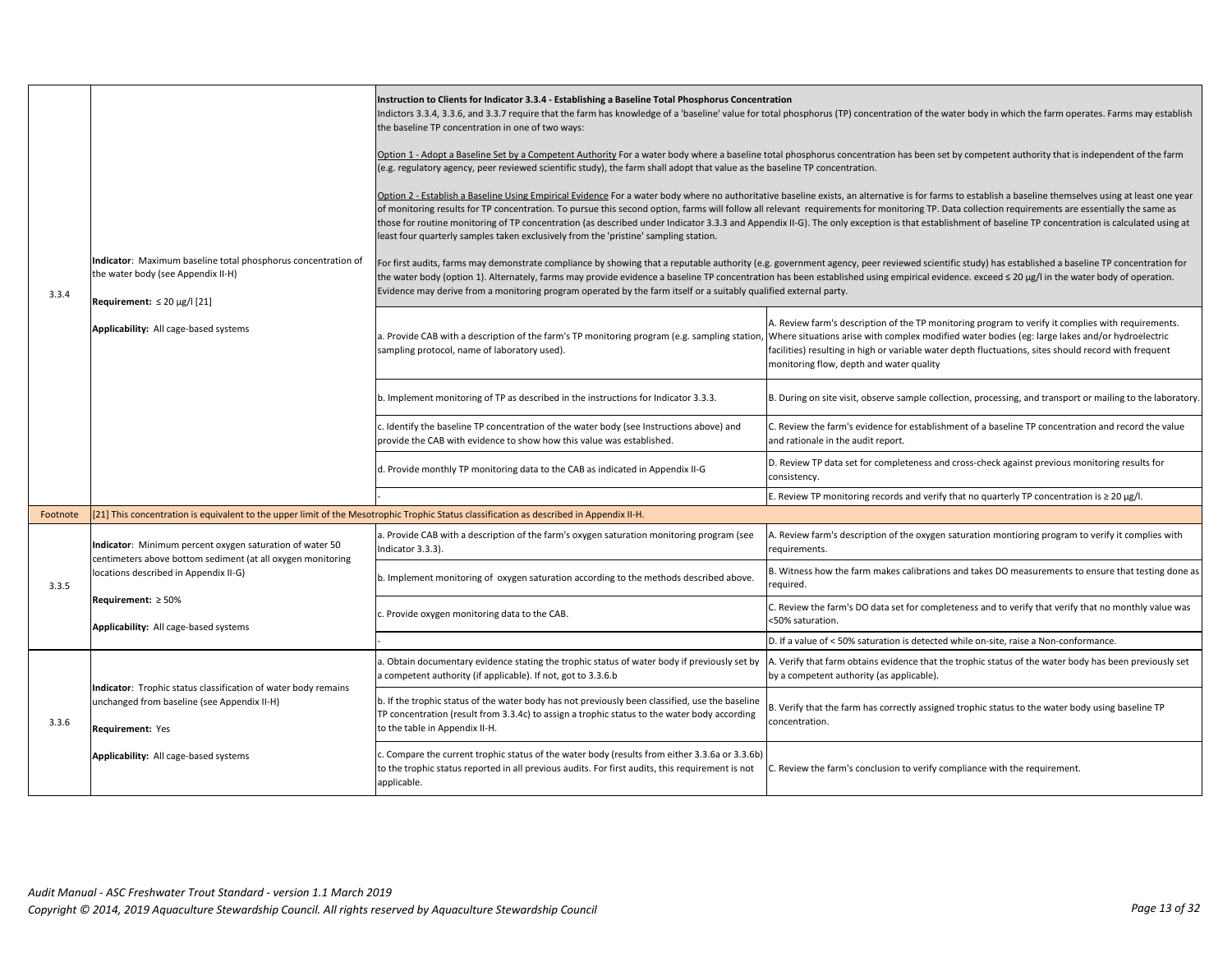| | | | |
|---|---|---|---|
| 3.3.4 | **Indicator**: Maximum baseline total phosphorus concentration of the water body (see Appendix II-H)<br><br>**Requirement:** ≤ 20 μg/l [21]<br><br>**Applicability:** All cage-based systems | **Instruction to Clients for Indicator 3.3.4 - Establishing a Baseline Total Phosphorus Concentration**<br>Indictors 3.3.4, 3.3.6, and 3.3.7 require that the farm has knowledge of a 'baseline' value for total phosphorus (TP) concentration of the water body in which the farm operates. Farms may establish the baseline TP concentration in one of two ways:<br><br>Option 1 - Adopt a Baseline Set by a Competent Authority For a water body where a baseline total phosphorus concentration has been set by competent authority that is independent of the farm (e.g. regulatory agency, peer reviewed scientific study), the farm shall adopt that value as the baseline TP concentration.<br><br>Option 2 - Establish a Baseline Using Empirical Evidence For a water body where no authoritative baseline exists, an alternative is for farms to establish a baseline themselves using at least one year of monitoring results for TP concentration. To pursue this second option, farms will follow all relevant requirements for monitoring TP. Data collection requirements are essentially the same as those for routine monitoring of TP concentration (as described under Indicator 3.3.3 and Appendix II-G). The only exception is that establishment of baseline TP concentration is calculated using at least four quarterly samples taken exclusively from the 'pristine' sampling station.<br><br>For first audits, farms may demonstrate compliance by showing that a reputable authority (e.g. government agency, peer reviewed scientific study) has established a baseline TP concentration for the water body (option 1). Alternately, farms may provide evidence a baseline TP concentration has been established using empirical evidence. exceed ≤ 20 μg/l in the water body of operation. Evidence may derive from a monitoring program operated by the farm itself or a suitably qualified external party. | |
| | | a. Provide CAB with a description of the farm's TP monitoring program (e.g. sampling station, sampling protocol, name of laboratory used). | A. Review farm's description of the TP monitoring program to verify it complies with requirements. Where situations arise with complex modified water bodies (eg: large lakes and/or hydroelectric facilities) resulting in high or variable water depth fluctuations, sites should record with frequent monitoring flow, depth and water quality |
| | | b. Implement monitoring of TP as described in the instructions for Indicator 3.3.3. | B. During on site visit, observe sample collection, processing, and transport or mailing to the laboratory. |
| | | c. Identify the baseline TP concentration of the water body (see Instructions above) and provide the CAB with evidence to show how this value was established. | C. Review the farm's evidence for establishment of a baseline TP concentration and record the value and rationale in the audit report. |
| | | d. Provide monthly TP monitoring data to the CAB as indicated in Appendix II-G | D. Review TP data set for completeness and cross-check against previous monitoring results for consistency. |
| | | - | E. Review TP monitoring records and verify that no quarterly TP concentration is ≥ 20 μg/l. |
| Footnote | [21] This concentration is equivalent to the upper limit of the Mesotrophic Trophic Status classification as described in Appendix II-H. | | |
| 3.3.5 | **Indicator**: Minimum percent oxygen saturation of water 50 centimeters above bottom sediment (at all oxygen monitoring locations described in Appendix II-G)<br><br>**Requirement:** ≥ 50%<br><br>**Applicability:** All cage-based systems | a. Provide CAB with a description of the farm's oxygen saturation monitoring program (see Indicator 3.3.3). | A. Review farm's description of the oxygen saturation montioring program to verify it complies with requirements. |
| | | b. Implement monitoring of oxygen saturation according to the methods described above. | B. Witness how the farm makes calibrations and takes DO measurements to ensure that testing done as required. |
| | | c. Provide oxygen monitoring data to the CAB. | C. Review the farm's DO data set for completeness and to verify that verify that no monthly value was <50% saturation. |
| | | - | D. If a value of < 50% saturation is detected while on-site, raise a Non-conformance. |
| 3.3.6 | **Indicator**: Trophic status classification of water body remains unchanged from baseline (see Appendix II-H)<br><br>**Requirement:** Yes<br><br>**Applicability:** All cage-based systems | a. Obtain documentary evidence stating the trophic status of water body if previously set by a competent authority (if applicable). If not, got to 3.3.6.b | A. Verify that farm obtains evidence that the trophic status of the water body has been previously set by a competent authority (as applicable). |
| | | b. If the trophic status of the water body has not previously been classified, use the baseline TP concentration (result from 3.3.4c) to assign a trophic status to the water body according to the table in Appendix II-H. | B. Verify that the farm has correctly assigned trophic status to the water body using baseline TP concentration. |
| | | c. Compare the current trophic status of the water body (results from either 3.3.6a or 3.3.6b) to the trophic status reported in all previous audits. For first audits, this requirement is not applicable. | C. Review the farm's conclusion to verify compliance with the requirement. |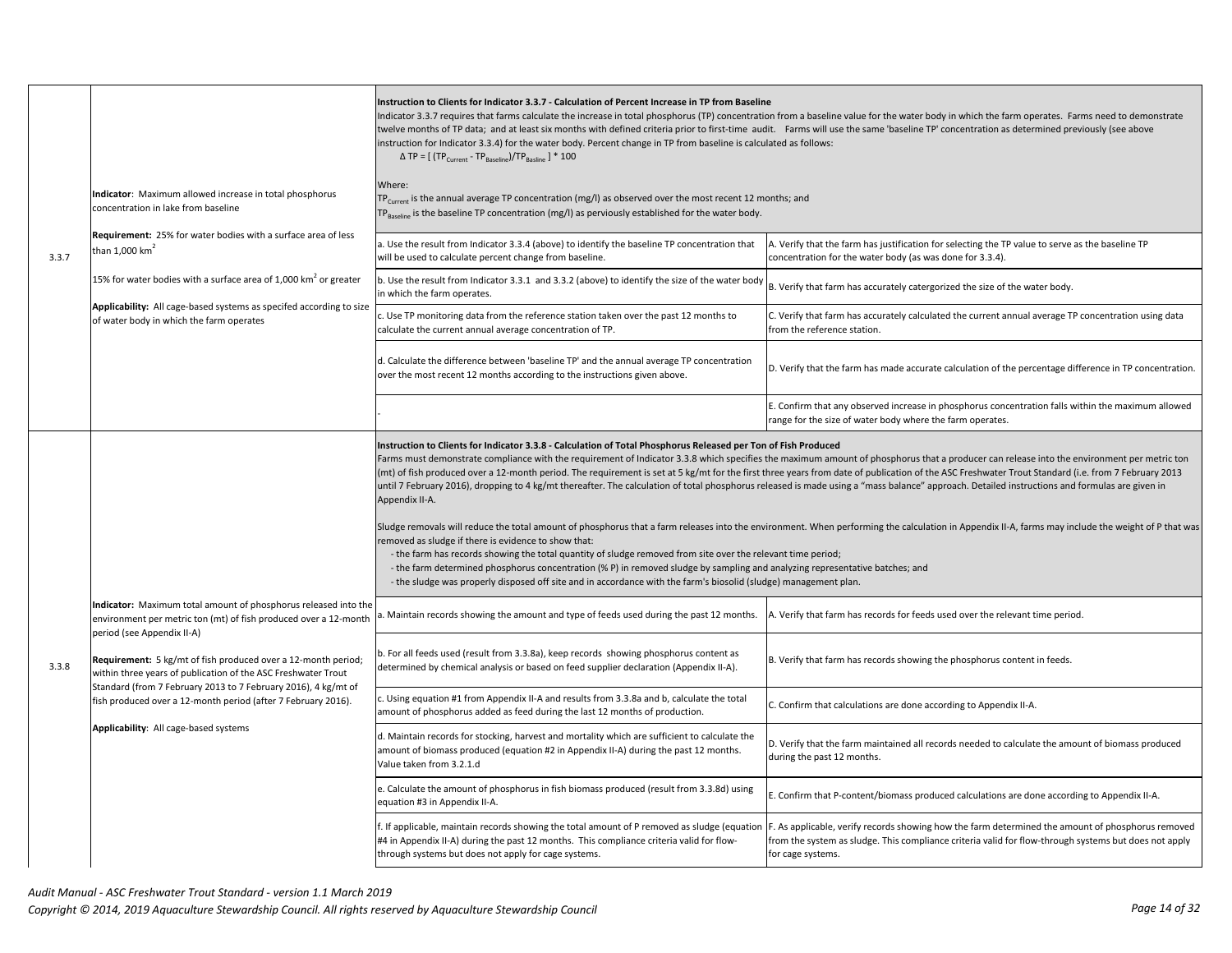| | | | |
|---|---|---|---|
| 3.3.7 | **Indicator**: Maximum allowed increase in total phosphorus concentration in lake from baseline<br><br>**Requirement:** 25% for water bodies with a surface area of less than 1,000 km$^2$<br><br>15% for water bodies with a surface area of 1,000 km$^2$ or greater<br><br>**Applicability:** All cage-based systems as specifed according to size of water body in which the farm operates | **Instruction to Clients for Indicator 3.3.7 - Calculation of Percent Increase in TP from Baseline**<br>Indicator 3.3.7 requires that farms calculate the increase in total phosphorus (TP) concentration from a baseline value for the water body in which the farm operates. Farms need to demonstrate twelve months of TP data; and at least six months with defined criteria prior to first-time audit. Farms will use the same 'baseline TP' concentration as determined previously (see above instruction for Indicator 3.3.4) for the water body. Percent change in TP from baseline is calculated as follows:<br>$\Delta TP = [ (TP_{Current} - TP_{Baseline})/TP_{Basline} ] * 100$<br><br>Where:<br>$TP_{Current}$ is the annual average TP concentration (mg/l) as observed over the most recent 12 months; and<br>$TP_{Baseline}$ is the baseline TP concentration (mg/l) as perviously established for the water body. | |
| | | a. Use the result from Indicator 3.3.4 (above) to identify the baseline TP concentration that will be used to calculate percent change from baseline. | A. Verify that the farm has justification for selecting the TP value to serve as the baseline TP concentration for the water body (as was done for 3.3.4). |
| | | b. Use the result from Indicator 3.3.1 and 3.3.2 (above) to identify the size of the water body in which the farm operates. | B. Verify that farm has accurately catergorized the size of the water body. |
| | | c. Use TP monitoring data from the reference station taken over the past 12 months to calculate the current annual average concentration of TP. | C. Verify that farm has accurately calculated the current annual average TP concentration using data from the reference station. |
| | | d. Calculate the difference between 'baseline TP' and the annual average TP concentration over the most recent 12 months according to the instructions given above. | D. Verify that the farm has made accurate calculation of the percentage difference in TP concentration. |
| | | - | E. Confirm that any observed increase in phosphorus concentration falls within the maximum allowed range for the size of water body where the farm operates. |
| 3.3.8 | **Indicator:** Maximum total amount of phosphorus released into the environment per metric ton (mt) of fish produced over a 12-month period (see Appendix II-A)<br><br>**Requirement:** 5 kg/mt of fish produced over a 12-month period; within three years of publication of the ASC Freshwater Trout Standard (from 7 February 2013 to 7 February 2016), 4 kg/mt of fish produced over a 12-month period (after 7 February 2016).<br><br>**Applicability**: All cage-based systems | **Instruction to Clients for Indicator 3.3.8 - Calculation of Total Phosphorus Released per Ton of Fish Produced**<br>Farms must demonstrate compliance with the requirement of Indicator 3.3.8 which specifies the maximum amount of phosphorus that a producer can release into the environment per metric ton (mt) of fish produced over a 12-month period. The requirement is set at 5 kg/mt for the first three years from date of publication of the ASC Freshwater Trout Standard (i.e. from 7 February 2013 until 7 February 2016), dropping to 4 kg/mt thereafter. The calculation of total phosphorus released is made using a "mass balance" approach. Detailed instructions and formulas are given in Appendix II-A.<br><br>Sludge removals will reduce the total amount of phosphorus that a farm releases into the environment. When performing the calculation in Appendix II-A, farms may include the weight of P that was removed as sludge if there is evidence to show that:<br>- the farm has records showing the total quantity of sludge removed from site over the relevant time period;<br>- the farm determined phosphorus concentration (% P) in removed sludge by sampling and analyzing representative batches; and<br>- the sludge was properly disposed off site and in accordance with the farm's biosolid (sludge) management plan. | |
| | | a. Maintain records showing the amount and type of feeds used during the past 12 months. | A. Verify that farm has records for feeds used over the relevant time period. |
| | | b. For all feeds used (result from 3.3.8a), keep records showing phosphorus content as determined by chemical analysis or based on feed supplier declaration (Appendix II-A). | B. Verify that farm has records showing the phosphorus content in feeds. |
| | | c. Using equation #1 from Appendix II-A and results from 3.3.8a and b, calculate the total amount of phosphorus added as feed during the last 12 months of production. | C. Confirm that calculations are done according to Appendix II-A. |
| | | d. Maintain records for stocking, harvest and mortality which are sufficient to calculate the amount of biomass produced (equation #2 in Appendix II-A) during the past 12 months. Value taken from 3.2.1.d | D. Verify that the farm maintained all records needed to calculate the amount of biomass produced during the past 12 months. |
| | | e. Calculate the amount of phosphorus in fish biomass produced (result from 3.3.8d) using equation #3 in Appendix II-A. | E. Confirm that P-content/biomass produced calculations are done according to Appendix II-A. |
| | | f. If applicable, maintain records showing the total amount of P removed as sludge (equation #4 in Appendix II-A) during the past 12 months. This compliance criteria valid for flow-through systems but does not apply for cage systems. | F. As applicable, verify records showing how the farm determined the amount of phosphorus removed from the system as sludge. This compliance criteria valid for flow-through systems but does not apply for cage systems. |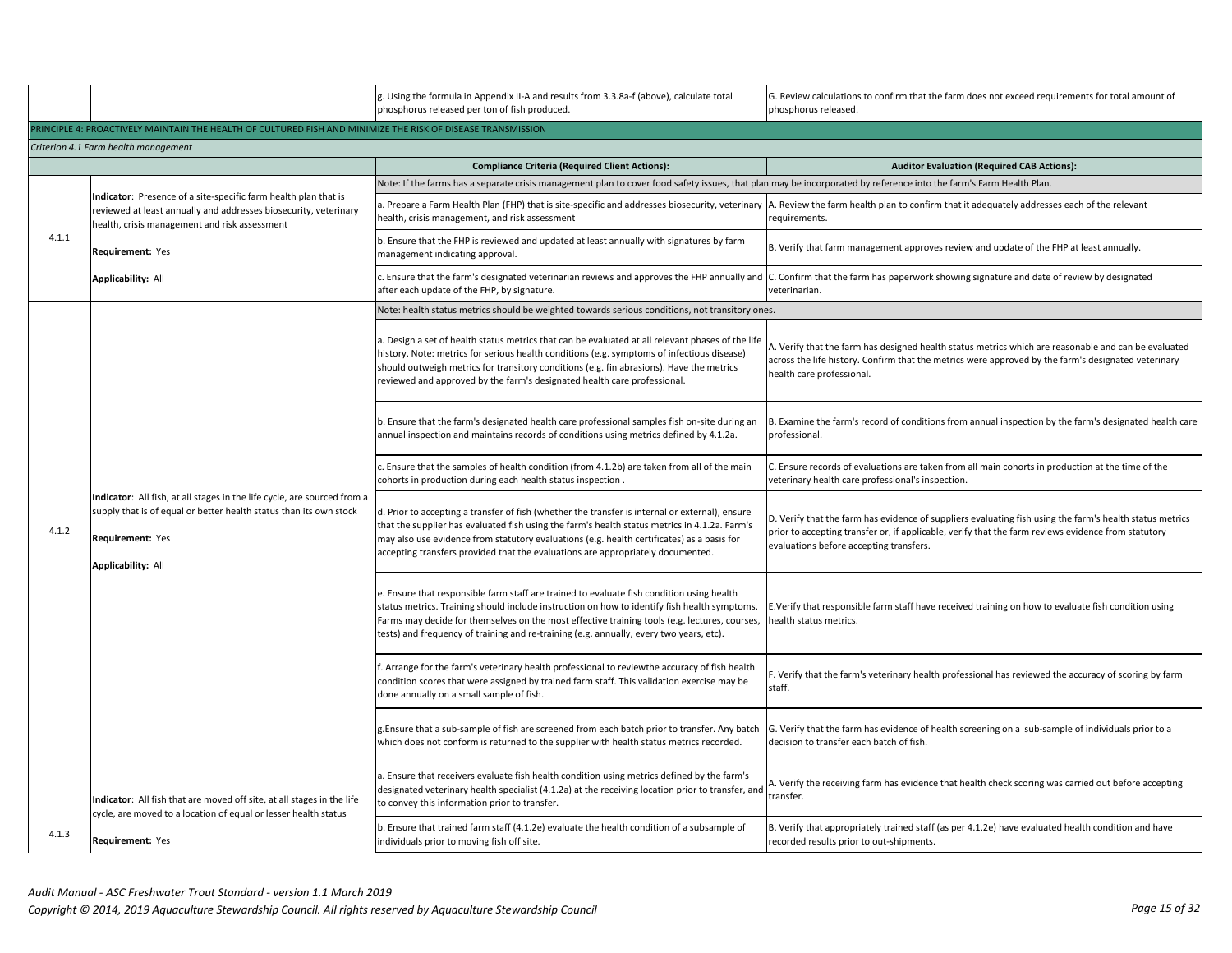| | | g. Using the formula in Appendix II-A and results from 3.3.8a-f (above), calculate total phosphorus released per ton of fish produced. | G. Review calculations to confirm that the farm does not exceed requirements for total amount of phosphorus released. |
|---|---|---|---|

**PRINCIPLE 4: PROACTIVELY MAINTAIN THE HEALTH OF CULTURED FISH AND MINIMIZE THE RISK OF DISEASE TRANSMISSION**

*Criterion 4.1 Farm health management*

| | | Compliance Criteria (Required Client Actions): | Auditor Evaluation (Required CAB Actions): |
|---|---|---|---|
| 4.1.1 | **Indicator**: Presence of a site-specific farm health plan that is reviewed at least annually and addresses biosecurity, veterinary health, crisis management and risk assessment<br><br>**Requirement:** Yes<br><br>**Applicability:** All | Note: If the farms has a separate crisis management plan to cover food safety issues, that plan may be incorporated by reference into the farm's Farm Health Plan. | |
| | | a. Prepare a Farm Health Plan (FHP) that is site-specific and addresses biosecurity, veterinary health, crisis management, and risk assessment | A. Review the farm health plan to confirm that it adequately addresses each of the relevant requirements. |
| | | b. Ensure that the FHP is reviewed and updated at least annually with signatures by farm management indicating approval. | B. Verify that farm management approves review and update of the FHP at least annually. |
| | | c. Ensure that the farm's designated veterinarian reviews and approves the FHP annually and after each update of the FHP, by signature. | C. Confirm that the farm has paperwork showing signature and date of review by designated veterinarian. |
| 4.1.2 | **Indicator**: All fish, at all stages in the life cycle, are sourced from a supply that is of equal or better health status than its own stock<br><br>**Requirement:** Yes<br><br>**Applicability:** All | Note: health status metrics should be weighted towards serious conditions, not transitory ones. | |
| | | a. Design a set of health status metrics that can be evaluated at all relevant phases of the life history. Note: metrics for serious health conditions (e.g. symptoms of infectious disease) should outweigh metrics for transitory conditions (e.g. fin abrasions). Have the metrics reviewed and approved by the farm's designated health care professional. | A. Verify that the farm has designed health status metrics which are reasonable and can be evaluated across the life history. Confirm that the metrics were approved by the farm's designated veterinary health care professional. |
| | | b. Ensure that the farm's designated health care professional samples fish on-site during an annual inspection and maintains records of conditions using metrics defined by 4.1.2a. | B. Examine the farm's record of conditions from annual inspection by the farm's designated health care professional. |
| | | c. Ensure that the samples of health condition (from 4.1.2b) are taken from all of the main cohorts in production during each health status inspection . | C. Ensure records of evaluations are taken from all main cohorts in production at the time of the veterinary health care professional's inspection. |
| | | d. Prior to accepting a transfer of fish (whether the transfer is internal or external), ensure that the supplier has evaluated fish using the farm's health status metrics in 4.1.2a. Farm's may also use evidence from statutory evaluations (e.g. health certificates) as a basis for accepting transfers provided that the evaluations are appropriately documented. | D. Verify that the farm has evidence of suppliers evaluating fish using the farm's health status metrics prior to accepting transfer or, if applicable, verify that the farm reviews evidence from statutory evaluations before accepting transfers. |
| | | e. Ensure that responsible farm staff are trained to evaluate fish condition using health status metrics. Training should include instruction on how to identify fish health symptoms. Farms may decide for themselves on the most effective training tools (e.g. lectures, courses, tests) and frequency of training and re-training (e.g. annually, every two years, etc). | E.Verify that responsible farm staff have received training on how to evaluate fish condition using health status metrics. |
| | | f. Arrange for the farm's veterinary health professional to reviewthe accuracy of fish health condition scores that were assigned by trained farm staff. This validation exercise may be done annually on a small sample of fish. | F. Verify that the farm's veterinary health professional has reviewed the accuracy of scoring by farm staff. |
| | | g.Ensure that a sub-sample of fish are screened from each batch prior to transfer. Any batch which does not conform is returned to the supplier with health status metrics recorded. | G. Verify that the farm has evidence of health screening on a sub-sample of individuals prior to a decision to transfer each batch of fish. |
| 4.1.3 | **Indicator**: All fish that are moved off site, at all stages in the life cycle, are moved to a location of equal or lesser health status<br><br>**Requirement:** Yes | a. Ensure that receivers evaluate fish health condition using metrics defined by the farm's designated veterinary health specialist (4.1.2a) at the receiving location prior to transfer, and to convey this information prior to transfer. | A. Verify the receiving farm has evidence that health check scoring was carried out before accepting transfer. |
| | | b. Ensure that trained farm staff (4.1.2e) evaluate the health condition of a subsample of individuals prior to moving fish off site. | B. Verify that appropriately trained staff (as per 4.1.2e) have evaluated health condition and have recorded results prior to out-shipments. |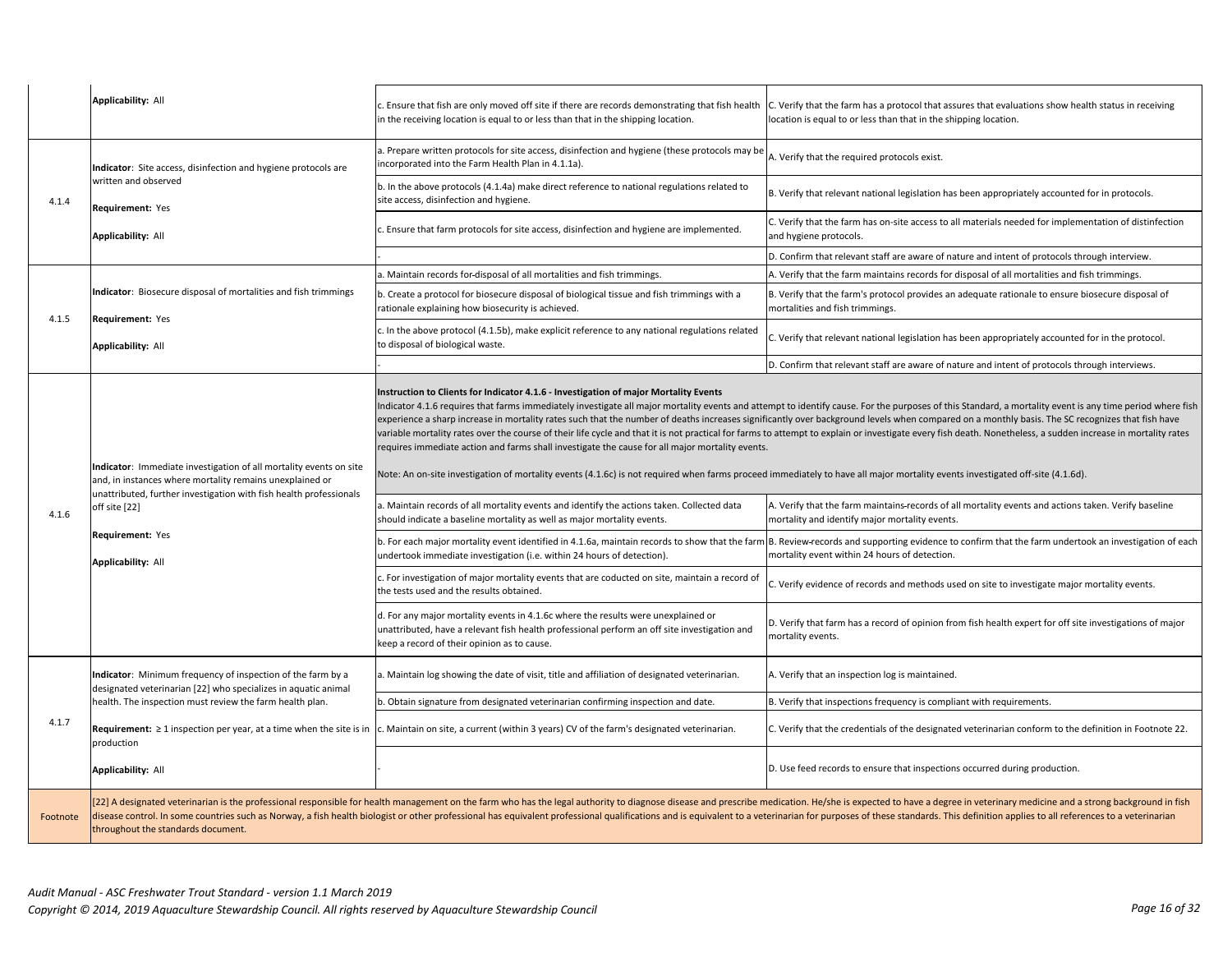| | | | |
|---|---|---|---|
| | Applicability: All | c. Ensure that fish are only moved off site if there are records demonstrating that fish health in the receiving location is equal to or less than that in the shipping location. | C. Verify that the farm has a protocol that assures that evaluations show health status in receiving location is equal to or less than that in the shipping location. |
| 4.1.4 | **Indicator**: Site access, disinfection and hygiene protocols are written and observed<br><br>**Requirement:** Yes<br><br>**Applicability:** All | a. Prepare written protocols for site access, disinfection and hygiene (these protocols may be incorporated into the Farm Health Plan in 4.1.1a). | A. Verify that the required protocols exist. |
| | | b. In the above protocols (4.1.4a) make direct reference to national regulations related to site access, disinfection and hygiene. | B. Verify that relevant national legislation has been appropriately accounted for in protocols. |
| | | c. Ensure that farm protocols for site access, disinfection and hygiene are implemented. | C. Verify that the farm has on-site access to all materials needed for implementation of distinfection and hygiene protocols. |
| | | - | D. Confirm that relevant staff are aware of nature and intent of protocols through interview. |
| 4.1.5 | **Indicator**: Biosecure disposal of mortalities and fish trimmings<br><br>**Requirement:** Yes<br><br>**Applicability:** All | a. Maintain records for-disposal of all mortalities and fish trimmings. | A. Verify that the farm maintains records for disposal of all mortalities and fish trimmings. |
| | | b. Create a protocol for biosecure disposal of biological tissue and fish trimmings with a rationale explaining how biosecurity is achieved. | B. Verify that the farm's protocol provides an adequate rationale to ensure biosecure disposal of mortalities and fish trimmings. |
| | | c. In the above protocol (4.1.5b), make explicit reference to any national regulations related to disposal of biological waste. | C. Verify that relevant national legislation has been appropriately accounted for in the protocol. |
| | | - | D. Confirm that relevant staff are aware of nature and intent of protocols through interviews. |
| 4.1.6 | **Indicator**: Immediate investigation of all mortality events on site and, in instances where mortality remains unexplained or unattributed, further investigation with fish health professionals off site [22]<br><br>**Requirement:** Yes<br><br>**Applicability:** All | **Instruction to Clients for Indicator 4.1.6 - Investigation of major Mortality Events**<br>Indicator 4.1.6 requires that farms immediately investigate all major mortality events and attempt to identify cause. For the purposes of this Standard, a mortality event is any time period where fish experience a sharp increase in mortality rates such that the number of deaths increases significantly over background levels when compared on a monthly basis. The SC recognizes that fish have variable mortality rates over the course of their life cycle and that it is not practical for farms to attempt to explain or investigate every fish death. Nonetheless, a sudden increase in mortality rates requires immediate action and farms shall investigate the cause for all major mortality events.<br><br>Note: An on-site investigation of mortality events (4.1.6c) is not required when farms proceed immediately to have all major mortality events investigated off-site (4.1.6d). | |
| | | a. Maintain records of all mortality events and identify the actions taken. Collected data should indicate a baseline mortality as well as major mortality events. | A. Verify that the farm maintains-records of all mortality events and actions taken. Verify baseline mortality and identify major mortality events. |
| | | b. For each major mortality event identified in 4.1.6a, maintain records to show that the farm undertook immediate investigation (i.e. within 24 hours of detection). | B. Review-records and supporting evidence to confirm that the farm undertook an investigation of each mortality event within 24 hours of detection. |
| | | c. For investigation of major mortality events that are coducted on site, maintain a record of the tests used and the results obtained. | C. Verify evidence of records and methods used on site to investigate major mortality events. |
| | | d. For any major mortality events in 4.1.6c where the results were unexplained or unattributed, have a relevant fish health professional perform an off site investigation and keep a record of their opinion as to cause. | D. Verify that farm has a record of opinion from fish health expert for off site investigations of major mortality events. |
| 4.1.7 | **Indicator**: Minimum frequency of inspection of the farm by a designated veterinarian [22] who specializes in aquatic animal health. The inspection must review the farm health plan.<br><br>**Requirement:** ≥ 1 inspection per year, at a time when the site is in production<br><br>**Applicability:** All | a. Maintain log showing the date of visit, title and affiliation of designated veterinarian. | A. Verify that an inspection log is maintained. |
| | | b. Obtain signature from designated veterinarian confirming inspection and date. | B. Verify that inspections frequency is compliant with requirements. |
| | | c. Maintain on site, a current (within 3 years) CV of the farm's designated veterinarian. | C. Verify that the credentials of the designated veterinarian conform to the definition in Footnote 22. |
| | | - | D. Use feed records to ensure that inspections occurred during production. |
| Footnote | [22] A designated veterinarian is the professional responsible for health management on the farm who has the legal authority to diagnose disease and prescribe medication. He/she is expected to have a degree in veterinary medicine and a strong background in fish disease control. In some countries such as Norway, a fish health biologist or other professional has equivalent professional qualifications and is equivalent to a veterinarian for purposes of these standards. This definition applies to all references to a veterinarian throughout the standards document. | | |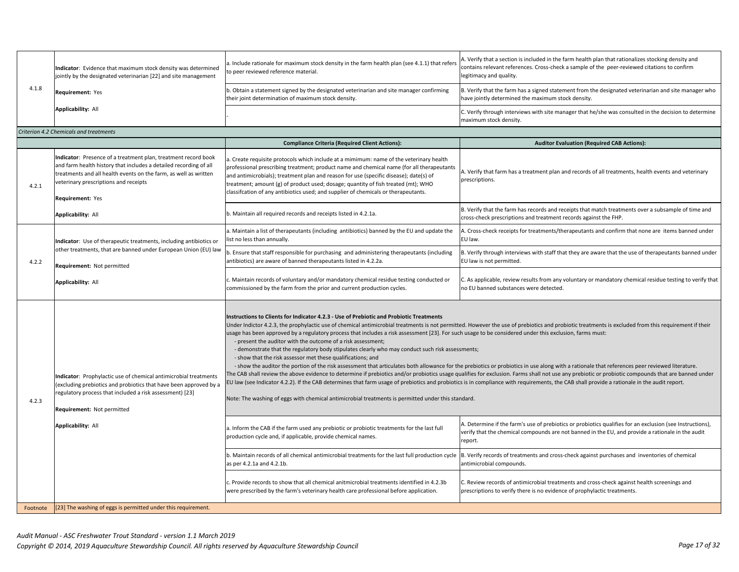| | | | |
|---|---|---|---|
| 4.1.8 | **Indicator**: Evidence that maximum stock density was determined jointly by the designated veterinarian [22] and site management<br><br>**Requirement:** Yes<br><br>**Applicability:** All | a. Include rationale for maximum stock density in the farm health plan (see 4.1.1) that refers to peer reviewed reference material. | A. Verify that a section is included in the farm health plan that rationalizes stocking density and contains relevant references. Cross-check a sample of the peer-reviewed citations to confirm legitimacy and quality. |
| | | b. Obtain a statement signed by the designated veterinarian and site manager confirming their joint determination of maximum stock density. | B. Verify that the farm has a signed statement from the designated veterinarian and site manager who have jointly determined the maximum stock density. |
| | | - | C. Verify through interviews with site manager that he/she was consulted in the decision to determine maximum stock density. |

*Criterion 4.2 Chemicals and treatments*

| | | **Compliance Criteria (Required Client Actions):** | **Auditor Evaluation (Required CAB Actions):** |
|---|---|---|---|
| 4.2.1 | **Indicator**: Presence of a treatment plan, treatment record book and farm health history that includes a detailed recording of all treatments and all health events on the farm, as well as written veterinary prescriptions and receipts<br><br>**Requirement:** Yes<br><br>**Applicability:** All | a. Create requisite protocols which include at a mimimum: name of the veterinary health professional prescribing treatment; product name and chemical name (for all therapeutants and antimicrobials); treatment plan and reason for use (specific disease); date(s) of treatment; amount (g) of product used; dosage; quantity of fish treated (mt); WHO classifcation of any antibiotics used; and supplier of chemicals or therapeutants. | A. Verify that farm has a treatment plan and records of all treatments, health events and veterinary prescriptions. |
| | | b. Maintain all required records and receipts listed in 4.2.1a. | B. Verify that the farm has records and receipts that match treatments over a subsample of time and cross-check prescriptions and treatment records against the FHP. |
| 4.2.2 | **Indicator**: Use of therapeutic treatments, including antibiotics or other treatments, that are banned under European Union (EU) law<br><br>**Requirement:** Not permitted<br><br>**Applicability:** All | a. Maintain a list of therapeutants (including antibiotics) banned by the EU and update the list no less than annually. | A. Cross-check receipts for treatments/therapeutants and confirm that none are items banned under EU law. |
| | | b. Ensure that staff responsible for purchasing and administering therapeutants (including antibiotics) are aware of banned therapeutants listed in 4.2.2a. | B. Verify through interviews with staff that they are aware that the use of therapeutants banned under EU law is not permitted. |
| | | c. Maintain records of voluntary and/or mandatory chemical residue testing conducted or commissioned by the farm from the prior and current production cycles. | C. As applicable, review results from any voluntary or mandatory chemical residue testing to verify that no EU banned substances were detected. |
| 4.2.3 | **Indicator**: Prophylactic use of chemical antimicrobial treatments (excluding prebiotics and probiotics that have been approved by a regulatory process that included a risk assessment) [23]<br><br>**Requirement:** Not permitted<br><br>**Applicability:** All | **Instructions to Clients for Indicator 4.2.3 - Use of Prebiotic and Probiotic Treatments**<br>Under Indictor 4.2.3, the prophylactic use of chemical antimicrobial treatments is not permitted. However the use of prebiotics and probiotic treatments is excluded from this requirement if their usage has been approved by a regulatory process that includes a risk assessment [23]. For such usage to be considered under this exclusion, farms must:<br>- present the auditor with the outcome of a risk assessment;<br>- demonstrate that the regulatory body stipulates clearly who may conduct such risk assessments;<br>- show that the risk assessor met these qualifications; and<br>- show the auditor the portion of the risk assessment that articulates both allowance for the prebiotics or probiotics in use along with a rationale that references peer reviewed literature.<br>The CAB shall review the above evidence to determine if prebiotics and/or probiotics usage qualifies for exclusion. Farms shall not use any prebiotic or probiotic compounds that are banned under EU law (see Indicator 4.2.2). If the CAB determines that farm usage of prebiotics and probiotics is in compliance with requirements, the CAB shall provide a rationale in the audit report.<br><br>Note: The washing of eggs with chemical antimicrobial treatments is permitted under this standard. | |
| | | a. Inform the CAB if the farm used any prebiotic or probiotic treatments for the last full production cycle and, if applicable, provide chemical names. | A. Determine if the farm's use of prebiotics or probiotics qualifies for an exclusion (see Instructions), verify that the chemical compounds are not banned in the EU, and provide a rationale in the audit report. |
| | | b. Maintain records of all chemical antimicrobial treatments for the last full production cycle as per 4.2.1a and 4.2.1b. | B. Verify records of treatments and cross-check against purchases and inventories of chemical antimicrobial compounds. |
| | | c. Provide records to show that all chemical anitmicrobial treatments identified in 4.2.3b were prescribed by the farm's veterinary health care professional before application. | C. Review records of antimicrobial treatments and cross-check against health screenings and prescriptions to verify there is no evidence of prophylactic treatments. |
| Footnote | [23] The washing of eggs is permitted under this requirement. | | |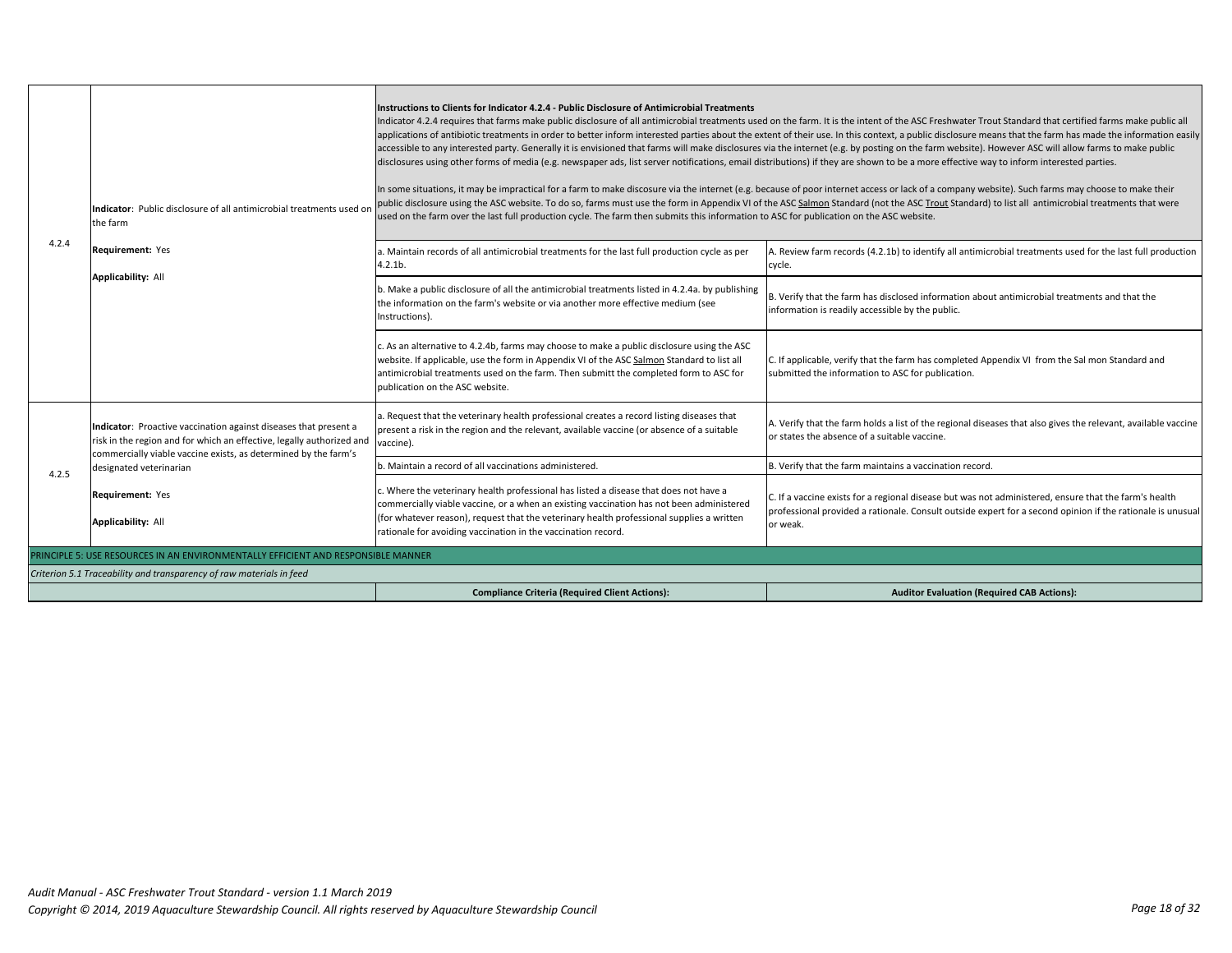| | | | |
|---|---|---|---|
| 4.2.4 | **Indicator**: Public disclosure of all antimicrobial treatments used on the farm<br><br>**Requirement:** Yes<br><br>**Applicability:** All | **Instructions to Clients for Indicator 4.2.4 - Public Disclosure of Antimicrobial Treatments**<br>Indicator 4.2.4 requires that farms make public disclosure of all antimicrobial treatments used on the farm. It is the intent of the ASC Freshwater Trout Standard that certified farms make public all applications of antibiotic treatments in order to better inform interested parties about the extent of their use. In this context, a public disclosure means that the farm has made the information easily accessible to any interested party. Generally it is envisioned that farms will make disclosures via the internet (e.g. by posting on the farm website). However ASC will allow farms to make public disclosures using other forms of media (e.g. newspaper ads, list server notifications, email distributions) if they are shown to be a more effective way to inform interested parties.<br><br>In some situations, it may be impractical for a farm to make discosure via the internet (e.g. because of poor internet access or lack of a company website). Such farms may choose to make their public disclosure using the ASC website. To do so, farms must use the form in Appendix VI of the ASC <u>Salmon</u> Standard (not the ASC <u>Trout</u> Standard) to list all antimicrobial treatments that were used on the farm over the last full production cycle. The farm then submits this information to ASC for publication on the ASC website. | |
| | | a. Maintain records of all antimicrobial treatments for the last full production cycle as per 4.2.1b. | A. Review farm records (4.2.1b) to identify all antimicrobial treatments used for the last full production cycle. |
| | | b. Make a public disclosure of all the antimicrobial treatments listed in 4.2.4a. by publishing the information on the farm's website or via another more effective medium (see Instructions). | B. Verify that the farm has disclosed information about antimicrobial treatments and that the information is readily accessible by the public. |
| | | c. As an alternative to 4.2.4b, farms may choose to make a public disclosure using the ASC website. If applicable, use the form in Appendix VI of the ASC <u>Salmon</u> Standard to list all antimicrobial treatments used on the farm. Then submitt the completed form to ASC for publication on the ASC website. | C. If applicable, verify that the farm has completed Appendix VI from the Sal mon Standard and submitted the information to ASC for publication. |
| 4.2.5 | **Indicator**: Proactive vaccination against diseases that present a risk in the region and for which an effective, legally authorized and commercially viable vaccine exists, as determined by the farm's designated veterinarian<br><br>**Requirement:** Yes<br><br>**Applicability:** All | a. Request that the veterinary health professional creates a record listing diseases that present a risk in the region and the relevant, available vaccine (or absence of a suitable vaccine). | A. Verify that the farm holds a list of the regional diseases that also gives the relevant, available vaccine or states the absence of a suitable vaccine. |
| | | b. Maintain a record of all vaccinations administered. | B. Verify that the farm maintains a vaccination record. |
| | | c. Where the veterinary health professional has listed a disease that does not have a commercially viable vaccine, or a when an existing vaccination has not been administered (for whatever reason), request that the veterinary health professional supplies a written rationale for avoiding vaccination in the vaccination record. | C. If a vaccine exists for a regional disease but was not administered, ensure that the farm's health professional provided a rationale. Consult outside expert for a second opinion if the rationale is unusual or weak. |
| PRINCIPLE 5: USE RESOURCES IN AN ENVIRONMENTALLY EFFICIENT AND RESPONSIBLE MANNER | | | |
| *Criterion 5.1 Traceability and transparency of raw materials in feed* | | | |
| | | **Compliance Criteria (Required Client Actions):** | **Auditor Evaluation (Required CAB Actions):** |

*Audit Manual - ASC Freshwater Trout Standard - version 1.1 March 2019*
*Copyright © 2014, 2019 Aquaculture Stewardship Council. All rights reserved by Aquaculture Stewardship Council*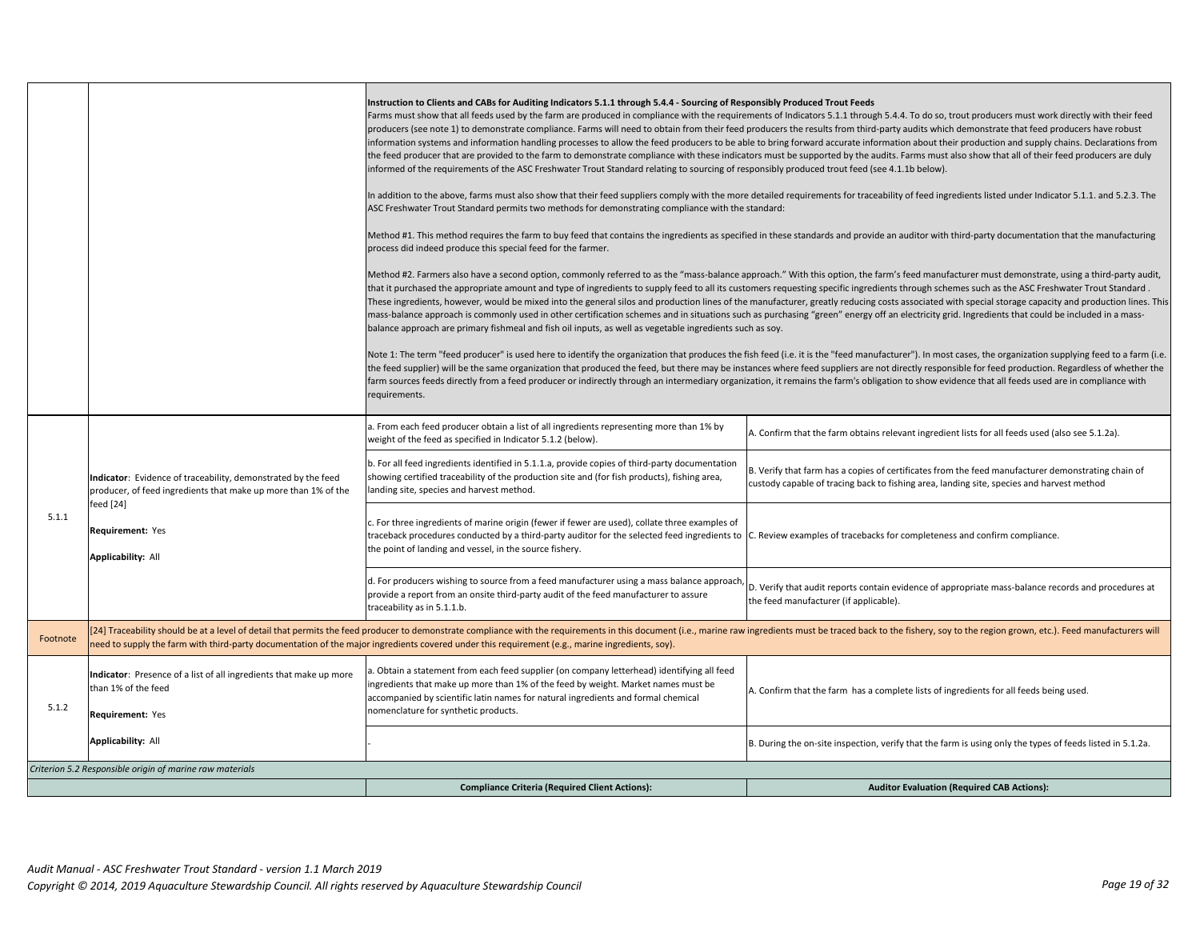| | | | |
|---|---|---|---|
| | | **Instruction to Clients and CABs for Auditing Indicators 5.1.1 through 5.4.4 - Sourcing of Responsibly Produced Trout Feeds**<br>Farms must show that all feeds used by the farm are produced in compliance with the requirements of Indicators 5.1.1 through 5.4.4. To do so, trout producers must work directly with their feed producers (see note 1) to demonstrate compliance. Farms will need to obtain from their feed producers the results from third-party audits which demonstrate that feed producers have robust information systems and information handling processes to allow the feed producers to be able to bring forward accurate information about their production and supply chains. Declarations from the feed producer that are provided to the farm to demonstrate compliance with these indicators must be supported by the audits. Farms must also show that all of their feed producers are duly informed of the requirements of the ASC Freshwater Trout Standard relating to sourcing of responsibly produced trout feed (see 4.1.1b below).<br><br>In addition to the above, farms must also show that their feed suppliers comply with the more detailed requirements for traceability of feed ingredients listed under Indicator 5.1.1. and 5.2.3. The ASC Freshwater Trout Standard permits two methods for demonstrating compliance with the standard:<br><br>Method #1. This method requires the farm to buy feed that contains the ingredients as specified in these standards and provide an auditor with third-party documentation that the manufacturing process did indeed produce this special feed for the farmer.<br><br>Method #2. Farmers also have a second option, commonly referred to as the "mass-balance approach." With this option, the farm's feed manufacturer must demonstrate, using a third-party audit, that it purchased the appropriate amount and type of ingredients to supply feed to all its customers requesting specific ingredients through schemes such as the ASC Freshwater Trout Standard . These ingredients, however, would be mixed into the general silos and production lines of the manufacturer, greatly reducing costs associated with special storage capacity and production lines. This mass-balance approach is commonly used in other certification schemes and in situations such as purchasing "green" energy off an electricity grid. Ingredients that could be included in a mass-balance approach are primary fishmeal and fish oil inputs, as well as vegetable ingredients such as soy.<br><br>Note 1: The term "feed producer" is used here to identify the organization that produces the fish feed (i.e. it is the "feed manufacturer"). In most cases, the organization supplying feed to a farm (i.e. the feed supplier) will be the same organization that produced the feed, but there may be instances where feed suppliers are not directly responsible for feed production. Regardless of whether the farm sources feeds directly from a feed producer or indirectly through an intermediary organization, it remains the farm's obligation to show evidence that all feeds used are in compliance with requirements. | |
| 5.1.1 | **Indicator**: Evidence of traceability, demonstrated by the feed producer, of feed ingredients that make up more than 1% of the feed [24]<br><br>**Requirement:** Yes<br><br>**Applicability:** All | a. From each feed producer obtain a list of all ingredients representing more than 1% by weight of the feed as specified in Indicator 5.1.2 (below). | A. Confirm that the farm obtains relevant ingredient lists for all feeds used (also see 5.1.2a). |
| | | b. For all feed ingredients identified in 5.1.1.a, provide copies of third-party documentation showing certified traceability of the production site and (for fish products), fishing area, landing site, species and harvest method. | B. Verify that farm has a copies of certificates from the feed manufacturer demonstrating chain of custody capable of tracing back to fishing area, landing site, species and harvest method |
| | | c. For three ingredients of marine origin (fewer if fewer are used), collate three examples of traceback procedures conducted by a third-party auditor for the selected feed ingredients to the point of landing and vessel, in the source fishery. | C. Review examples of tracebacks for completeness and confirm compliance. |
| | | d. For producers wishing to source from a feed manufacturer using a mass balance approach, provide a report from an onsite third-party audit of the feed manufacturer to assure traceability as in 5.1.1.b. | D. Verify that audit reports contain evidence of appropriate mass-balance records and procedures at the feed manufacturer (if applicable). |
| Footnote | [24] Traceability should be at a level of detail that permits the feed producer to demonstrate compliance with the requirements in this document (i.e., marine raw ingredients must be traced back to the fishery, soy to the region grown, etc.). Feed manufacturers will need to supply the farm with third-party documentation of the major ingredients covered under this requirement (e.g., marine ingredients, soy). | | |
| 5.1.2 | **Indicator**: Presence of a list of all ingredients that make up more than 1% of the feed<br><br>**Requirement:** Yes<br><br>**Applicability:** All | a. Obtain a statement from each feed supplier (on company letterhead) identifying all feed ingredients that make up more than 1% of the feed by weight. Market names must be accompanied by scientific latin names for natural ingredients and formal chemical nomenclature for synthetic products. | A. Confirm that the farm has a complete lists of ingredients for all feeds being used. |
| | | - | B. During the on-site inspection, verify that the farm is using only the types of feeds listed in 5.1.2a. |
| *Criterion 5.2 Responsible origin of marine raw materials* | | | |
| | | **Compliance Criteria (Required Client Actions):** | **Auditor Evaluation (Required CAB Actions):** |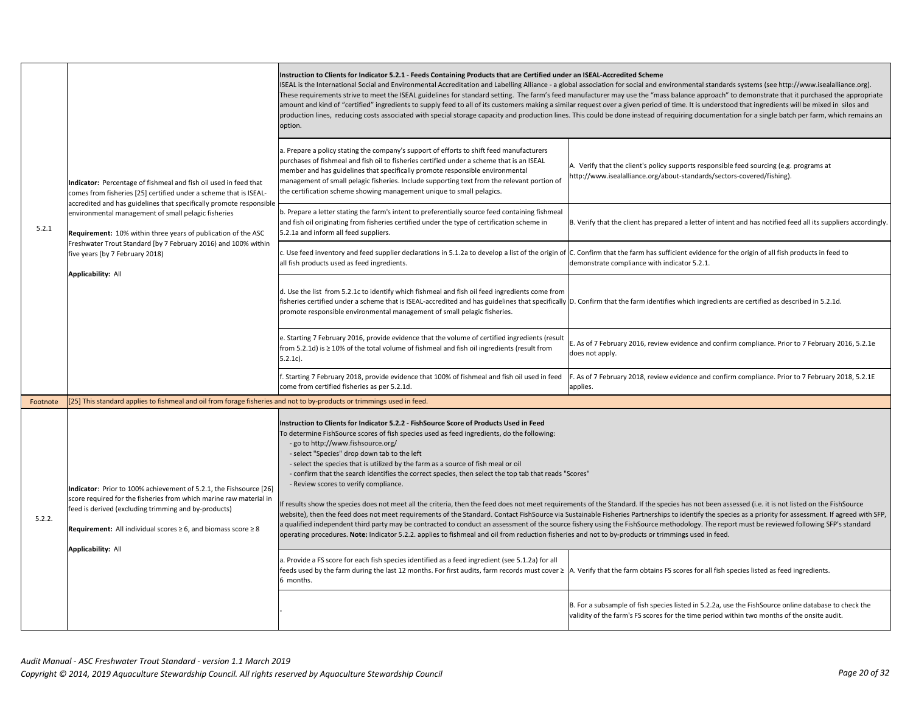| | | | |
|---|---|---|---|
| 5.2.1 | **Indicator:** Percentage of fishmeal and fish oil used in feed that comes from fisheries [25] certified under a scheme that is ISEAL-accredited and has guidelines that specifically promote responsible environmental management of small pelagic fisheries<br><br>**Requirement:** 10% within three years of publication of the ASC Freshwater Trout Standard [by 7 February 2016] and 100% within five years [by 7 February 2018]<br><br>**Applicability:** All | **Instruction to Clients for Indicator 5.2.1 - Feeds Containing Products that are Certified under an ISEAL-Accredited Scheme**<br>ISEAL is the International Social and Environmental Accreditation and Labelling Alliance - a global association for social and environmental standards systems (see http://www.isealalliance.org). These requirements strive to meet the ISEAL guidelines for standard setting. The farm's feed manufacturer may use the "mass balance approach" to demonstrate that it purchased the appropriate amount and kind of "certified" ingredients to supply feed to all of its customers making a similar request over a given period of time. It is understood that ingredients will be mixed in silos and production lines, reducing costs associated with special storage capacity and production lines. This could be done instead of requiring documentation for a single batch per farm, which remains an option. | |
| | | a. Prepare a policy stating the company's support of efforts to shift feed manufacturers purchases of fishmeal and fish oil to fisheries certified under a scheme that is an ISEAL member and has guidelines that specifically promote responsible environmental management of small pelagic fisheries. Include supporting text from the relevant portion of the certification scheme showing management unique to small pelagics. | A. Verify that the client's policy supports responsible feed sourcing (e.g. programs at http://www.isealalliance.org/about-standards/sectors-covered/fishing). |
| | | b. Prepare a letter stating the farm's intent to preferentially source feed containing fishmeal and fish oil originating from fisheries certified under the type of certification scheme in 5.2.1a and inform all feed suppliers. | B. Verify that the client has prepared a letter of intent and has notified feed all its suppliers accordingly. |
| | | c. Use feed inventory and feed supplier declarations in 5.1.2a to develop a list of the origin of all fish products used as feed ingredients. | C. Confirm that the farm has sufficient evidence for the origin of all fish products in feed to demonstrate compliance with indicator 5.2.1. |
| | | d. Use the list from 5.2.1c to identify which fishmeal and fish oil feed ingredients come from fisheries certified under a scheme that is ISEAL-accredited and has guidelines that specifically promote responsible environmental management of small pelagic fisheries. | D. Confirm that the farm identifies which ingredients are certified as described in 5.2.1d. |
| | | e. Starting 7 February 2016, provide evidence that the volume of certified ingredients (result from 5.2.1d) is ≥ 10% of the total volume of fishmeal and fish oil ingredients (result from 5.2.1c). | E. As of 7 February 2016, review evidence and confirm compliance. Prior to 7 February 2016, 5.2.1e does not apply. |
| | | f. Starting 7 February 2018, provide evidence that 100% of fishmeal and fish oil used in feed come from certified fisheries as per 5.2.1d. | F. As of 7 February 2018, review evidence and confirm compliance. Prior to 7 February 2018, 5.2.1E applies. |
| Footnote | [25] This standard applies to fishmeal and oil from forage fisheries and not to by-products or trimmings used in feed. | | |
| 5.2.2. | **Indicator**: Prior to 100% achievement of 5.2.1, the Fishsource [26] score required for the fisheries from which marine raw material in feed is derived (excluding trimming and by-products)<br><br>**Requirement:** All individual scores ≥ 6, and biomass score ≥ 8<br><br>**Applicability:** All | **Instruction to Clients for Indicator 5.2.2 - FishSource Score of Products Used in Feed**<br>To determine FishSource scores of fish species used as feed ingredients, do the following:<br>- go to http://www.fishsource.org/<br>- select "Species" drop down tab to the left<br>- select the species that is utilized by the farm as a source of fish meal or oil<br>- confirm that the search identifies the correct species, then select the top tab that reads "Scores"<br>- Review scores to verify compliance.<br><br>If results show the species does not meet all the criteria, then the feed does not meet requirements of the Standard. If the species has not been assessed (i.e. it is not listed on the FishSource website), then the feed does not meet requirements of the Standard. Contact FishSource via Sustainable Fisheries Partnerships to identify the species as a priority for assessment. If agreed with SFP, a qualified independent third party may be contracted to conduct an assessment of the source fishery using the FishSource methodology. The report must be reviewed following SFP's standard operating procedures. **Note:** Indicator 5.2.2. applies to fishmeal and oil from reduction fisheries and not to by-products or trimmings used in feed. | |
| | | a. Provide a FS score for each fish species identified as a feed ingredient (see 5.1.2a) for all feeds used by the farm during the last 12 months. For first audits, farm records must cover ≥ 6 months. | A. Verify that the farm obtains FS scores for all fish species listed as feed ingredients. |
| | | - | B. For a subsample of fish species listed in 5.2.2a, use the FishSource online database to check the validity of the farm's FS scores for the time period within two months of the onsite audit. |

*Audit Manual - ASC Freshwater Trout Standard - version 1.1 March 2019*
*Copyright © 2014, 2019 Aquaculture Stewardship Council. All rights reserved by Aquaculture Stewardship Council*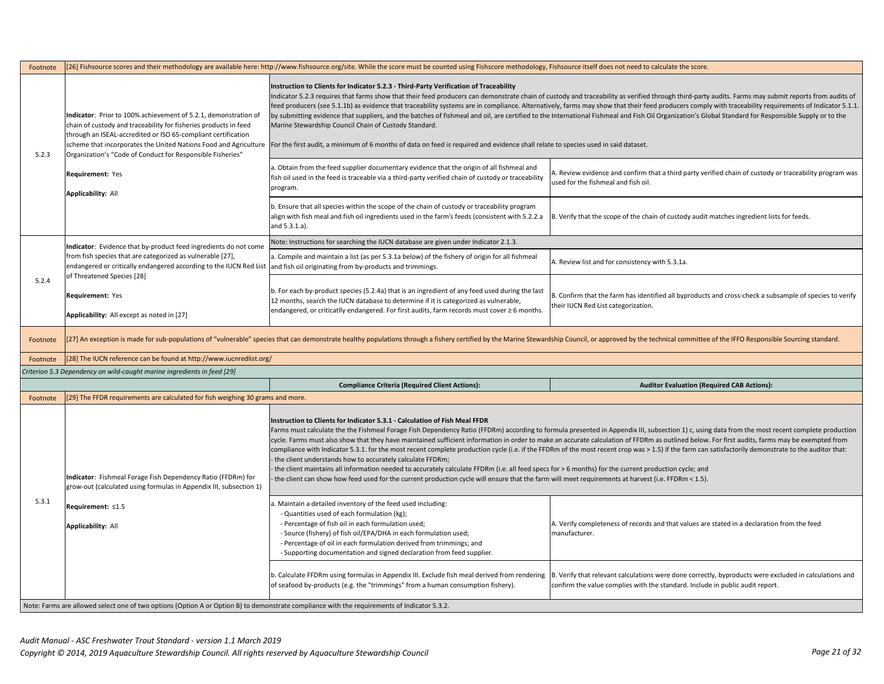| | | Compliance Criteria (Required Client Actions): | Auditor Evaluation (Required CAB Actions): |
|---|---|---|---|
| Footnote | [26] Fishsource scores and their methodology are available here: http://www.fishsource.org/site. While the score must be counted using Fishscore methodology, Fishsource itself does not need to calculate the score. | | |
| 5.2.3 | **Indicator**: Prior to 100% achievement of 5.2.1, demonstration of chain of custody and traceability for fisheries products in feed through an ISEAL-accredited or ISO 65-compliant certification scheme that incorporates the United Nations Food and Agriculture Organization's "Code of Conduct for Responsible Fisheries"<br><br>**Requirement:** Yes<br><br>**Applicability:** All | **Instruction to Clients for Indicator 5.2.3 - Third-Party Verification of Traceability**<br>Indicator 5.2.3 requires that farms show that their feed producers can demonstrate chain of custody and traceability as verified through third-party audits. Farms may submit reports from audits of feed producers (see 5.1.1b) as evidence that traceability systems are in compliance. Alternatively, farms may show that their feed producers comply with traceability requirements of Indicator 5.1.1. by submitting evidence that suppliers, and the batches of fishmeal and oil, are certified to the International Fishmeal and Fish Oil Organization's Global Standard for Responsible Supply or to the Marine Stewardship Council Chain of Custody Standard.<br><br>For the first audit, a minimum of 6 months of data on feed is required and evidence shall relate to species used in said dataset. | |
| | | a. Obtain from the feed supplier documentary evidence that the origin of all fishmeal and fish oil used in the feed is traceable via a third-party verified chain of custody or traceability program. | A. Review evidence and confirm that a third party verified chain of custody or traceability program was used for the fishmeal and fish oil. |
| | | b. Ensure that all species within the scope of the chain of custody or traceability program align with fish meal and fish oil ingredients used in the farm's feeds (consistent with 5.2.2.a and 5.3.1.a). | B. Verify that the scope of the chain of custody audit matches ingredient lists for feeds. |
| 5.2.4 | **Indicator**: Evidence that by-product feed ingredients do not come from fish species that are categorized as vulnerable [27], endangered or critically endangered according to the IUCN Red List of Threatened Species [28]<br><br>**Requirement:** Yes<br><br>**Applicability:** All except as noted in [27] | Note: Instructions for searching the IUCN database are given under Indicator 2.1.3. | |
| | | a. Compile and maintain a list (as per 5.3.1a below) of the fishery of origin for all fishmeal and fish oil originating from by-products and trimmings. | A. Review list and for consistency with 5.3.1a. |
| | | b. For each by-product species (5.2.4a) that is an ingredient of any feed used during the last 12 months, search the IUCN database to determine if it is categorized as vulnerable, endangered, or criticatlly endangered. For first audits, farm records must cover ≥ 6 months. | B. Confirm that the farm has identified all byproducts and cross-check a subsample of species to verify their IUCN Red List categorization. |
| Footnote | [27] An exception is made for sub-populations of "vulnerable" species that can demonstrate healthy populations through a fishery certified by the Marine Stewardship Council, or approved by the technical committee of the IFFO Responsible Sourcing standard. | | |
| Footnote | [28] The IUCN reference can be found at http://www.iucnredlist.org/ | | |
| *Criterion 5.3 Dependency on wild-caught marine ingredients in feed [29]* | | | |
| | | **Compliance Criteria (Required Client Actions):** | **Auditor Evaluation (Required CAB Actions):** |
| Footnote | [29] The FFDR requirements are calculated for fish weighing 30 grams and more. | | |
| 5.3.1 | **Indicator**: Fishmeal Forage Fish Dependency Ratio (FFDRm) for grow-out (calculated using formulas in Appendix III, subsection 1)<br><br>**Requirement:** ≤1.5<br><br>**Applicability:** All | **Instruction to Clients for Indicator 5.3.1 - Calculation of Fish Meal FFDR**<br>Farms must calculate the the Fishmeal Forage Fish Dependency Ratio (FFDRm) according to formula presented in Appendix III, subsection 1) c, using data from the most recent complete production cycle. Farms must also show that they have maintained sufficient information in order to make an accurate calculation of FFDRm as outlined below. For first audits, farms may be exempted from compliance with Indicator 5.3.1. for the most recent complete production cycle (i.e. if the FFDRm of the most recent crop was > 1.5) if the farm can satisfactorily demonstrate to the auditor that:<br>- the client understands how to accurately calculate FFDRm;<br>- the client maintains all information needed to accurately calculate FFDRm (i.e. all feed specs for > 6 months) for the current production cycle; and<br>- the client can show how feed used for the current production cycle will ensure that the farm will meet requirements at harvest (i.e. FFDRm < 1.5). | |
| | | a. Maintain a detailed inventory of the feed used including:<br>- Quantities used of each formulation (kg);<br>- Percentage of fish oil in each formulation used;<br>- Source (fishery) of fish oil/EPA/DHA in each formulation used;<br>- Percentage of oil in each formulation derived from trimmings; and<br>- Supporting documentation and signed declaration from feed supplier. | A. Verify completeness of records and that values are stated in a declaration from the feed manufacturer. |
| | | b. Calculate FFDRm using formulas in Appendix III. Exclude fish meal derived from rendering of seafood by-products (e.g. the "trimmings" from a human consumption fishery). | B. Verify that relevant calculations were done correctly, byproducts were excluded in calculations and confirm the value complies with the standard. Include in public audit report. |
| Note: Farms are allowed select one of two options (Option A or Option B) to demonstrate compliance with the requirements of Indicator 5.3.2. | | | |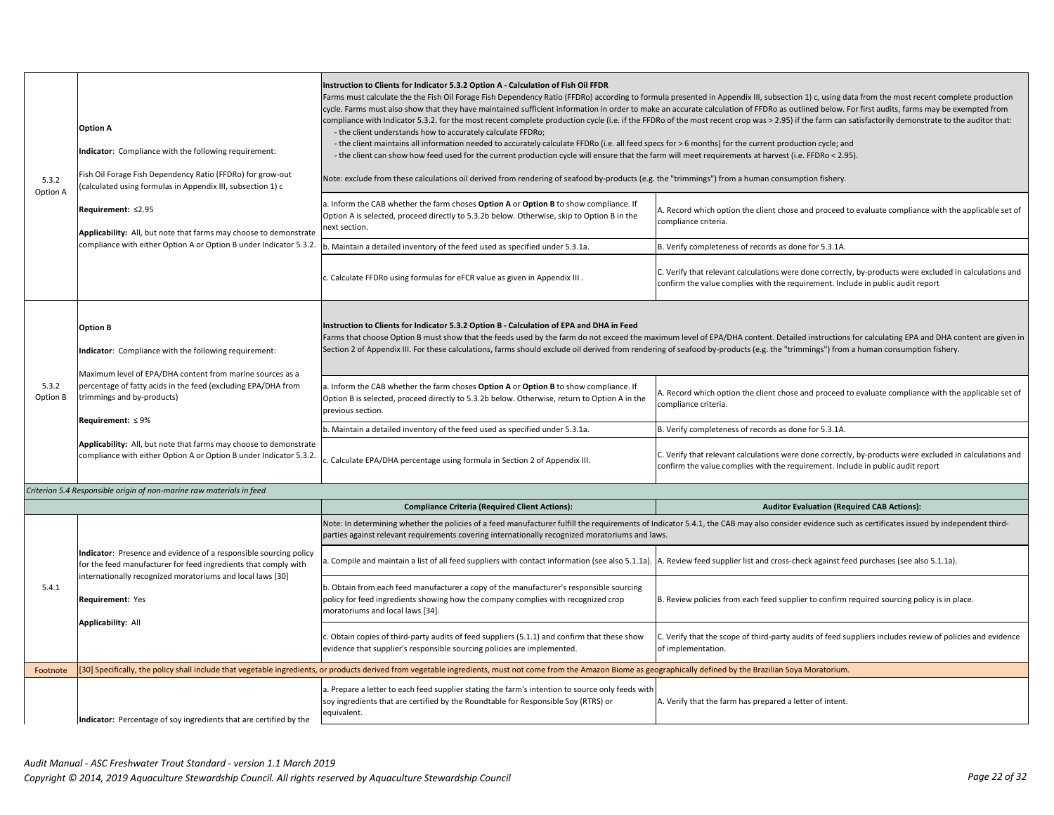| | | | |
|---|---|---|---|
| 5.3.2 Option A | **Option A**<br><br>**Indicator**: Compliance with the following requirement:<br><br>Fish Oil Forage Fish Dependency Ratio (FFDRo) for grow-out (calculated using formulas in Appendix III, subsection 1) c<br><br>**Requirement:** ≤2.95<br><br>**Applicability:** All, but note that farms may choose to demonstrate compliance with either Option A or Option B under Indicator 5.3.2. | **Instruction to Clients for Indicator 5.3.2 Option A - Calculation of Fish Oil FFDR**<br>Farms must calculate the the Fish Oil Forage Fish Dependency Ratio (FFDRo) according to formula presented in Appendix III, subsection 1) c, using data from the most recent complete production cycle. Farms must also show that they have maintained sufficient information in order to make an accurate calculation of FFDRo as outlined below. For first audits, farms may be exempted from compliance with Indicator 5.3.2. for the most recent complete production cycle (i.e. if the FFDRo of the most recent crop was > 2.95) if the farm can satisfactorily demonstrate to the auditor that:<br>- the client understands how to accurately calculate FFDRo;<br>- the client maintains all information needed to accurately calculate FFDRo (i.e. all feed specs for > 6 months) for the current production cycle; and<br>- the client can show how feed used for the current production cycle will ensure that the farm will meet requirements at harvest (i.e. FFDRo < 2.95).<br><br>Note: exclude from these calculations oil derived from rendering of seafood by-products (e.g. the "trimmings") from a human consumption fishery. | |
| | | a. Inform the CAB whether the farm choses **Option A** or **Option B** to show compliance. If Option A is selected, proceed directly to 5.3.2b below. Otherwise, skip to Option B in the next section. | A. Record which option the client chose and proceed to evaluate compliance with the applicable set of compliance criteria. |
| | | b. Maintain a detailed inventory of the feed used as specified under 5.3.1a. | B. Verify completeness of records as done for 5.3.1A. |
| | | c. Calculate FFDRo using formulas for eFCR value as given in Appendix III . | C. Verify that relevant calculations were done correctly, by-products were excluded in calculations and confirm the value complies with the requirement. Include in public audit report |
| 5.3.2 Option B | **Option B**<br><br>**Indicator**: Compliance with the following requirement:<br><br>Maximum level of EPA/DHA content from marine sources as a percentage of fatty acids in the feed (excluding EPA/DHA from trimmings and by-products)<br><br>**Requirement:** ≤ 9%<br><br>**Applicability:** All, but note that farms may choose to demonstrate compliance with either Option A or Option B under Indicator 5.3.2. | **Instruction to Clients for Indicator 5.3.2 Option B - Calculation of EPA and DHA in Feed**<br>Farms that choose Option B must show that the feeds used by the farm do not exceed the maximum level of EPA/DHA content. Detailed instructions for calculating EPA and DHA content are given in Section 2 of Appendix III. For these calculations, farms should exclude oil derived from rendering of seafood by-products (e.g. the "trimmings") from a human consumption fishery. | |
| | | a. Inform the CAB whether the farm choses **Option A** or **Option B** to show compliance. If Option B is selected, proceed directly to 5.3.2b below. Otherwise, return to Option A in the previous section. | A. Record which option the client chose and proceed to evaluate compliance with the applicable set of compliance criteria. |
| | | b. Maintain a detailed inventory of the feed used as specified under 5.3.1a. | B. Verify completeness of records as done for 5.3.1A. |
| | | c. Calculate EPA/DHA percentage using formula in Section 2 of Appendix III. | C. Verify that relevant calculations were done correctly, by-products were excluded in calculations and confirm the value complies with the requirement. Include in public audit report |
| *Criterion 5.4 Responsible origin of non-marine raw materials in feed* | | | |
| | | **Compliance Criteria (Required Client Actions):** | **Auditor Evaluation (Required CAB Actions):** |
| 5.4.1 | **Indicator**: Presence and evidence of a responsible sourcing policy for the feed manufacturer for feed ingredients that comply with internationally recognized moratoriums and local laws [30]<br><br>**Requirement:** Yes<br><br>**Applicability:** All | Note: In determining whether the policies of a feed manufacturer fulfill the requirements of Indicator 5.4.1, the CAB may also consider evidence such as certificates issued by independent third-parties against relevant requirements covering internationally recognized moratoriums and laws. | |
| | | a. Compile and maintain a list of all feed suppliers with contact information (see also 5.1.1a). | A. Review feed supplier list and cross-check against feed purchases (see also 5.1.1a). |
| | | b. Obtain from each feed manufacturer a copy of the manufacturer's responsible sourcing policy for feed ingredients showing how the company complies with recognized crop moratoriums and local laws [34]. | B. Review policies from each feed supplier to confirm required sourcing policy is in place. |
| | | c. Obtain copies of third-party audits of feed suppliers (5.1.1) and confirm that these show evidence that supplier's responsible sourcing policies are implemented. | C. Verify that the scope of third-party audits of feed suppliers includes review of policies and evidence of implementation. |
| Footnote | [30] Specifically, the policy shall include that vegetable ingredients, or products derived from vegetable ingredients, must not come from the Amazon Biome as geographically defined by the Brazilian Soya Moratorium. | | |
| | **Indicator:** Percentage of soy ingredients that are certified by the | a. Prepare a letter to each feed supplier stating the farm's intention to source only feeds with soy ingredients that are certified by the Roundtable for Responsible Soy (RTRS) or equivalent. | A. Verify that the farm has prepared a letter of intent. |

*Audit Manual - ASC Freshwater Trout Standard - version 1.1 March 2019*
*Copyright © 2014, 2019 Aquaculture Stewardship Council. All rights reserved by Aquaculture Stewardship Council*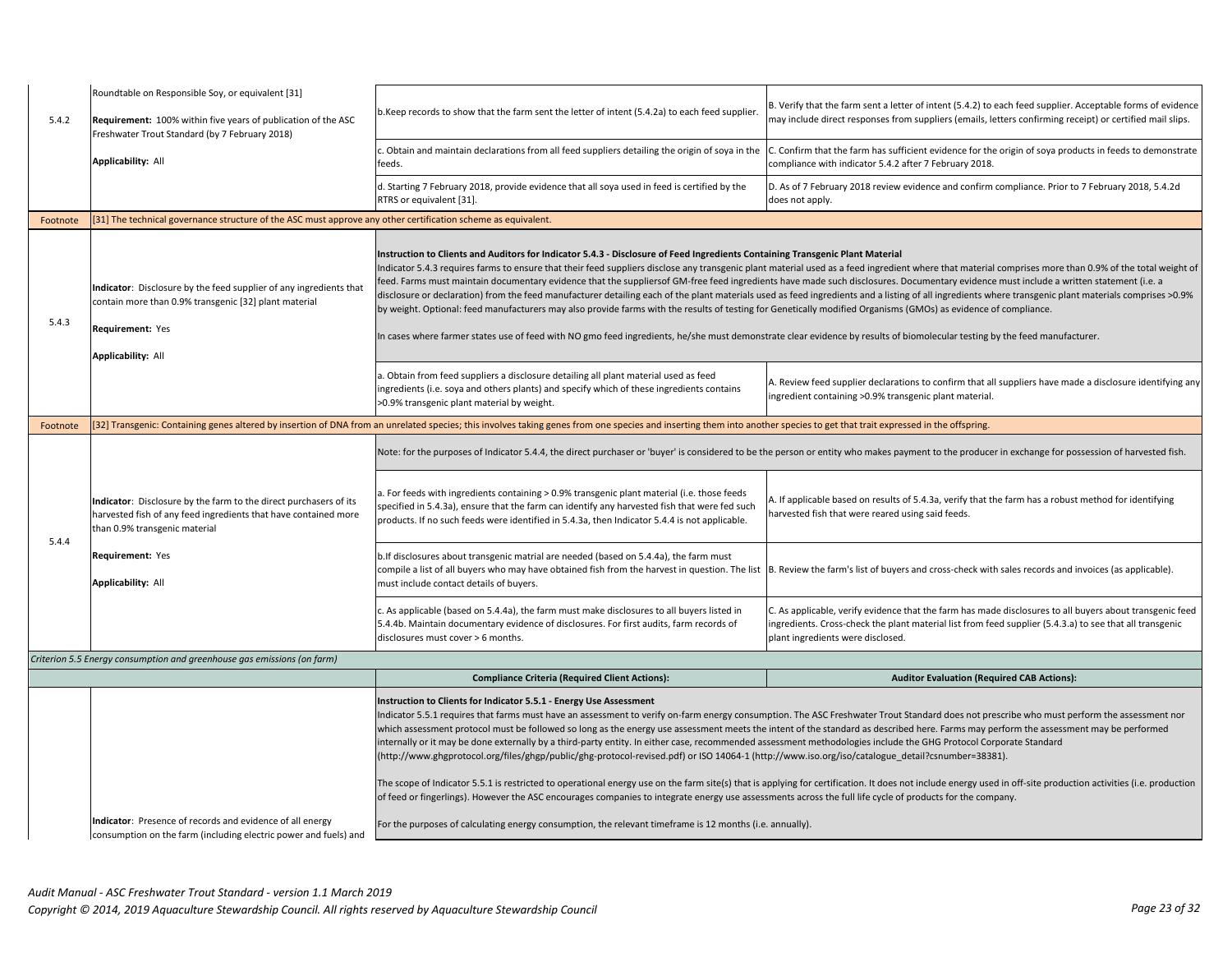| | | | |
|---|---|---|---|
| 5.4.2 | Roundtable on Responsible Soy, or equivalent [31]<br><br>**Requirement:** 100% within five years of publication of the ASC Freshwater Trout Standard (by 7 February 2018)<br><br>**Applicability:** All | b.Keep records to show that the farm sent the letter of intent (5.4.2a) to each feed supplier. | B. Verify that the farm sent a letter of intent (5.4.2) to each feed supplier. Acceptable forms of evidence may include direct responses from suppliers (emails, letters confirming receipt) or certified mail slips. |
| | | c. Obtain and maintain declarations from all feed suppliers detailing the origin of soya in the feeds. | C. Confirm that the farm has sufficient evidence for the origin of soya products in feeds to demonstrate compliance with indicator 5.4.2 after 7 February 2018. |
| | | d. Starting 7 February 2018, provide evidence that all soya used in feed is certified by the RTRS or equivalent [31]. | D. As of 7 February 2018 review evidence and confirm compliance. Prior to 7 February 2018, 5.4.2d does not apply. |
| Footnote | [31] The technical governance structure of the ASC must approve any other certification scheme as equivalent. | | |
| 5.4.3 | **Indicator**: Disclosure by the feed supplier of any ingredients that contain more than 0.9% transgenic [32] plant material<br><br>**Requirement:** Yes<br><br>**Applicability:** All | **Instruction to Clients and Auditors for Indicator 5.4.3 - Disclosure of Feed Ingredients Containing Transgenic Plant Material**<br>Indicator 5.4.3 requires farms to ensure that their feed suppliers disclose any transgenic plant material used as a feed ingredient where that material comprises more than 0.9% of the total weight of feed. Farms must maintain documentary evidence that the suppliersof GM-free feed ingredients have made such disclosures. Documentary evidence must include a written statement (i.e. a disclosure or declaration) from the feed manufacturer detailing each of the plant materials used as feed ingredients and a listing of all ingredients where transgenic plant materials comprises >0.9% by weight. Optional: feed manufacturers may also provide farms with the results of testing for Genetically modified Organisms (GMOs) as evidence of compliance.<br><br>In cases where farmer states use of feed with NO gmo feed ingredients, he/she must demonstrate clear evidence by results of biomolecular testing by the feed manufacturer. | |
| | | a. Obtain from feed suppliers a disclosure detailing all plant material used as feed ingredients (i.e. soya and others plants) and specify which of these ingredients contains >0.9% transgenic plant material by weight. | A. Review feed supplier declarations to confirm that all suppliers have made a disclosure identifying any ingredient containing >0.9% transgenic plant material. |
| Footnote | [32] Transgenic: Containing genes altered by insertion of DNA from an unrelated species; this involves taking genes from one species and inserting them into another species to get that trait expressed in the offspring. | | |
| 5.4.4 | **Indicator**: Disclosure by the farm to the direct purchasers of its harvested fish of any feed ingredients that have contained more than 0.9% transgenic material<br><br>**Requirement:** Yes<br><br>**Applicability:** All | Note: for the purposes of Indicator 5.4.4, the direct purchaser or 'buyer' is considered to be the person or entity who makes payment to the producer in exchange for possession of harvested fish. | |
| | | a. For feeds with ingredients containing > 0.9% transgenic plant material (i.e. those feeds specified in 5.4.3a), ensure that the farm can identify any harvested fish that were fed such products. If no such feeds were identified in 5.4.3a, then Indicator 5.4.4 is not applicable. | A. If applicable based on results of 5.4.3a, verify that the farm has a robust method for identifying harvested fish that were reared using said feeds. |
| | | b.If disclosures about transgenic matrial are needed (based on 5.4.4a), the farm must compile a list of all buyers who may have obtained fish from the harvest in question. The list must include contact details of buyers. | B. Review the farm's list of buyers and cross-check with sales records and invoices (as applicable). |
| | | c. As applicable (based on 5.4.4a), the farm must make disclosures to all buyers listed in 5.4.4b. Maintain documentary evidence of disclosures. For first audits, farm records of disclosures must cover > 6 months. | C. As applicable, verify evidence that the farm has made disclosures to all buyers about transgenic feed ingredients. Cross-check the plant material list from feed supplier (5.4.3.a) to see that all transgenic plant ingredients were disclosed. |
| *Criterion 5.5 Energy consumption and greenhouse gas emissions (on farm)* | | | |
| | | **Compliance Criteria (Required Client Actions):** | **Auditor Evaluation (Required CAB Actions):** |
| | **Indicator**: Presence of records and evidence of all energy consumption on the farm (including electric power and fuels) and | **Instruction to Clients for Indicator 5.5.1 - Energy Use Assessment**<br>Indicator 5.5.1 requires that farms must have an assessment to verify on-farm energy consumption. The ASC Freshwater Trout Standard does not prescribe who must perform the assessment nor which assessment protocol must be followed so long as the energy use assessment meets the intent of the standard as described here. Farms may perform the assessment may be performed internally or it may be done externally by a third-party entity. In either case, recommended assessment methodologies include the GHG Protocol Corporate Standard (http://www.ghgprotocol.org/files/ghgp/public/ghg-protocol-revised.pdf) or ISO 14064-1 (http://www.iso.org/iso/catalogue_detail?csnumber=38381).<br><br>The scope of Indicator 5.5.1 is restricted to operational energy use on the farm site(s) that is applying for certification. It does not include energy used in off-site production activities (i.e. production of feed or fingerlings). However the ASC encourages companies to integrate energy use assessments across the full life cycle of products for the company.<br><br>For the purposes of calculating energy consumption, the relevant timeframe is 12 months (i.e. annually). | |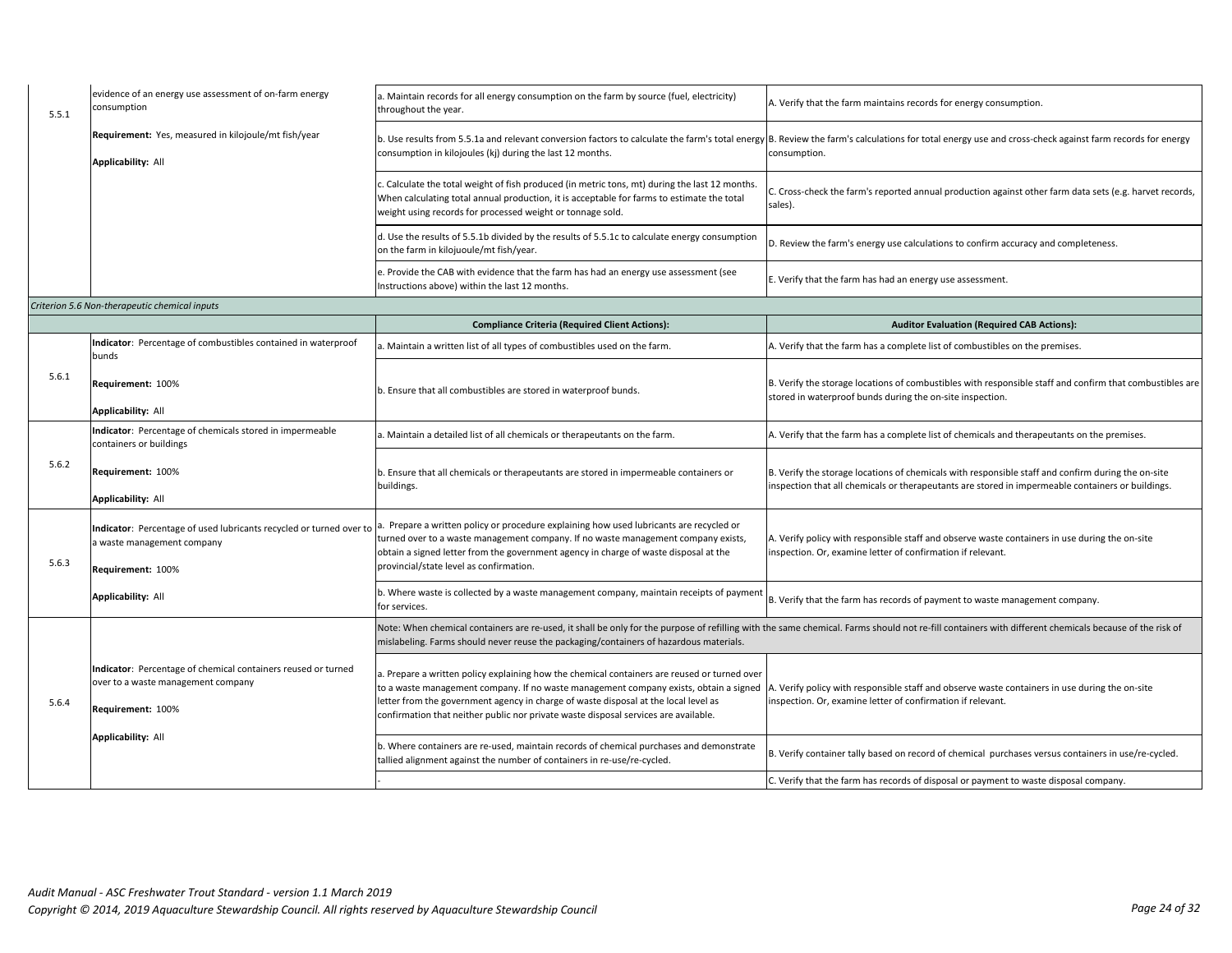| | | | |
|---|---|---|---|
| 5.5.1 | evidence of an energy use assessment of on-farm energy consumption<br><br>**Requirement:** Yes, measured in kilojoule/mt fish/year<br><br>**Applicability:** All | a. Maintain records for all energy consumption on the farm by source (fuel, electricity) throughout the year. | A. Verify that the farm maintains records for energy consumption. |
| | | b. Use results from 5.5.1a and relevant conversion factors to calculate the farm's total energy consumption in kilojoules (kj) during the last 12 months. | B. Review the farm's calculations for total energy use and cross-check against farm records for energy consumption. |
| | | c. Calculate the total weight of fish produced (in metric tons, mt) during the last 12 months. When calculating total annual production, it is acceptable for farms to estimate the total weight using records for processed weight or tonnage sold. | C. Cross-check the farm's reported annual production against other farm data sets (e.g. harvest records, sales). |
| | | d. Use the results of 5.5.1b divided by the results of 5.5.1c to calculate energy consumption on the farm in kilojuoule/mt fish/year. | D. Review the farm's energy use calculations to confirm accuracy and completeness. |
| | | e. Provide the CAB with evidence that the farm has had an energy use assessment (see Instructions above) within the last 12 months. | E. Verify that the farm has had an energy use assessment. |

*Criterion 5.6 Non-therapeutic chemical inputs*

| | | **Compliance Criteria (Required Client Actions):** | **Auditor Evaluation (Required CAB Actions):** |
|---|---|---|---|
| 5.6.1 | **Indicator**: Percentage of combustibles contained in waterproof bunds<br><br>**Requirement:** 100%<br><br>**Applicability:** All | a. Maintain a written list of all types of combustibles used on the farm. | A. Verify that the farm has a complete list of combustibles on the premises. |
| | | b. Ensure that all combustibles are stored in waterproof bunds. | B. Verify the storage locations of combustibles with responsible staff and confirm that combustibles are stored in waterproof bunds during the on-site inspection. |
| 5.6.2 | **Indicator**: Percentage of chemicals stored in impermeable containers or buildings<br><br>**Requirement:** 100%<br><br>**Applicability:** All | a. Maintain a detailed list of all chemicals or therapeutants on the farm. | A. Verify that the farm has a complete list of chemicals and therapeutants on the premises. |
| | | b. Ensure that all chemicals or therapeutants are stored in impermeable containers or buildings. | B. Verify the storage locations of chemicals with responsible staff and confirm during the on-site inspection that all chemicals or therapeutants are stored in impermeable containers or buildings. |
| 5.6.3 | **Indicator**: Percentage of used lubricants recycled or turned over to a waste management company<br><br>**Requirement:** 100%<br><br>**Applicability:** All | a. Prepare a written policy or procedure explaining how used lubricants are recycled or turned over to a waste management company. If no waste management company exists, obtain a signed letter from the government agency in charge of waste disposal at the provincial/state level as confirmation. | A. Verify policy with responsible staff and observe waste containers in use during the on-site inspection. Or, examine letter of confirmation if relevant. |
| | | b. Where waste is collected by a waste management company, maintain receipts of payment for services. | B. Verify that the farm has records of payment to waste management company. |
| 5.6.4 | **Indicator**: Percentage of chemical containers reused or turned over to a waste management company<br><br>**Requirement:** 100%<br><br>**Applicability:** All | Note: When chemical containers are re-used, it shall be only for the purpose of refilling with the same chemical. Farms should not re-fill containers with different chemicals because of the risk of mislabeling. Farms should never reuse the packaging/containers of hazardous materials. | |
| | | a. Prepare a written policy explaining how the chemical containers are reused or turned over to a waste management company. If no waste management company exists, obtain a signed letter from the government agency in charge of waste disposal at the local level as confirmation that neither public nor private waste disposal services are available. | A. Verify policy with responsible staff and observe waste containers in use during the on-site inspection. Or, examine letter of confirmation if relevant. |
| | | b. Where containers are re-used, maintain records of chemical purchases and demonstrate tallied alignment against the number of containers in re-use/re-cycled. | B. Verify container tally based on record of chemical purchases versus containers in use/re-cycled. |
| | | - | C. Verify that the farm has records of disposal or payment to waste disposal company. |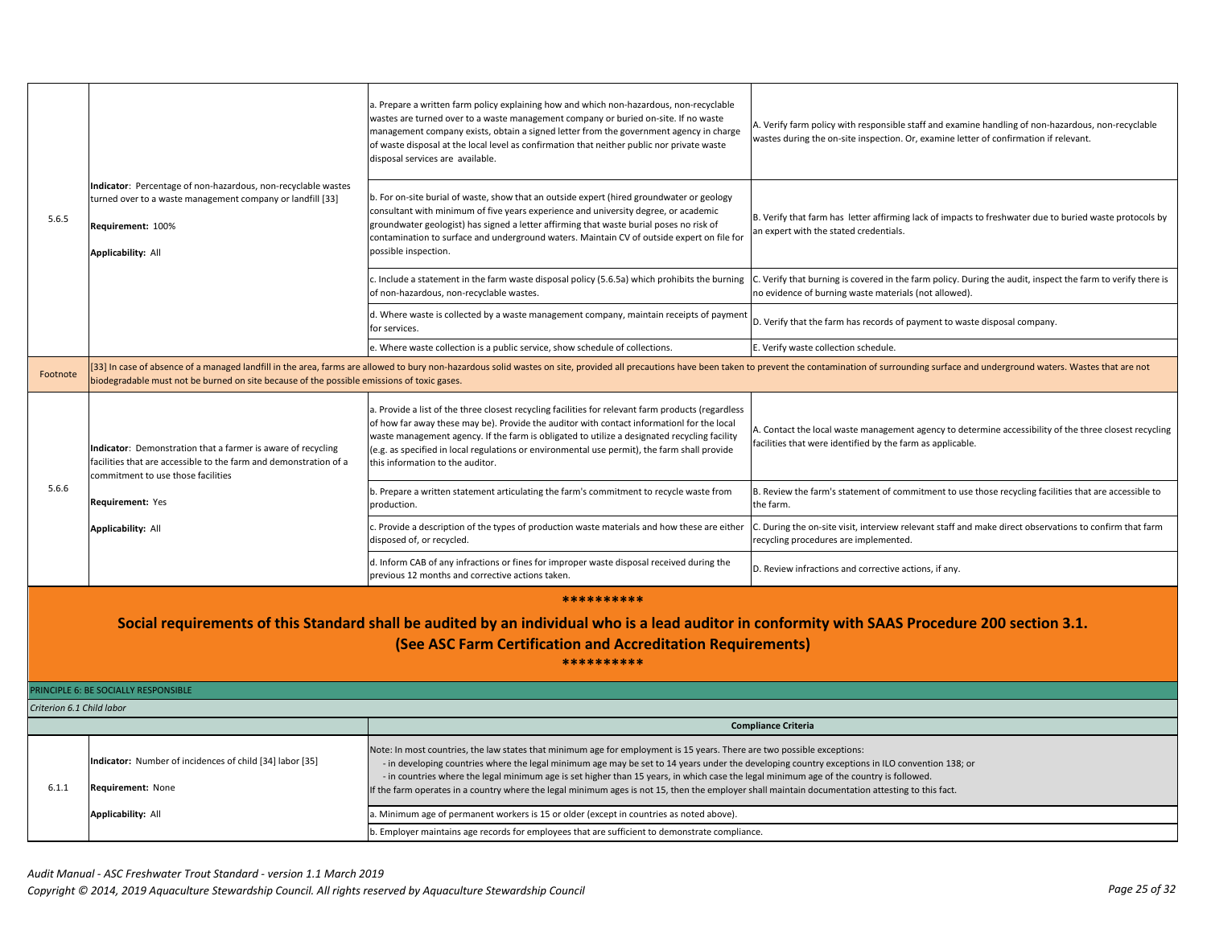| | | | |
|---|---|---|---|
| 5.6.5 | **Indicator**: Percentage of non-hazardous, non-recyclable wastes turned over to a waste management company or landfill [33]<br><br>**Requirement:** 100%<br><br>**Applicability:** All | a. Prepare a written farm policy explaining how and which non-hazardous, non-recyclable wastes are turned over to a waste management company or buried on-site. If no waste management company exists, obtain a signed letter from the government agency in charge of waste disposal at the local level as confirmation that neither public nor private waste disposal services are available. | A. Verify farm policy with responsible staff and examine handling of non-hazardous, non-recyclable wastes during the on-site inspection. Or, examine letter of confirmation if relevant. |
| | | b. For on-site burial of waste, show that an outside expert (hired groundwater or geology consultant with minimum of five years experience and university degree, or academic groundwater geologist) has signed a letter affirming that waste burial poses no risk of contamination to surface and underground waters. Maintain CV of outside expert on file for possible inspection. | B. Verify that farm has letter affirming lack of impacts to freshwater due to buried waste protocols by an expert with the stated credentials. |
| | | c. Include a statement in the farm waste disposal policy (5.6.5a) which prohibits the burning of non-hazardous, non-recyclable wastes. | C. Verify that burning is covered in the farm policy. During the audit, inspect the farm to verify there is no evidence of burning waste materials (not allowed). |
| | | d. Where waste is collected by a waste management company, maintain receipts of payment for services. | D. Verify that the farm has records of payment to waste disposal company. |
| | | e. Where waste collection is a public service, show schedule of collections. | E. Verify waste collection schedule. |
| Footnote | [33] In case of absence of a managed landfill in the area, farms are allowed to bury non-hazardous solid wastes on site, provided all precautions have been taken to prevent the contamination of surrounding surface and underground waters. Wastes that are not biodegradable must not be burned on site because of the possible emissions of toxic gases. | | |
| 5.6.6 | **Indicator**: Demonstration that a farmer is aware of recycling facilities that are accessible to the farm and demonstration of a commitment to use those facilities<br><br>**Requirement:** Yes<br><br>**Applicability:** All | a. Provide a list of the three closest recycling facilities for relevant farm products (regardless of how far away these may be). Provide the auditor with contact informationl for the local waste management agency. If the farm is obligated to utilize a designated recycling facility (e.g. as specified in local regulations or environmental use permit), the farm shall provide this information to the auditor. | A. Contact the local waste management agency to determine accessibility of the three closest recycling facilities that were identified by the farm as applicable. |
| | | b. Prepare a written statement articulating the farm's commitment to recycle waste from production. | B. Review the farm's statement of commitment to use those recycling facilities that are accessible to the farm. |
| | | c. Provide a description of the types of production waste materials and how these are either disposed of, or recycled. | C. During the on-site visit, interview relevant staff and make direct observations to confirm that farm recycling procedures are implemented. |
| | | d. Inform CAB of any infractions or fines for improper waste disposal received during the previous 12 months and corrective actions taken. | D. Review infractions and corrective actions, if any. |

**********

**Social requirements of this Standard shall be audited by an individual who is a lead auditor in conformity with SAAS Procedure 200 section 3.1. (See ASC Farm Certification and Accreditation Requirements)**

**********

PRINCIPLE 6: BE SOCIALLY RESPONSIBLE

*Criterion 6.1 Child labor*

| | | Compliance Criteria |
|---|---|---|
| 6.1.1 | **Indicator:** Number of incidences of child [34] labor [35]<br><br>**Requirement:** None<br><br>**Applicability:** All | Note: In most countries, the law states that minimum age for employment is 15 years. There are two possible exceptions:<br>- in developing countries where the legal minimum age may be set to 14 years under the developing country exceptions in ILO convention 138; or<br>- in countries where the legal minimum age is set higher than 15 years, in which case the legal minimum age of the country is followed.<br>If the farm operates in a country where the legal minimum ages is not 15, then the employer shall maintain documentation attesting to this fact. |
| | | a. Minimum age of permanent workers is 15 or older (except in countries as noted above). |
| | | b. Employer maintains age records for employees that are sufficient to demonstrate compliance. |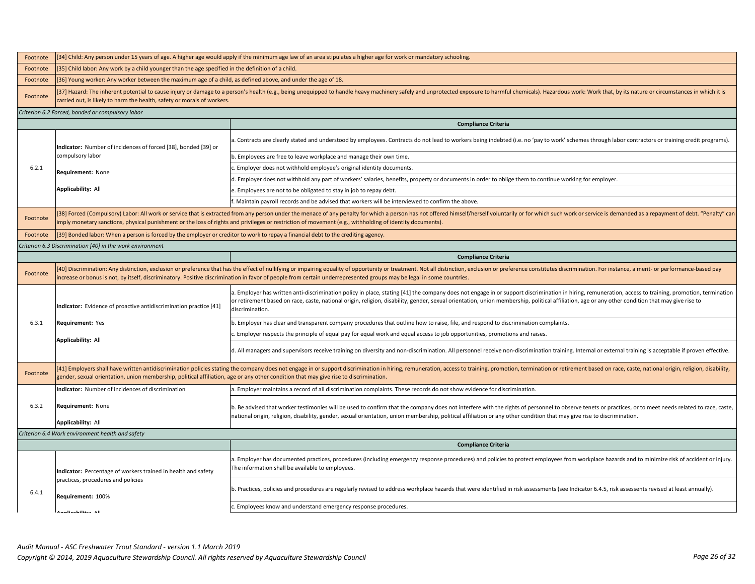| | | |
|---|---|---|
| Footnote | [34] Child: Any person under 15 years of age. A higher age would apply if the minimum age law of an area stipulates a higher age for work or mandatory schooling. | |
| Footnote | [35] Child labor: Any work by a child younger than the age specified in the definition of a child. | |
| Footnote | [36] Young worker: Any worker between the maximum age of a child, as defined above, and under the age of 18. | |
| Footnote | [37] Hazard: The inherent potential to cause injury or damage to a person's health (e.g., being unequipped to handle heavy machinery safely and unprotected exposure to harmful chemicals). Hazardous work: Work that, by its nature or circumstances in which it is carried out, is likely to harm the health, safety or morals of workers. | |

*Criterion 6.2 Forced, bonded or compulsory labor*

| | | **Compliance Criteria** |
|---|---|---|
| 6.2.1 | **Indicator:** Number of incidences of forced [38], bonded [39] or compulsory labor<br><br>**Requirement:** None<br><br>**Applicability:** All | a. Contracts are clearly stated and understood by employees. Contracts do not lead to workers being indebted (i.e. no 'pay to work' schemes through labor contractors or training credit programs). |
| | | b. Employees are free to leave workplace and manage their own time. |
| | | c. Employer does not withhold employee's original identity documents. |
| | | d. Employer does not withhold any part of workers' salaries, benefits, property or documents in order to oblige them to continue working for employer. |
| | | e. Employees are not to be obligated to stay in job to repay debt. |
| | | f. Maintain payroll records and be advised that workers will be interviewed to confirm the above. |
| Footnote | [38] Forced (Compulsory) Labor: All work or service that is extracted from any person under the menace of any penalty for which a person has not offered himself/herself voluntarily or for which such work or service is demanded as a repayment of debt. "Penalty" can imply monetary sanctions, physical punishment or the loss of rights and privileges or restriction of movement (e.g., withholding of identity documents). | |
| Footnote | [39] Bonded labor: When a person is forced by the employer or creditor to work to repay a financial debt to the crediting agency. | |

*Criterion 6.3 Discrimination [40] in the work environment*

| | | **Compliance Criteria** |
|---|---|---|
| Footnote | [40] Discrimination: Any distinction, exclusion or preference that has the effect of nullifying or impairing equality of opportunity or treatment. Not all distinction, exclusion or preference constitutes discrimination. For instance, a merit- or performance-based pay increase or bonus is not, by itself, discriminatory. Positive discrimination in favor of people from certain underrepresented groups may be legal in some countries. | |
| 6.3.1 | **Indicator:** Evidence of proactive antidiscrimination practice [41]<br><br>**Requirement:** Yes<br><br>**Applicability:** All | a. Employer has written anti-discrimination policy in place, stating [41] the company does not engage in or support discrimination in hiring, remuneration, access to training, promotion, termination or retirement based on race, caste, national origin, religion, disability, gender, sexual orientation, union membership, political affiliation, age or any other condition that may give rise to discrimination. |
| | | b. Employer has clear and transparent company procedures that outline how to raise, file, and respond to discrimination complaints. |
| | | c. Employer respects the principle of equal pay for equal work and equal access to job opportunities, promotions and raises. |
| | | d. All managers and supervisors receive training on diversity and non-discrimination. All personnel receive non-discrimination training. Internal or external training is acceptable if proven effective. |
| Footnote | [41] Employers shall have written antidiscrimination policies stating the company does not engage in or support discrimination in hiring, remuneration, access to training, promotion, termination or retirement based on race, caste, national origin, religion, disability, gender, sexual orientation, union membership, political affiliation, age or any other condition that may give rise to discrimination. | |
| 6.3.2 | **Indicator:** Number of incidences of discrimination<br><br>**Requirement:** None<br><br>**Applicability:** All | a. Employer maintains a record of all discrimination complaints. These records do not show evidence for discrimination. |
| | | b. Be advised that worker testimonies will be used to confirm that the company does not interfere with the rights of personnel to observe tenets or practices, or to meet needs related to race, caste, national origin, religion, disability, gender, sexual orientation, union membership, political affiliation or any other condition that may give rise to discrimination. |

*Criterion 6.4 Work environment health and safety*

| | | **Compliance Criteria** |
|---|---|---|
| 6.4.1 | **Indicator:** Percentage of workers trained in health and safety practices, procedures and policies<br><br>**Requirement:** 100%<br><br>**Applicability:** All | a. Employer has documented practices, procedures (including emergency response procedures) and policies to protect employees from workplace hazards and to minimize risk of accident or injury. The information shall be available to employees. |
| | | b. Practices, policies and procedures are regularly revised to address workplace hazards that were identified in risk assessments (see Indicator 6.4.5, risk assessents revised at least annually). |
| | | c. Employees know and understand emergency response procedures. |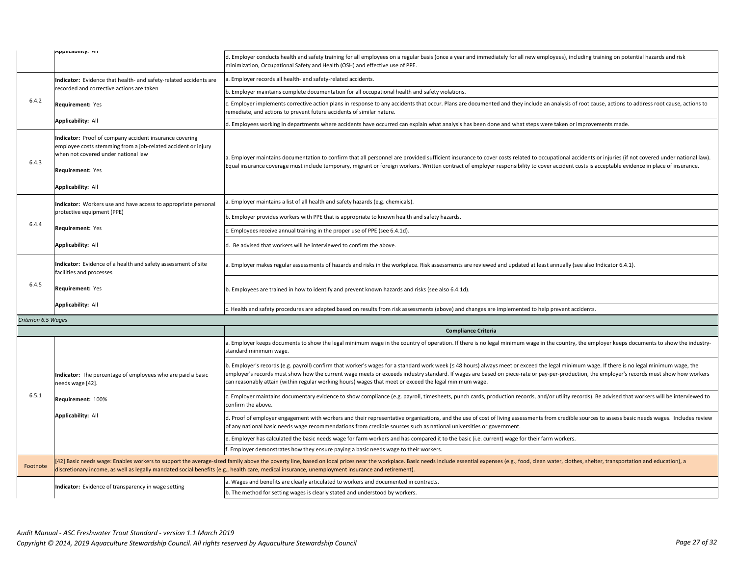| | | |
|---|---|---|
| | **Applicability:** All | d. Employer conducts health and safety training for all employees on a regular basis (once a year and immediately for all new employees), including training on potential hazards and risk minimization, Occupational Safety and Health (OSH) and effective use of PPE. |
| 6.4.2 | **Indicator:** Evidence that health- and safety-related accidents are recorded and corrective actions are taken<br><br>**Requirement:** Yes<br><br>**Applicability:** All | a. Employer records all health- and safety-related accidents. |
| | | b. Employer maintains complete documentation for all occupational health and safety violations. |
| | | c. Employer implements corrective action plans in response to any accidents that occur. Plans are documented and they include an analysis of root cause, actions to address root cause, actions to remediate, and actions to prevent future accidents of similar nature. |
| | | d. Employees working in departments where accidents have occurred can explain what analysis has been done and what steps were taken or improvements made. |
| 6.4.3 | **Indicator:** Proof of company accident insurance covering employee costs stemming from a job-related accident or injury when not covered under national law<br><br>**Requirement:** Yes<br><br>**Applicability:** All | a. Employer maintains documentation to confirm that all personnel are provided sufficient insurance to cover costs related to occupational accidents or injuries (if not covered under national law). Equal insurance coverage must include temporary, migrant or foreign workers. Written contract of employer responsibility to cover accident costs is acceptable evidence in place of insurance. |
| 6.4.4 | **Indicator:** Workers use and have access to appropriate personal protective equipment (PPE)<br><br>**Requirement:** Yes<br><br>**Applicability:** All | a. Employer maintains a list of all health and safety hazards (e.g. chemicals). |
| | | b. Employer provides workers with PPE that is appropriate to known health and safety hazards. |
| | | c. Employees receive annual training in the proper use of PPE (see 6.4.1d). |
| | | d. Be advised that workers will be interviewed to confirm the above. |
| 6.4.5 | **Indicator:** Evidence of a health and safety assessment of site facilities and processes<br><br>**Requirement:** Yes<br><br>**Applicability:** All | a. Employer makes regular assessments of hazards and risks in the workplace. Risk assessments are reviewed and updated at least annually (see also Indicator 6.4.1). |
| | | b. Employees are trained in how to identify and prevent known hazards and risks (see also 6.4.1d). |
| | | c. Health and safety procedures are adapted based on results from risk assessments (above) and changes are implemented to help prevent accidents. |
| *Criterion 6.5 Wages* | | |
| | | **Compliance Criteria** |
| 6.5.1 | **Indicator:** The percentage of employees who are paid a basic needs wage [42].<br><br>**Requirement:** 100%<br><br>**Applicability:** All | a. Employer keeps documents to show the legal minimum wage in the country of operation. If there is no legal minimum wage in the country, the employer keeps documents to show the industry-standard minimum wage. |
| | | b. Employer's records (e.g. payroll) confirm that worker's wages for a standard work week (≤ 48 hours) always meet or exceed the legal minimum wage. If there is no legal minimum wage, the employer's records must show how the current wage meets or exceeds industry standard. If wages are based on piece-rate or pay-per-production, the employer's records must show how workers can reasonably attain (within regular working hours) wages that meet or exceed the legal minimum wage. |
| | | c. Employer maintains documentary evidence to show compliance (e.g. payroll, timesheets, punch cards, production records, and/or utility records). Be advised that workers will be interviewed to confirm the above. |
| | | d. Proof of employer engagement with workers and their representative organizations, and the use of cost of living assessments from credible sources to assess basic needs wages. Includes review of any national basic needs wage recommendations from credible sources such as national universities or government. |
| | | e. Employer has calculated the basic needs wage for farm workers and has compared it to the basic (i.e. current) wage for their farm workers. |
| | | f. Employer demonstrates how they ensure paying a basic needs wage to their workers. |
| Footnote | [42] Basic needs wage: Enables workers to support the average-sized family above the poverty line, based on local prices near the workplace. Basic needs include essential expenses (e.g., food, clean water, clothes, shelter, transportation and education), a discretionary income, as well as legally mandated social benefits (e.g., health care, medical insurance, unemployment insurance and retirement). | |
| | **Indicator:** Evidence of transparency in wage setting | a. Wages and benefits are clearly articulated to workers and documented in contracts. |
| | | b. The method for setting wages is clearly stated and understood by workers. |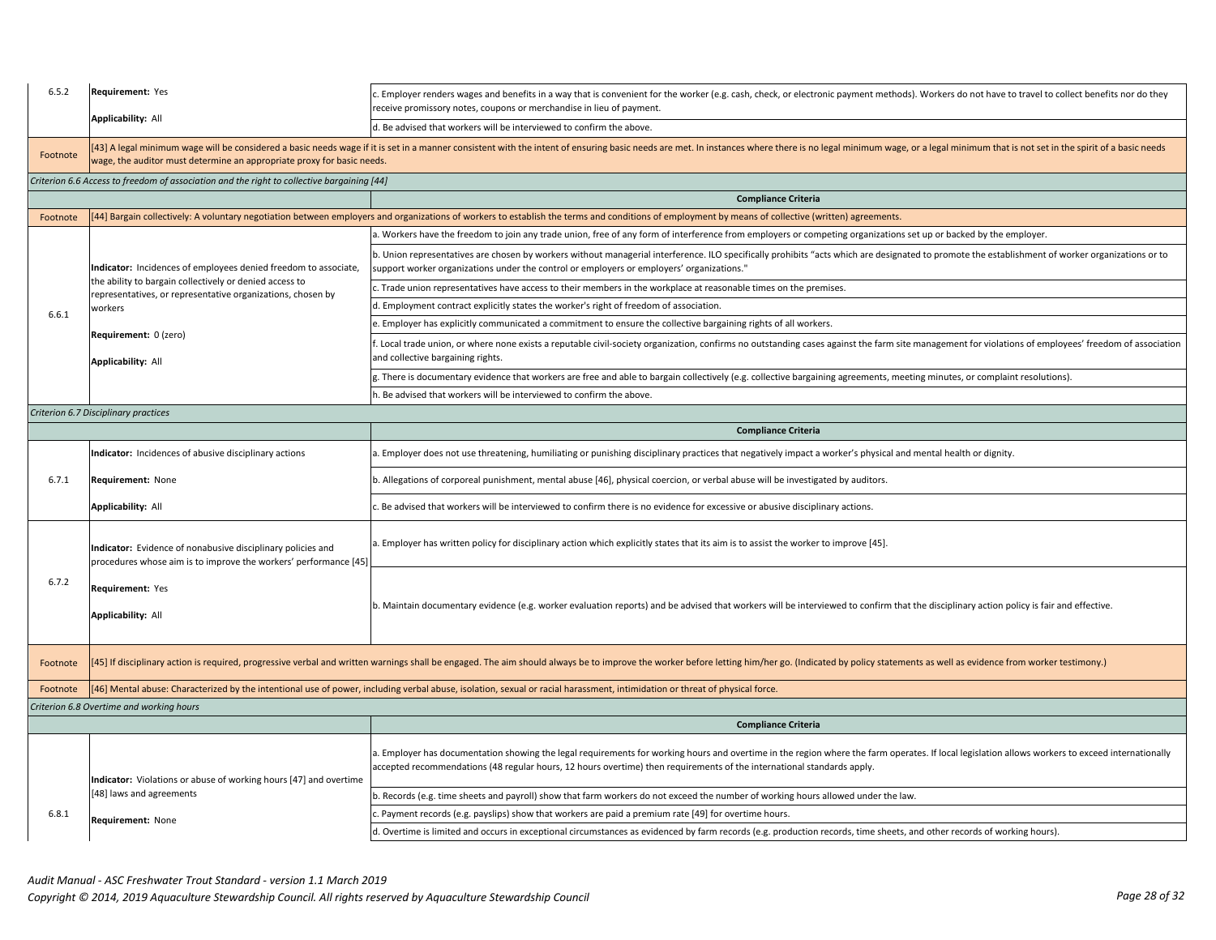| | | |
|---|---|---|
| 6.5.2 | **Requirement:** Yes<br><br>**Applicability:** All | c. Employer renders wages and benefits in a way that is convenient for the worker (e.g. cash, check, or electronic payment methods). Workers do not have to travel to collect benefits nor do they receive promissory notes, coupons or merchandise in lieu of payment. |
| | | d. Be advised that workers will be interviewed to confirm the above. |
| Footnote | [43] A legal minimum wage will be considered a basic needs wage if it is set in a manner consistent with the intent of ensuring basic needs are met. In instances where there is no legal minimum wage, or a legal minimum that is not set in the spirit of a basic needs wage, the auditor must determine an appropriate proxy for basic needs. | |
| *Criterion 6.6 Access to freedom of association and the right to collective bargaining [44]* | | |
| | | **Compliance Criteria** |
| Footnote | [44] Bargain collectively: A voluntary negotiation between employers and organizations of workers to establish the terms and conditions of employment by means of collective (written) agreements. | |
| 6.6.1 | **Indicator:** Incidences of employees denied freedom to associate, the ability to bargain collectively or denied access to representatives, or representative organizations, chosen by workers<br><br>**Requirement:** 0 (zero)<br><br>**Applicability:** All | a. Workers have the freedom to join any trade union, free of any form of interference from employers or competing organizations set up or backed by the employer. |
| | | b. Union representatives are chosen by workers without managerial interference. ILO specifically prohibits "acts which are designated to promote the establishment of worker organizations or to support worker organizations under the control or employers or employers' organizations." |
| | | c. Trade union representatives have access to their members in the workplace at reasonable times on the premises. |
| | | d. Employment contract explicitly states the worker's right of freedom of association. |
| | | e. Employer has explicitly communicated a commitment to ensure the collective bargaining rights of all workers. |
| | | f. Local trade union, or where none exists a reputable civil-society organization, confirms no outstanding cases against the farm site management for violations of employees' freedom of association and collective bargaining rights. |
| | | g. There is documentary evidence that workers are free and able to bargain collectively (e.g. collective bargaining agreements, meeting minutes, or complaint resolutions). |
| | | h. Be advised that workers will be interviewed to confirm the above. |
| *Criterion 6.7 Disciplinary practices* | | |
| | | **Compliance Criteria** |
| 6.7.1 | **Indicator:** Incidences of abusive disciplinary actions<br><br>**Requirement:** None<br><br>**Applicability:** All | a. Employer does not use threatening, humiliating or punishing disciplinary practices that negatively impact a worker's physical and mental health or dignity. |
| | | b. Allegations of corporeal punishment, mental abuse [46], physical coercion, or verbal abuse will be investigated by auditors. |
| | | c. Be advised that workers will be interviewed to confirm there is no evidence for excessive or abusive disciplinary actions. |
| 6.7.2 | **Indicator:** Evidence of nonabusive disciplinary policies and procedures whose aim is to improve the workers' performance [45]<br><br>**Requirement:** Yes<br><br>**Applicability:** All | a. Employer has written policy for disciplinary action which explicitly states that its aim is to assist the worker to improve [45]. |
| | | b. Maintain documentary evidence (e.g. worker evaluation reports) and be advised that workers will be interviewed to confirm that the disciplinary action policy is fair and effective. |
| Footnote | [45] If disciplinary action is required, progressive verbal and written warnings shall be engaged. The aim should always be to improve the worker before letting him/her go. (Indicated by policy statements as well as evidence from worker testimony.) | |
| Footnote | [46] Mental abuse: Characterized by the intentional use of power, including verbal abuse, isolation, sexual or racial harassment, intimidation or threat of physical force. | |
| *Criterion 6.8 Overtime and working hours* | | |
| | | **Compliance Criteria** |
| 6.8.1 | **Indicator:** Violations or abuse of working hours [47] and overtime [48] laws and agreements<br><br>**Requirement:** None | a. Employer has documentation showing the legal requirements for working hours and overtime in the region where the farm operates. If local legislation allows workers to exceed internationally accepted recommendations (48 regular hours, 12 hours overtime) then requirements of the international standards apply. |
| | | b. Records (e.g. time sheets and payroll) show that farm workers do not exceed the number of working hours allowed under the law. |
| | | c. Payment records (e.g. payslips) show that workers are paid a premium rate [49] for overtime hours. |
| | | d. Overtime is limited and occurs in exceptional circumstances as evidenced by farm records (e.g. production records, time sheets, and other records of working hours). |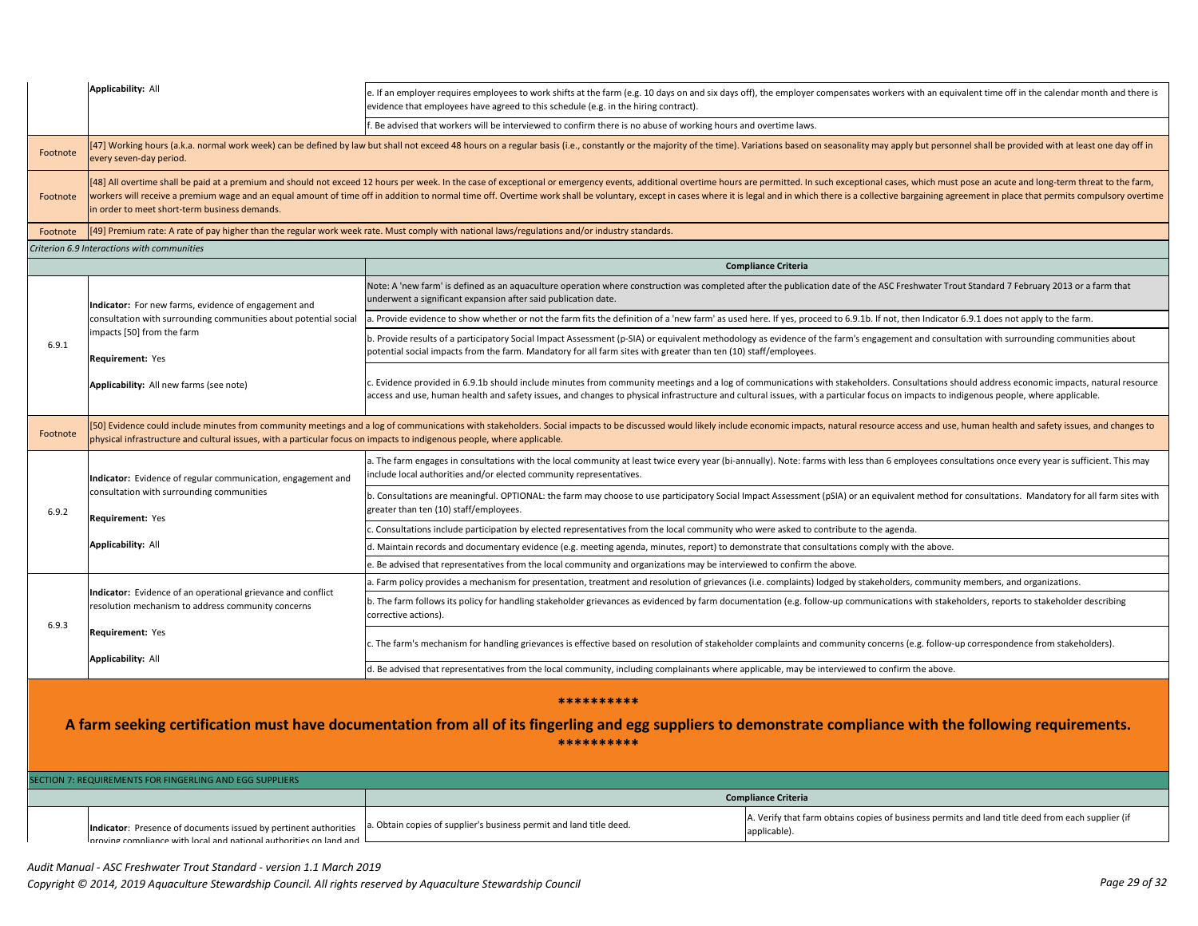| | | |
|---|---|---|
| | **Applicability:** All | e. If an employer requires employees to work shifts at the farm (e.g. 10 days on and six days off), the employer compensates workers with an equivalent time off in the calendar month and there is evidence that employees have agreed to this schedule (e.g. in the hiring contract). |
| | | f. Be advised that workers will be interviewed to confirm there is no abuse of working hours and overtime laws. |
| Footnote | [47] Working hours (a.k.a. normal work week) can be defined by law but shall not exceed 48 hours on a regular basis (i.e., constantly or the majority of the time). Variations based on seasonality may apply but personnel shall be provided with at least one day off in every seven-day period. | |
| Footnote | [48] All overtime shall be paid at a premium and should not exceed 12 hours per week. In the case of exceptional or emergency events, additional overtime hours are permitted. In such exceptional cases, which must pose an acute and long-term threat to the farm, workers will receive a premium wage and an equal amount of time off in addition to normal time off. Overtime work shall be voluntary, except in cases where it is legal and in which there is a collective bargaining agreement in place that permits compulsory overtime in order to meet short-term business demands. | |
| Footnote | [49] Premium rate: A rate of pay higher than the regular work week rate. Must comply with national laws/regulations and/or industry standards. | |

*Criterion 6.9 Interactions with communities*

| | | **Compliance Criteria** |
|---|---|---|
| 6.9.1 | **Indicator:** For new farms, evidence of engagement and consultation with surrounding communities about potential social impacts [50] from the farm<br><br>**Requirement:** Yes<br><br>**Applicability:** All new farms (see note) | Note: A 'new farm' is defined as an aquaculture operation where construction was completed after the publication date of the ASC Freshwater Trout Standard 7 February 2013 or a farm that underwent a significant expansion after said publication date. |
| | | a. Provide evidence to show whether or not the farm fits the definition of a 'new farm' as used here. If yes, proceed to 6.9.1b. If not, then Indicator 6.9.1 does not apply to the farm. |
| | | b. Provide results of a participatory Social Impact Assessment (p-SIA) or equivalent methodology as evidence of the farm's engagement and consultation with surrounding communities about potential social impacts from the farm. Mandatory for all farm sites with greater than ten (10) staff/employees. |
| | | c. Evidence provided in 6.9.1b should include minutes from community meetings and a log of communications with stakeholders. Consultations should address economic impacts, natural resource access and use, human health and safety issues, and changes to physical infrastructure and cultural issues, with a particular focus on impacts to indigenous people, where applicable. |
| Footnote | [50] Evidence could include minutes from community meetings and a log of communications with stakeholders. Social impacts to be discussed would likely include economic impacts, natural resource access and use, human health and safety issues, and changes to physical infrastructure and cultural issues, with a particular focus on impacts to indigenous people, where applicable. | |
| 6.9.2 | **Indicator:** Evidence of regular communication, engagement and consultation with surrounding communities<br><br>**Requirement:** Yes<br><br>**Applicability:** All | a. The farm engages in consultations with the local community at least twice every year (bi-annually). Note: farms with less than 6 employees consultations once every year is sufficient. This may include local authorities and/or elected community representatives. |
| | | b. Consultations are meaningful. OPTIONAL: the farm may choose to use participatory Social Impact Assessment (pSIA) or an equivalent method for consultations. Mandatory for all farm sites with greater than ten (10) staff/employees. |
| | | c. Consultations include participation by elected representatives from the local community who were asked to contribute to the agenda. |
| | | d. Maintain records and documentary evidence (e.g. meeting agenda, minutes, report) to demonstrate that consultations comply with the above. |
| | | e. Be advised that representatives from the local community and organizations may be interviewed to confirm the above. |
| 6.9.3 | **Indicator:** Evidence of an operational grievance and conflict resolution mechanism to address community concerns<br><br>**Requirement:** Yes<br><br>**Applicability:** All | a. Farm policy provides a mechanism for presentation, treatment and resolution of grievances (i.e. complaints) lodged by stakeholders, community members, and organizations. |
| | | b. The farm follows its policy for handling stakeholder grievances as evidenced by farm documentation (e.g. follow-up communications with stakeholders, reports to stakeholder describing corrective actions). |
| | | c. The farm's mechanism for handling grievances is effective based on resolution of stakeholder complaints and community concerns (e.g. follow-up correspondence from stakeholders). |
| | | d. Be advised that representatives from the local community, including complainants where applicable, may be interviewed to confirm the above. |

**\*\*\*\*\*\*\*\*\*\***

## A farm seeking certification must have documentation from all of its fingerling and egg suppliers to demonstrate compliance with the following requirements.

**\*\*\*\*\*\*\*\*\*\***

SECTION 7: REQUIREMENTS FOR FINGERLING AND EGG SUPPLIERS

| | | **Compliance Criteria** | |
|---|---|---|---|
| | **Indicator**: Presence of documents issued by pertinent authorities proving compliance with local and national authorities on land and | a. Obtain copies of supplier's business permit and land title deed. | A. Verify that farm obtains copies of business permits and land title deed from each supplier (if applicable). |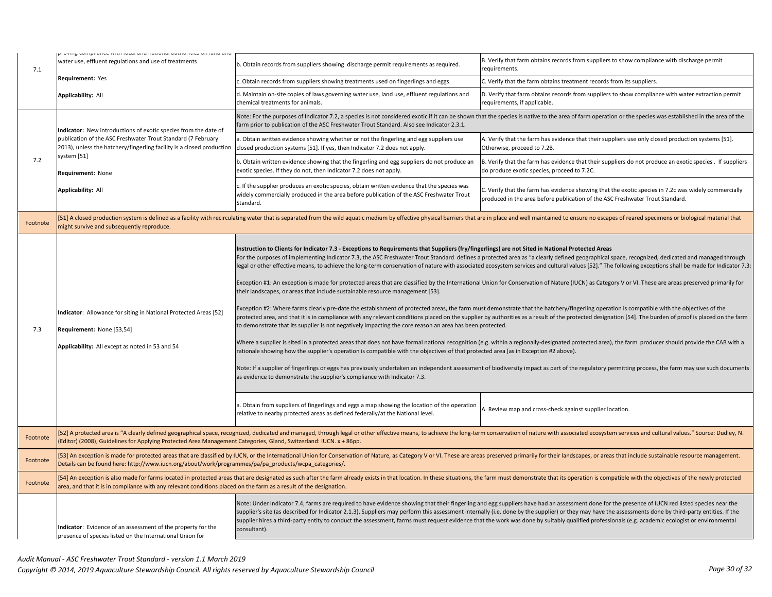| | | | |
|---|---|---|---|
| 7.1 | proving compliance with local and national authorities on land and water use, effluent regulations and use of treatments<br><br>**Requirement:** Yes<br><br>**Applicability:** All | b. Obtain records from suppliers showing discharge permit requirements as required. | B. Verify that farm obtains records from suppliers to show compliance with discharge permit requirements. |
| | | c. Obtain records from suppliers showing treatments used on fingerlings and eggs. | C. Verify that the farm obtains treatment records from its suppliers. |
| | | d. Maintain on-site copies of laws governing water use, land use, effluent regulations and chemical treatments for animals. | D. Verify that farm obtains records from suppliers to show compliance with water extraction permit requirements, if applicable. |
| 7.2 | **Indicator:** New introductions of exotic species from the date of publication of the ASC Freshwater Trout Standard (7 February 2013), unless the hatchery/fingerling facility is a closed production system [51]<br><br>**Requirement:** None<br><br>**Applicability:** All | Note: For the purposes of Indicator 7.2, a species is not considered exotic if it can be shown that the species is native to the area of farm operation or the species was established in the area of the farm prior to publication of the ASC Freshwater Trout Standard. Also see Indicator 2.3.1. | |
| | | a. Obtain written evidence showing whether or not the fingerling and egg suppliers use closed production systems [51]. If yes, then Indicator 7.2 does not apply. | A. Verify that the farm has evidence that their suppliers use only closed production systems [51]. Otherwise, proceed to 7.2B. |
| | | b. Obtain written evidence showing that the fingerling and egg suppliers do not produce an exotic species. If they do not, then Indicator 7.2 does not apply. | B. Verify that the farm has evidence that their suppliers do not produce an exotic species . If suppliers do produce exotic species, proceed to 7.2C. |
| | | c. If the supplier produces an exotic species, obtain written evidence that the species was widely commercially produced in the area before publication of the ASC Freshwater Trout Standard. | C. Verify that the farm has evidence showing that the exotic species in 7.2c was widely commercially produced in the area before publication of the ASC Freshwater Trout Standard. |
| Footnote | [51] A closed production system is defined as a facility with recirculating water that is separated from the wild aquatic medium by effective physical barriers that are in place and well maintained to ensure no escapes of reared specimens or biological material that might survive and subsequently reproduce. | | |
| 7.3 | **Indicator**: Allowance for siting in National Protected Areas [52]<br><br>**Requirement:** None [53,54]<br><br>**Applicability:** All except as noted in 53 and 54 | **Instruction to Clients for Indicator 7.3 - Exceptions to Requirements that Suppliers (fry/fingerlings) are not Sited in National Protected Areas**<br>For the purposes of implementing Indicator 7.3, the ASC Freshwater Trout Standard defines a protected area as "a clearly defined geographical space, recognized, dedicated and managed through legal or other effective means, to achieve the long-term conservation of nature with associated ecosystem services and cultural values [52]." The following exceptions shall be made for Indicator 7.3:<br><br>Exception #1: An exception is made for protected areas that are classified by the International Union for Conservation of Nature (IUCN) as Category V or VI. These are areas preserved primarily for their landscapes, or areas that include sustainable resource management [53].<br><br>Exception #2: Where farms clearly pre-date the estabishment of protected areas, the farm must demonstrate that the hatchery/fingerling operation is compatible with the objectives of the protected area, and that it is in compliance with any relevant conditions placed on the supplier by authorities as a result of the protected designation [54]. The burden of proof is placed on the farm to demonstrate that its supplier is not negatively impacting the core reason an area has been protected.<br><br>Where a supplier is sited in a protected areas that does not have formal national recognition (e.g. within a regionally-designated protected area), the farm producer should provide the CAB with a rationale showing how the supplier's operation is compatible with the objectives of that protected area (as in Exception #2 above).<br><br>Note: If a supplier of fingerlings or eggs has previously undertaken an independent assessment of biodiversity impact as part of the regulatory permitting process, the farm may use such documents as evidence to demonstrate the supplier's compliance with Indicator 7.3. | |
| | | a. Obtain from suppliers of fingerlings and eggs a map showing the location of the operation relative to nearby protected areas as defined federally/at the National level. | A. Review map and cross-check against supplier location. |
| Footnote | [52] A protected area is "A clearly defined geographical space, recognized, dedicated and managed, through legal or other effective means, to achieve the long-term conservation of nature with associated ecosystem services and cultural values." Source: Dudley, N. (Editor) (2008), Guidelines for Applying Protected Area Management Categories, Gland, Switzerland: IUCN. x + 86pp. | | |
| Footnote | [53] An exception is made for protected areas that are classified by IUCN, or the International Union for Conservation of Nature, as Category V or VI. These are areas preserved primarily for their landscapes, or areas that include sustainable resource management. Details can be found here: http://www.iucn.org/about/work/programmes/pa/pa_products/wcpa_categories/. | | |
| Footnote | [54] An exception is also made for farms located in protected areas that are designated as such after the farm already exists in that location. In these situations, the farm must demonstrate that its operation is compatible with the objectives of the newly protected area, and that it is in compliance with any relevant conditions placed on the farm as a result of the designation. | | |
| | **Indicator**: Evidence of an assessment of the property for the presence of species listed on the International Union for | Note: Under Indicator 7.4, farms are required to have evidence showing that their fingerling and egg suppliers have had an assessment done for the presence of IUCN red listed species near the supplier's site (as described for Indicator 2.1.3). Suppliers may perform this assessment internally (i.e. done by the supplier) or they may have the assessments done by third-party entities. If the supplier hires a third-party entity to conduct the assessment, farms must request evidence that the work was done by suitably qualified professionals (e.g. academic ecologist or environmental consultant). | |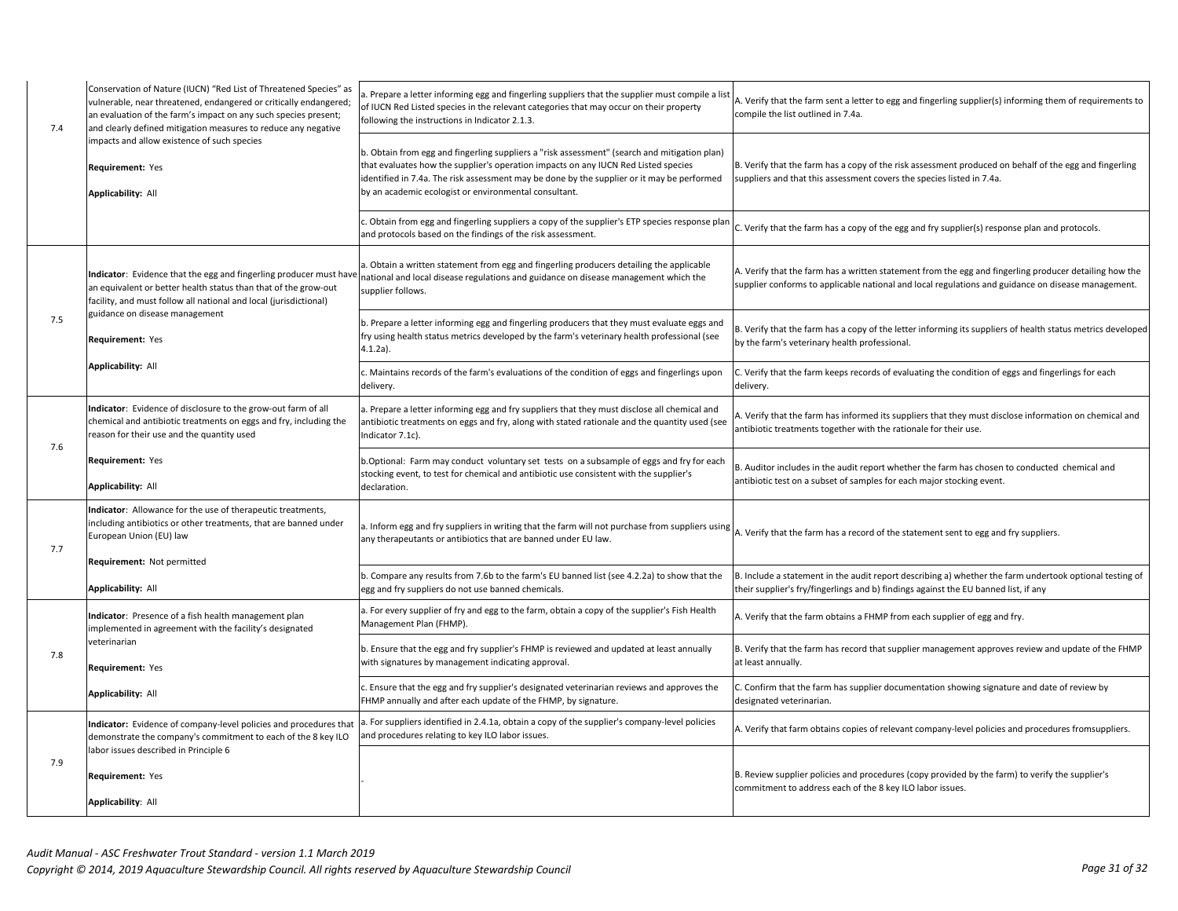| | | | |
|---|---|---|---|
| 7.4 | Conservation of Nature (IUCN) "Red List of Threatened Species" as vulnerable, near threatened, endangered or critically endangered; an evaluation of the farm's impact on any such species present; and clearly defined mitigation measures to reduce any negative impacts and allow existence of such species<br><br>**Requirement:** Yes<br><br>**Applicability:** All | a. Prepare a letter informing egg and fingerling suppliers that the supplier must compile a list of IUCN Red Listed species in the relevant categories that may occur on their property following the instructions in Indicator 2.1.3. | A. Verify that the farm sent a letter to egg and fingerling supplier(s) informing them of requirements to compile the list outlined in 7.4a. |
| | | b. Obtain from egg and fingerling suppliers a "risk assessment" (search and mitigation plan) that evaluates how the supplier's operation impacts on any IUCN Red Listed species identified in 7.4a. The risk assessment may be done by the supplier or it may be performed by an academic ecologist or environmental consultant. | B. Verify that the farm has a copy of the risk assessment produced on behalf of the egg and fingerling suppliers and that this assessment covers the species listed in 7.4a. |
| | | c. Obtain from egg and fingerling suppliers a copy of the supplier's ETP species response plan and protocols based on the findings of the risk assessment. | C. Verify that the farm has a copy of the egg and fry supplier(s) response plan and protocols. |
| 7.5 | **Indicator**: Evidence that the egg and fingerling producer must have an equivalent or better health status than that of the grow-out facility, and must follow all national and local (jurisdictional) guidance on disease management<br><br>**Requirement:** Yes<br><br>**Applicability:** All | a. Obtain a written statement from egg and fingerling producers detailing the applicable national and local disease regulations and guidance on disease management which the supplier follows. | A. Verify that the farm has a written statement from the egg and fingerling producer detailing how the supplier conforms to applicable national and local regulations and guidance on disease management. |
| | | b. Prepare a letter informing egg and fingerling producers that they must evaluate eggs and fry using health status metrics developed by the farm's veterinary health professional (see 4.1.2a). | B. Verify that the farm has a copy of the letter informing its suppliers of health status metrics developed by the farm's veterinary health professional. |
| | | c. Maintains records of the farm's evaluations of the condition of eggs and fingerlings upon delivery. | C. Verify that the farm keeps records of evaluating the condition of eggs and fingerlings for each delivery. |
| 7.6 | **Indicator**: Evidence of disclosure to the grow-out farm of all chemical and antibiotic treatments on eggs and fry, including the reason for their use and the quantity used<br><br>**Requirement:** Yes<br><br>**Applicability:** All | a. Prepare a letter informing egg and fry suppliers that they must disclose all chemical and antibiotic treatments on eggs and fry, along with stated rationale and the quantity used (see Indicator 7.1c). | A. Verify that the farm has informed its suppliers that they must disclose information on chemical and antibiotic treatments together with the rationale for their use. |
| | | b.Optional: Farm may conduct voluntary set tests on a subsample of eggs and fry for each stocking event, to test for chemical and antibiotic use consistent with the supplier's declaration. | B. Auditor includes in the audit report whether the farm has chosen to conducted chemical and antibiotic test on a subset of samples for each major stocking event. |
| 7.7 | **Indicator**: Allowance for the use of therapeutic treatments, including antibiotics or other treatments, that are banned under European Union (EU) law<br><br>**Requirement:** Not permitted<br><br>**Applicability:** All | a. Inform egg and fry suppliers in writing that the farm will not purchase from suppliers using any therapeutants or antibiotics that are banned under EU law. | A. Verify that the farm has a record of the statement sent to egg and fry suppliers. |
| | | b. Compare any results from 7.6b to the farm's EU banned list (see 4.2.2a) to show that the egg and fry suppliers do not use banned chemicals. | B. Include a statement in the audit report describing a) whether the farm undertook optional testing of their supplier's fry/fingerlings and b) findings against the EU banned list, if any |
| 7.8 | **Indicator**: Presence of a fish health management plan implemented in agreement with the facility's designated veterinarian<br><br>**Requirement:** Yes<br><br>**Applicability:** All | a. For every supplier of fry and egg to the farm, obtain a copy of the supplier's Fish Health Management Plan (FHMP). | A. Verify that the farm obtains a FHMP from each supplier of egg and fry. |
| | | b. Ensure that the egg and fry supplier's FHMP is reviewed and updated at least annually with signatures by management indicating approval. | B. Verify that the farm has record that supplier management approves review and update of the FHMP at least annually. |
| | | c. Ensure that the egg and fry supplier's designated veterinarian reviews and approves the FHMP annually and after each update of the FHMP, by signature. | C. Confirm that the farm has supplier documentation showing signature and date of review by designated veterinarian. |
| 7.9 | **Indicator:** Evidence of company-level policies and procedures that demonstrate the company's commitment to each of the 8 key ILO labor issues described in Principle 6<br><br>**Requirement:** Yes<br><br>**Applicability**: All | a. For suppliers identified in 2.4.1a, obtain a copy of the supplier's company-level policies and procedures relating to key ILO labor issues. | A. Verify that farm obtains copies of relevant company-level policies and procedures fromsuppliers. |
| | | - | B. Review supplier policies and procedures (copy provided by the farm) to verify the supplier's commitment to address each of the 8 key ILO labor issues. |

*Audit Manual - ASC Freshwater Trout Standard - version 1.1 March 2019*
*Copyright © 2014, 2019 Aquaculture Stewardship Council. All rights reserved by Aquaculture Stewardship Council*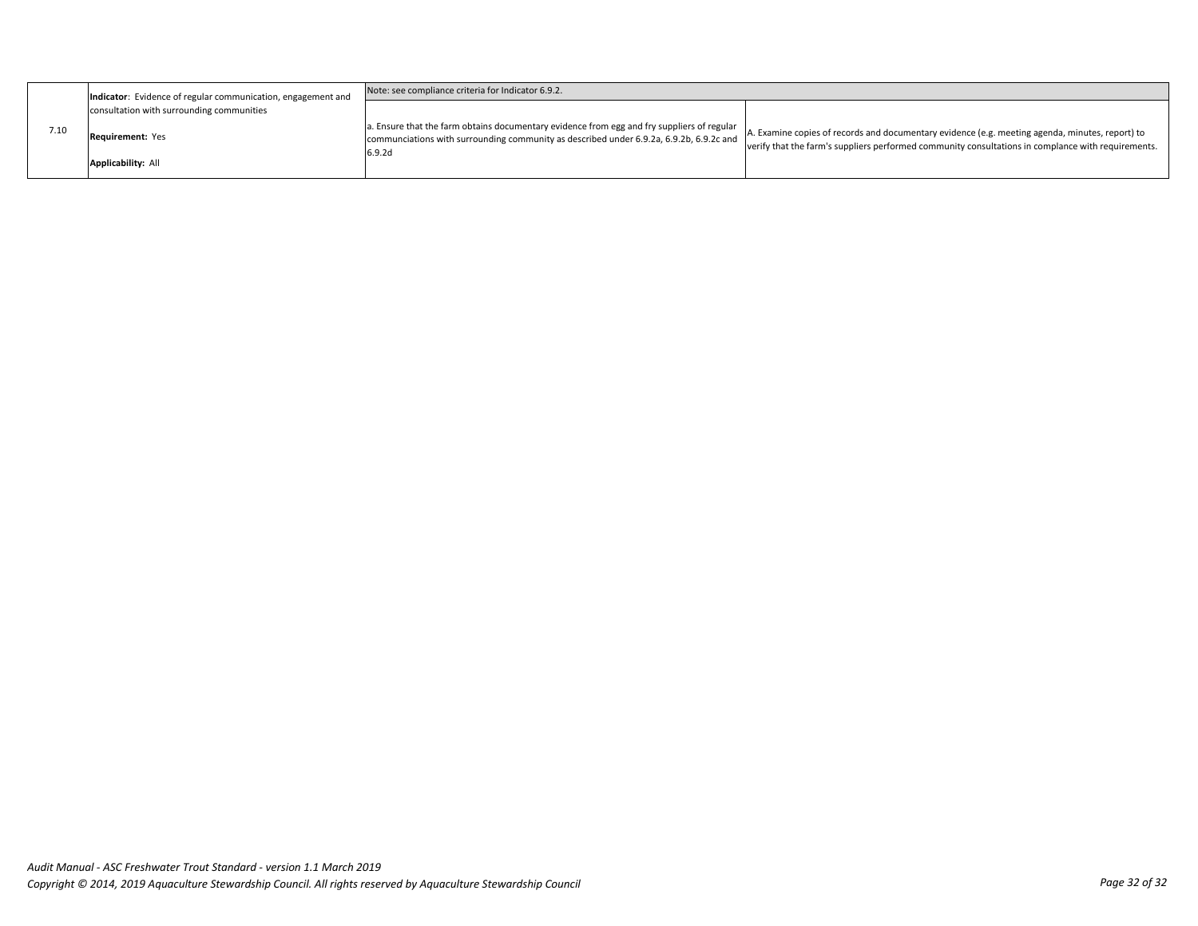| | | | |
|---|---|---|---|
| 7.10 | **Indicator**: Evidence of regular communication, engagement and consultation with surrounding communities<br><br>**Requirement:** Yes<br><br>**Applicability:** All | Note: see compliance criteria for Indicator 6.9.2. | |
| | | a. Ensure that the farm obtains documentary evidence from egg and fry suppliers of regular communciations with surrounding community as described under 6.9.2a, 6.9.2b, 6.9.2c and 6.9.2d | A. Examine copies of records and documentary evidence (e.g. meeting agenda, minutes, report) to verify that the farm's suppliers performed community consultations in complance with requirements. |